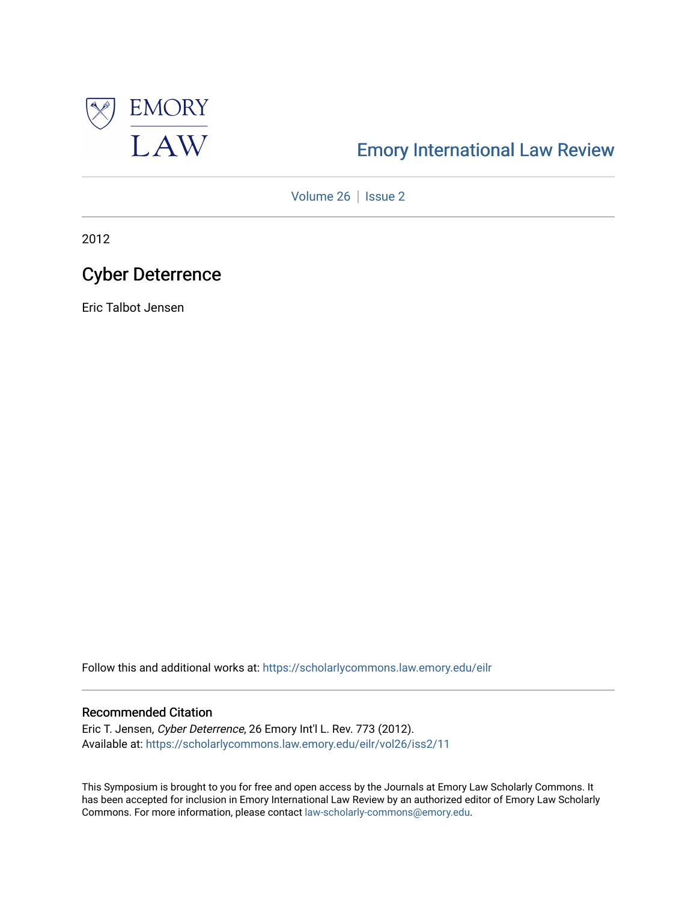EMORY LAW

# Emory International Law Review

Volume 26 | Issue 2

2012

## Cyber Deterrence

Eric Talbot Jensen

Follow this and additional works at: https://scholarlycommons.law.emory.edu/eilr

### Recommended Citation

Eric T. Jensen, *Cyber Deterrence*, 26 Emory Int'l L. Rev. 773 (2012).
Available at: https://scholarlycommons.law.emory.edu/eilr/vol26/iss2/11

This Symposium is brought to you for free and open access by the Journals at Emory Law Scholarly Commons. It has been accepted for inclusion in Emory International Law Review by an authorized editor of Emory Law Scholarly Commons. For more information, please contact law-scholarly-commons@emory.edu.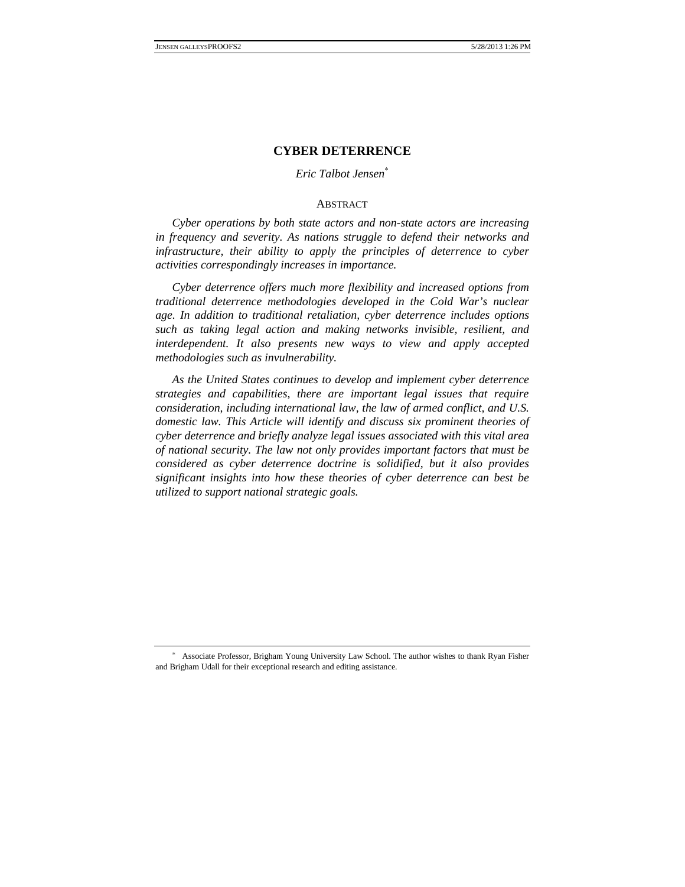# CYBER DETERRENCE

*Eric Talbot Jensen*[*]

## ABSTRACT

*Cyber operations by both state actors and non-state actors are increasing in frequency and severity. As nations struggle to defend their networks and infrastructure, their ability to apply the principles of deterrence to cyber activities correspondingly increases in importance.*

*Cyber deterrence offers much more flexibility and increased options from traditional deterrence methodologies developed in the Cold War's nuclear age. In addition to traditional retaliation, cyber deterrence includes options such as taking legal action and making networks invisible, resilient, and interdependent. It also presents new ways to view and apply accepted methodologies such as invulnerability.*

*As the United States continues to develop and implement cyber deterrence strategies and capabilities, there are important legal issues that require consideration, including international law, the law of armed conflict, and U.S. domestic law. This Article will identify and discuss six prominent theories of cyber deterrence and briefly analyze legal issues associated with this vital area of national security. The law not only provides important factors that must be considered as cyber deterrence doctrine is solidified, but it also provides significant insights into how these theories of cyber deterrence can best be utilized to support national strategic goals.*

---

[*] Associate Professor, Brigham Young University Law School. The author wishes to thank Ryan Fisher and Brigham Udall for their exceptional research and editing assistance.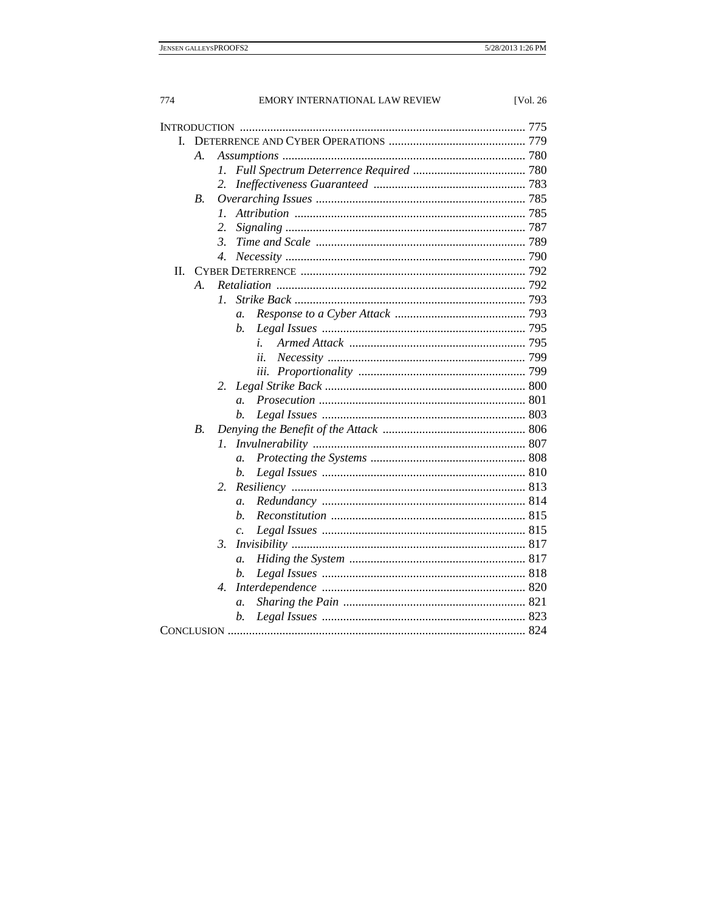INTRODUCTION ..... 775

- I. DETERRENCE AND CYBER OPERATIONS ..... 779
  - A. *Assumptions* ..... 780
    - 1. *Full Spectrum Deterrence Required* ..... 780
    - 2. *Ineffectiveness Guaranteed* ..... 783
  - B. *Overarching Issues* ..... 785
    - 1. *Attribution* ..... 785
    - 2. *Signaling* ..... 787
    - 3. *Time and Scale* ..... 789
    - 4. *Necessity* ..... 790
- II. CYBER DETERRENCE ..... 792
  - A. *Retaliation* ..... 792
    - 1. *Strike Back* ..... 793
      - a. *Response to a Cyber Attack* ..... 793
      - b. *Legal Issues* ..... 795
        - i. *Armed Attack* ..... 795
        - ii. *Necessity* ..... 799
        - iii. *Proportionality* ..... 799
    - 2. *Legal Strike Back* ..... 800
      - a. *Prosecution* ..... 801
      - b. *Legal Issues* ..... 803
  - B. *Denying the Benefit of the Attack* ..... 806
    - 1. *Invulnerability* ..... 807
      - a. *Protecting the Systems* ..... 808
      - b. *Legal Issues* ..... 810
    - 2. *Resiliency* ..... 813
      - a. *Redundancy* ..... 814
      - b. *Reconstitution* ..... 815
      - c. *Legal Issues* ..... 815
    - 3. *Invisibility* ..... 817
      - a. *Hiding the System* ..... 817
      - b. *Legal Issues* ..... 818
    - 4. *Interdependence* ..... 820
      - a. *Sharing the Pain* ..... 821
      - b. *Legal Issues* ..... 823

CONCLUSION ..... 824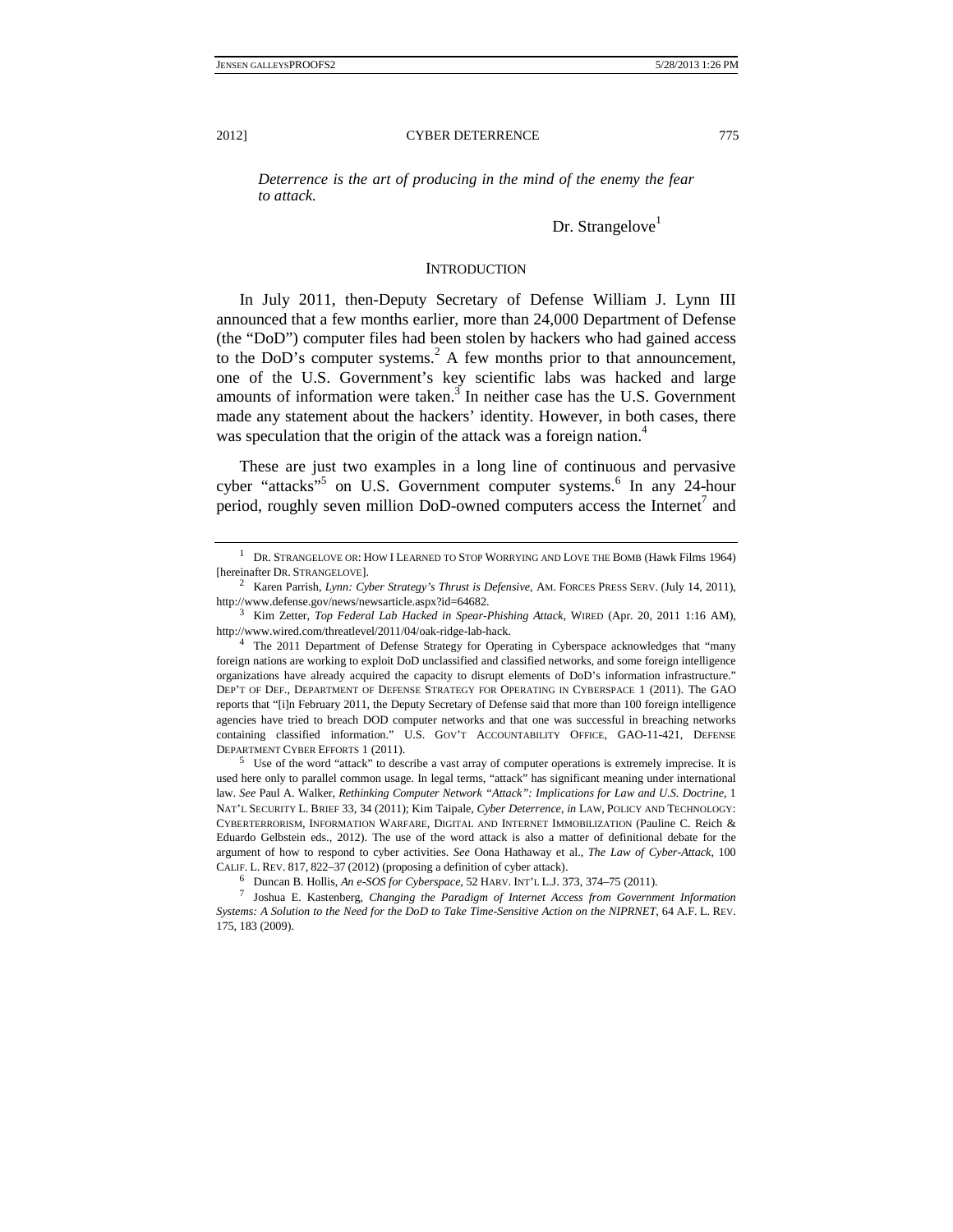*Deterrence is the art of producing in the mind of the enemy the fear to attack.*

Dr. Strangelove[1]

## INTRODUCTION

In July 2011, then-Deputy Secretary of Defense William J. Lynn III announced that a few months earlier, more than 24,000 Department of Defense (the "DoD") computer files had been stolen by hackers who had gained access to the DoD's computer systems.[2] A few months prior to that announcement, one of the U.S. Government's key scientific labs was hacked and large amounts of information were taken.[3] In neither case has the U.S. Government made any statement about the hackers' identity. However, in both cases, there was speculation that the origin of the attack was a foreign nation.[4]

These are just two examples in a long line of continuous and pervasive cyber "attacks"[5] on U.S. Government computer systems.[6] In any 24-hour period, roughly seven million DoD-owned computers access the Internet[7] and

---

[1] DR. STRANGELOVE OR: HOW I LEARNED TO STOP WORRYING AND LOVE THE BOMB (Hawk Films 1964) [hereinafter DR. STRANGELOVE].

[2] Karen Parrish, *Lynn: Cyber Strategy's Thrust is Defensive*, AM. FORCES PRESS SERV. (July 14, 2011), http://www.defense.gov/news/newsarticle.aspx?id=64682.

[3] Kim Zetter, *Top Federal Lab Hacked in Spear-Phishing Attack*, WIRED (Apr. 20, 2011 1:16 AM), http://www.wired.com/threatlevel/2011/04/oak-ridge-lab-hack.

[4] The 2011 Department of Defense Strategy for Operating in Cyberspace acknowledges that "many foreign nations are working to exploit DoD unclassified and classified networks, and some foreign intelligence organizations have already acquired the capacity to disrupt elements of DoD's information infrastructure." DEP'T OF DEF., DEPARTMENT OF DEFENSE STRATEGY FOR OPERATING IN CYBERSPACE 1 (2011). The GAO reports that "[i]n February 2011, the Deputy Secretary of Defense said that more than 100 foreign intelligence agencies have tried to breach DOD computer networks and that one was successful in breaching networks containing classified information." U.S. GOV'T ACCOUNTABILITY OFFICE, GAO-11-421, DEFENSE DEPARTMENT CYBER EFFORTS 1 (2011).

[5] Use of the word "attack" to describe a vast array of computer operations is extremely imprecise. It is used here only to parallel common usage. In legal terms, "attack" has significant meaning under international law. *See* Paul A. Walker, *Rethinking Computer Network "Attack": Implications for Law and U.S. Doctrine*, 1 NAT'L SECURITY L. BRIEF 33, 34 (2011); Kim Taipale, *Cyber Deterrence*, *in* LAW, POLICY AND TECHNOLOGY: CYBERTERRORISM, INFORMATION WARFARE, DIGITAL AND INTERNET IMMOBILIZATION (Pauline C. Reich & Eduardo Gelbstein eds., 2012). The use of the word attack is also a matter of definitional debate for the argument of how to respond to cyber activities. *See* Oona Hathaway et al., *The Law of Cyber-Attack*, 100 CALIF. L. REV. 817, 822–37 (2012) (proposing a definition of cyber attack).

[6] Duncan B. Hollis, *An e-SOS for Cyberspace*, 52 HARV. INT'L L.J. 373, 374–75 (2011).

[7] Joshua E. Kastenberg, *Changing the Paradigm of Internet Access from Government Information Systems: A Solution to the Need for the DoD to Take Time-Sensitive Action on the NIPRNET*, 64 A.F. L. REV. 175, 183 (2009).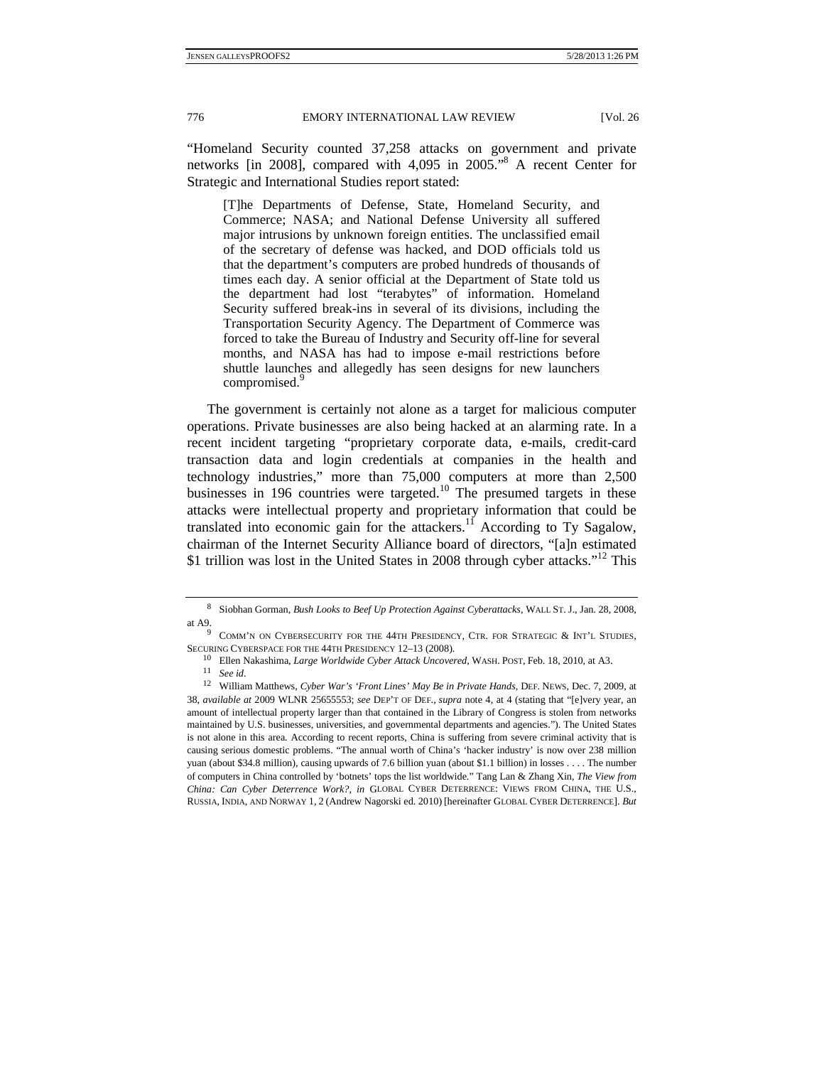"Homeland Security counted 37,258 attacks on government and private networks [in 2008], compared with 4,095 in 2005."[8] A recent Center for Strategic and International Studies report stated:

> [T]he Departments of Defense, State, Homeland Security, and Commerce; NASA; and National Defense University all suffered major intrusions by unknown foreign entities. The unclassified email of the secretary of defense was hacked, and DOD officials told us that the department's computers are probed hundreds of thousands of times each day. A senior official at the Department of State told us the department had lost "terabytes" of information. Homeland Security suffered break-ins in several of its divisions, including the Transportation Security Agency. The Department of Commerce was forced to take the Bureau of Industry and Security off-line for several months, and NASA has had to impose e-mail restrictions before shuttle launches and allegedly has seen designs for new launchers compromised.[9]

The government is certainly not alone as a target for malicious computer operations. Private businesses are also being hacked at an alarming rate. In a recent incident targeting "proprietary corporate data, e-mails, credit-card transaction data and login credentials at companies in the health and technology industries," more than 75,000 computers at more than 2,500 businesses in 196 countries were targeted.[10] The presumed targets in these attacks were intellectual property and proprietary information that could be translated into economic gain for the attackers.[11] According to Ty Sagalow, chairman of the Internet Security Alliance board of directors, "[a]n estimated $1 trillion was lost in the United States in 2008 through cyber attacks."[12] This

---

[8] Siobhan Gorman, *Bush Looks to Beef Up Protection Against Cyberattacks*, WALL ST. J., Jan. 28, 2008, at A9.

[9] COMM'N ON CYBERSECURITY FOR THE 44TH PRESIDENCY, CTR. FOR STRATEGIC & INT'L STUDIES, SECURING CYBERSPACE FOR THE 44TH PRESIDENCY 12–13 (2008).

[10] Ellen Nakashima, *Large Worldwide Cyber Attack Uncovered*, WASH. POST, Feb. 18, 2010, at A3.

[11] *See id*.

[12] William Matthews, *Cyber War's 'Front Lines' May Be in Private Hands*, DEF. NEWS, Dec. 7, 2009, at 38, *available at* 2009 WLNR 25655553; *see* DEP'T OF DEF., *supra* note 4, at 4 (stating that "[e]very year, an amount of intellectual property larger than that contained in the Library of Congress is stolen from networks maintained by U.S. businesses, universities, and governmental departments and agencies."). The United States is not alone in this area. According to recent reports, China is suffering from severe criminal activity that is causing serious domestic problems. "The annual worth of China's 'hacker industry' is now over 238 million yuan (about $34.8 million), causing upwards of 7.6 billion yuan (about $1.1 billion) in losses . . . . The number of computers in China controlled by 'botnets' tops the list worldwide." Tang Lan & Zhang Xin, *The View from China: Can Cyber Deterrence Work?*, *in* GLOBAL CYBER DETERRENCE: VIEWS FROM CHINA, THE U.S., RUSSIA, INDIA, AND NORWAY 1, 2 (Andrew Nagorski ed. 2010) [hereinafter GLOBAL CYBER DETERRENCE]. *But*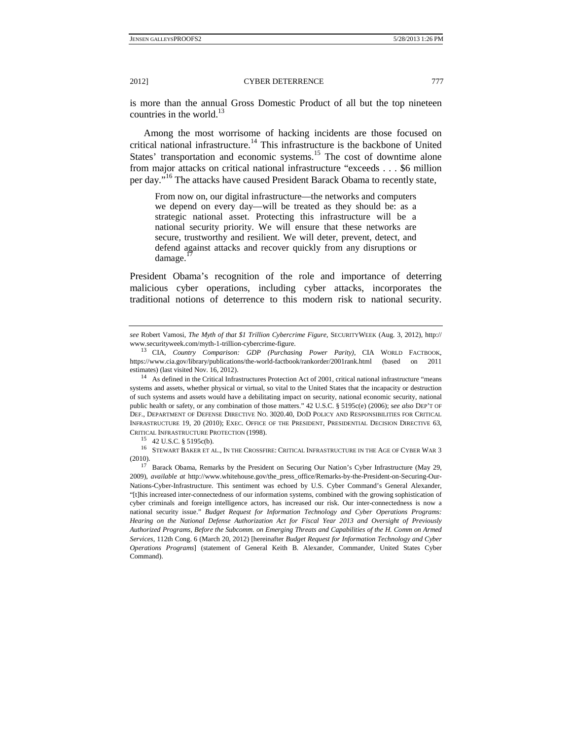is more than the annual Gross Domestic Product of all but the top nineteen countries in the world.[13]

Among the most worrisome of hacking incidents are those focused on critical national infrastructure.[14] This infrastructure is the backbone of United States' transportation and economic systems.[15] The cost of downtime alone from major attacks on critical national infrastructure "exceeds . . . $6 million per day."[16] The attacks have caused President Barack Obama to recently state,

> From now on, our digital infrastructure—the networks and computers we depend on every day—will be treated as they should be: as a strategic national asset. Protecting this infrastructure will be a national security priority. We will ensure that these networks are secure, trustworthy and resilient. We will deter, prevent, detect, and defend against attacks and recover quickly from any disruptions or damage.[17]

President Obama's recognition of the role and importance of deterring malicious cyber operations, including cyber attacks, incorporates the traditional notions of deterrence to this modern risk to national security.

---

*see* Robert Vamosi, *The Myth of that $1 Trillion Cybercrime Figure*, SECURITYWEEK (Aug. 3, 2012), http://www.securityweek.com/myth-1-trillion-cybercrime-figure.

[13] CIA, *Country Comparison: GDP (Purchasing Power Parity)*, CIA WORLD FACTBOOK, https://www.cia.gov/library/publications/the-world-factbook/rankorder/2001rank.html (based on 2011 estimates) (last visited Nov. 16, 2012).

[14] As defined in the Critical Infrastructures Protection Act of 2001, critical national infrastructure "means systems and assets, whether physical or virtual, so vital to the United States that the incapacity or destruction of such systems and assets would have a debilitating impact on security, national economic security, national public health or safety, or any combination of those matters." 42 U.S.C. § 5195c(e) (2006); *see also* DEP'T OF DEF., DEPARTMENT OF DEFENSE DIRECTIVE NO. 3020.40, DOD POLICY AND RESPONSIBILITIES FOR CRITICAL INFRASTRUCTURE 19, 20 (2010); EXEC. OFFICE OF THE PRESIDENT, PRESIDENTIAL DECISION DIRECTIVE 63, CRITICAL INFRASTRUCTURE PROTECTION (1998).

[15] 42 U.S.C. § 5195c(b).

[16] STEWART BAKER ET AL., IN THE CROSSFIRE: CRITICAL INFRASTRUCTURE IN THE AGE OF CYBER WAR 3 (2010).

[17] Barack Obama, Remarks by the President on Securing Our Nation's Cyber Infrastructure (May 29, 2009), *available at* http://www.whitehouse.gov/the_press_office/Remarks-by-the-President-on-Securing-Our-Nations-Cyber-Infrastructure. This sentiment was echoed by U.S. Cyber Command's General Alexander, "[t]his increased inter-connectedness of our information systems, combined with the growing sophistication of cyber criminals and foreign intelligence actors, has increased our risk. Our inter-connectedness is now a national security issue." *Budget Request for Information Technology and Cyber Operations Programs: Hearing on the National Defense Authorization Act for Fiscal Year 2013 and Oversight of Previously Authorized Programs, Before the Subcomm. on Emerging Threats and Capabilities of the H. Comm on Armed Services*, 112th Cong. 6 (March 20, 2012) [hereinafter *Budget Request for Information Technology and Cyber Operations Programs*] (statement of General Keith B. Alexander, Commander, United States Cyber Command).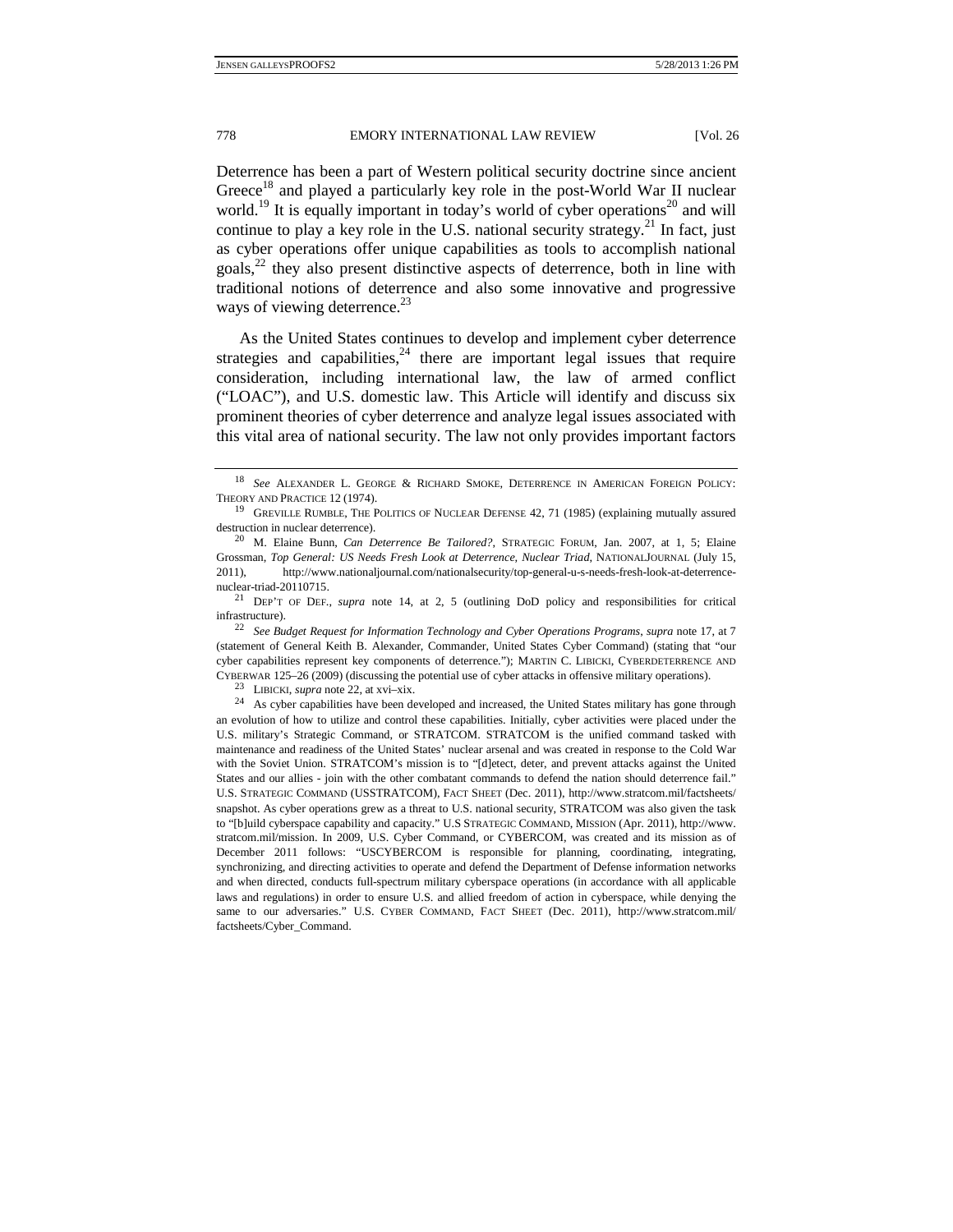Deterrence has been a part of Western political security doctrine since ancient Greece[18] and played a particularly key role in the post-World War II nuclear world.[19] It is equally important in today's world of cyber operations[20] and will continue to play a key role in the U.S. national security strategy.[21] In fact, just as cyber operations offer unique capabilities as tools to accomplish national goals,[22] they also present distinctive aspects of deterrence, both in line with traditional notions of deterrence and also some innovative and progressive ways of viewing deterrence.[23]

As the United States continues to develop and implement cyber deterrence strategies and capabilities,[24] there are important legal issues that require consideration, including international law, the law of armed conflict ("LOAC"), and U.S. domestic law. This Article will identify and discuss six prominent theories of cyber deterrence and analyze legal issues associated with this vital area of national security. The law not only provides important factors

---

[18] *See* ALEXANDER L. GEORGE & RICHARD SMOKE, DETERRENCE IN AMERICAN FOREIGN POLICY: THEORY AND PRACTICE 12 (1974).

[19] GREVILLE RUMBLE, THE POLITICS OF NUCLEAR DEFENSE 42, 71 (1985) (explaining mutually assured destruction in nuclear deterrence).

[20] M. Elaine Bunn, *Can Deterrence Be Tailored?*, STRATEGIC FORUM, Jan. 2007, at 1, 5; Elaine Grossman, *Top General: US Needs Fresh Look at Deterrence, Nuclear Triad*, NATIONALJOURNAL (July 15, 2011), http://www.nationaljournal.com/nationalsecurity/top-general-u-s-needs-fresh-look-at-deterrence-nuclear-triad-20110715.

[21] DEP'T OF DEF., *supra* note 14, at 2, 5 (outlining DoD policy and responsibilities for critical infrastructure).

[22] *See Budget Request for Information Technology and Cyber Operations Programs*, *supra* note 17, at 7 (statement of General Keith B. Alexander, Commander, United States Cyber Command) (stating that "our cyber capabilities represent key components of deterrence."); MARTIN C. LIBICKI, CYBERDETERRENCE AND CYBERWAR 125–26 (2009) (discussing the potential use of cyber attacks in offensive military operations).

[23] LIBICKI, *supra* note 22, at xvi–xix.

[24] As cyber capabilities have been developed and increased, the United States military has gone through an evolution of how to utilize and control these capabilities. Initially, cyber activities were placed under the U.S. military's Strategic Command, or STRATCOM. STRATCOM is the unified command tasked with maintenance and readiness of the United States' nuclear arsenal and was created in response to the Cold War with the Soviet Union. STRATCOM's mission is to "[d]etect, deter, and prevent attacks against the United States and our allies - join with the other combatant commands to defend the nation should deterrence fail." U.S. STRATEGIC COMMAND (USSTRATCOM), FACT SHEET (Dec. 2011), http://www.stratcom.mil/factsheets/snapshot. As cyber operations grew as a threat to U.S. national security, STRATCOM was also given the task to "[b]uild cyberspace capability and capacity." U.S STRATEGIC COMMAND, MISSION (Apr. 2011), http://www.stratcom.mil/mission. In 2009, U.S. Cyber Command, or CYBERCOM, was created and its mission as of December 2011 follows: "USCYBERCOM is responsible for planning, coordinating, integrating, synchronizing, and directing activities to operate and defend the Department of Defense information networks and when directed, conducts full-spectrum military cyberspace operations (in accordance with all applicable laws and regulations) in order to ensure U.S. and allied freedom of action in cyberspace, while denying the same to our adversaries." U.S. CYBER COMMAND, FACT SHEET (Dec. 2011), http://www.stratcom.mil/factsheets/Cyber_Command.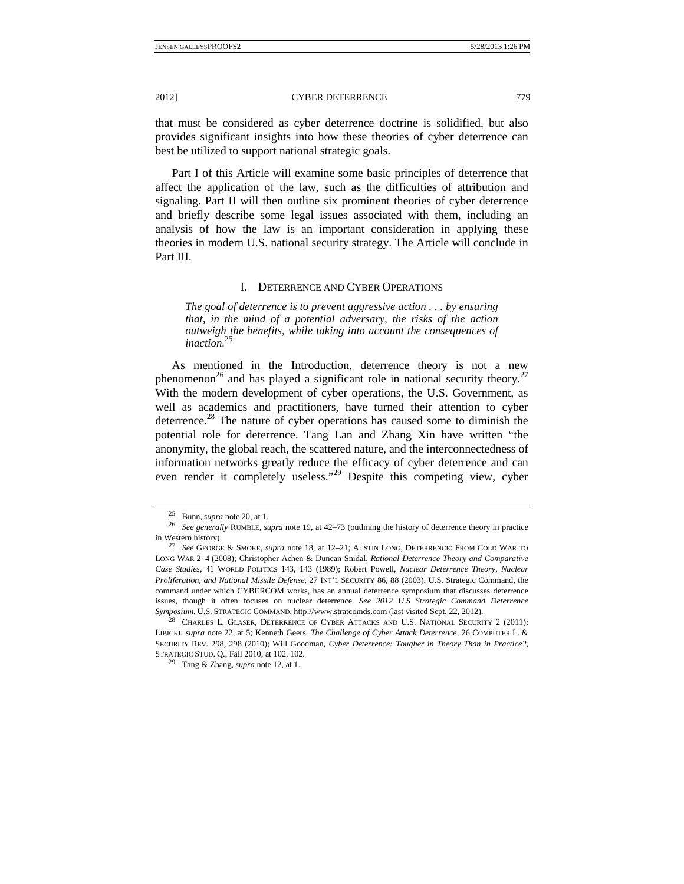that must be considered as cyber deterrence doctrine is solidified, but also provides significant insights into how these theories of cyber deterrence can best be utilized to support national strategic goals.

Part I of this Article will examine some basic principles of deterrence that affect the application of the law, such as the difficulties of attribution and signaling. Part II will then outline six prominent theories of cyber deterrence and briefly describe some legal issues associated with them, including an analysis of how the law is an important consideration in applying these theories in modern U.S. national security strategy. The Article will conclude in Part III.

## I. DETERRENCE AND CYBER OPERATIONS

> *The goal of deterrence is to prevent aggressive action . . . by ensuring that, in the mind of a potential adversary, the risks of the action outweigh the benefits, while taking into account the consequences of inaction.*[25]

As mentioned in the Introduction, deterrence theory is not a new phenomenon[26] and has played a significant role in national security theory.[27] With the modern development of cyber operations, the U.S. Government, as well as academics and practitioners, have turned their attention to cyber deterrence.[28] The nature of cyber operations has caused some to diminish the potential role for deterrence. Tang Lan and Zhang Xin have written "the anonymity, the global reach, the scattered nature, and the interconnectedness of information networks greatly reduce the efficacy of cyber deterrence and can even render it completely useless."[29] Despite this competing view, cyber

---

[25] Bunn, *supra* note 20, at 1.

[26] *See generally* RUMBLE, *supra* note 19, at 42–73 (outlining the history of deterrence theory in practice in Western history).

[27] *See* GEORGE & SMOKE, *supra* note 18, at 12–21; AUSTIN LONG, DETERRENCE: FROM COLD WAR TO LONG WAR 2–4 (2008); Christopher Achen & Duncan Snidal, *Rational Deterrence Theory and Comparative Case Studies*, 41 WORLD POLITICS 143, 143 (1989); Robert Powell, *Nuclear Deterrence Theory, Nuclear Proliferation, and National Missile Defense*, 27 INT'L SECURITY 86, 88 (2003). U.S. Strategic Command, the command under which CYBERCOM works, has an annual deterrence symposium that discusses deterrence issues, though it often focuses on nuclear deterrence. *See 2012 U.S Strategic Command Deterrence Symposium*, U.S. STRATEGIC COMMAND, http://www.stratcomds.com (last visited Sept. 22, 2012).

[28] CHARLES L. GLASER, DETERRENCE OF CYBER ATTACKS AND U.S. NATIONAL SECURITY 2 (2011); LIBICKI, *supra* note 22, at 5; Kenneth Geers, *The Challenge of Cyber Attack Deterrence*, 26 COMPUTER L. & SECURITY REV. 298, 298 (2010); Will Goodman, *Cyber Deterrence: Tougher in Theory Than in Practice?*, STRATEGIC STUD. Q., Fall 2010, at 102, 102.

[29] Tang & Zhang, *supra* note 12, at 1.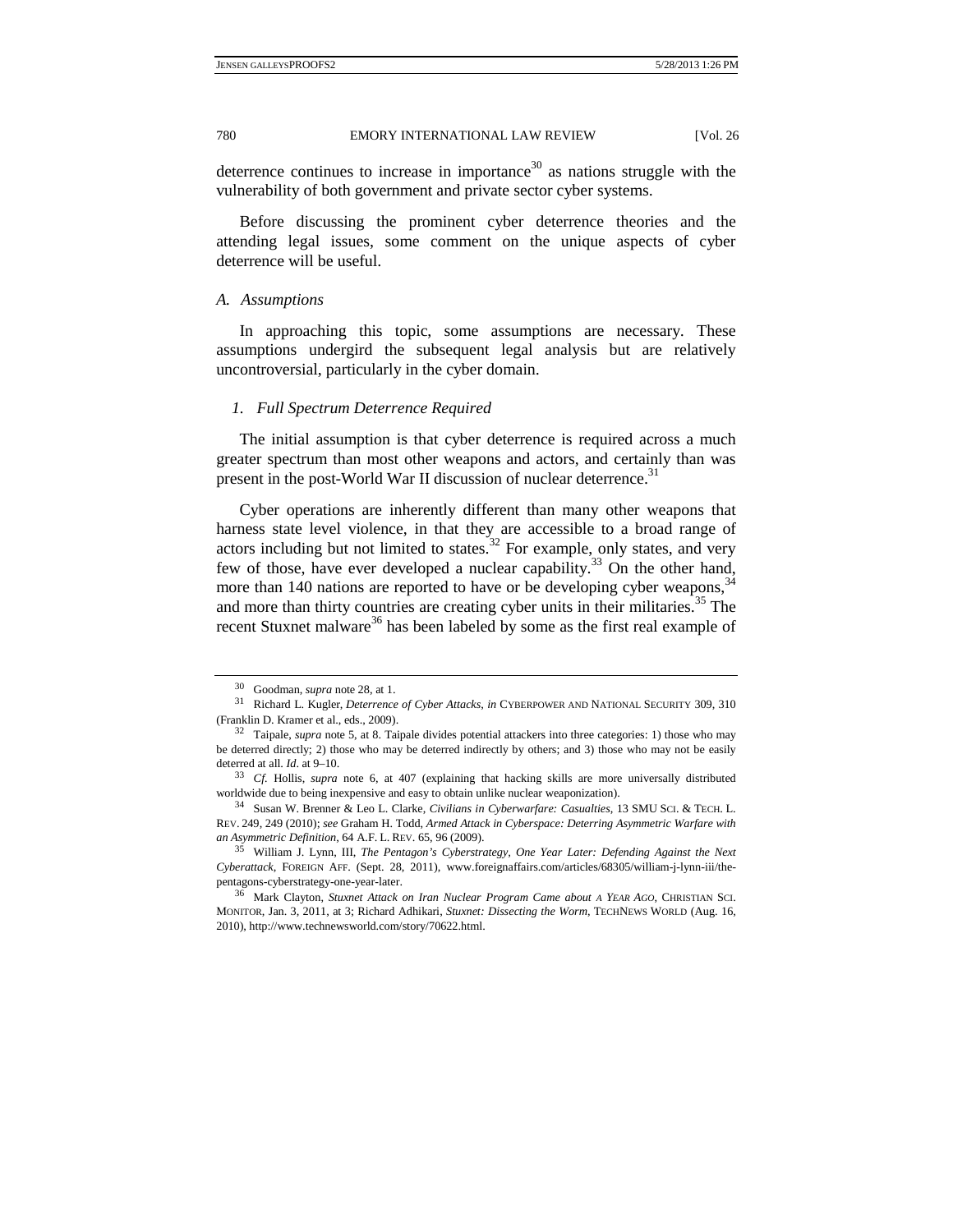deterrence continues to increase in importance[30] as nations struggle with the vulnerability of both government and private sector cyber systems.

Before discussing the prominent cyber deterrence theories and the attending legal issues, some comment on the unique aspects of cyber deterrence will be useful.

### *A. Assumptions*

In approaching this topic, some assumptions are necessary. These assumptions undergird the subsequent legal analysis but are relatively uncontroversial, particularly in the cyber domain.

#### *1. Full Spectrum Deterrence Required*

The initial assumption is that cyber deterrence is required across a much greater spectrum than most other weapons and actors, and certainly than was present in the post-World War II discussion of nuclear deterrence.[31]

Cyber operations are inherently different than many other weapons that harness state level violence, in that they are accessible to a broad range of actors including but not limited to states.[32] For example, only states, and very few of those, have ever developed a nuclear capability.[33] On the other hand, more than 140 nations are reported to have or be developing cyber weapons,[34] and more than thirty countries are creating cyber units in their militaries.[35] The recent Stuxnet malware[36] has been labeled by some as the first real example of

---

[30] Goodman, *supra* note 28, at 1.

[31] Richard L. Kugler, *Deterrence of Cyber Attacks*, *in* CYBERPOWER AND NATIONAL SECURITY 309, 310 (Franklin D. Kramer et al., eds., 2009).

[32] Taipale, *supra* note 5, at 8. Taipale divides potential attackers into three categories: 1) those who may be deterred directly; 2) those who may be deterred indirectly by others; and 3) those who may not be easily deterred at all. *Id*. at 9–10.

[33] *Cf.* Hollis, *supra* note 6, at 407 (explaining that hacking skills are more universally distributed worldwide due to being inexpensive and easy to obtain unlike nuclear weaponization).

[34] Susan W. Brenner & Leo L. Clarke, *Civilians in Cyberwarfare: Casualties*, 13 SMU SCI. & TECH. L. REV. 249, 249 (2010); *see* Graham H. Todd, *Armed Attack in Cyberspace: Deterring Asymmetric Warfare with an Asymmetric Definition*, 64 A.F. L. REV. 65, 96 (2009).

[35] William J. Lynn, III, *The Pentagon's Cyberstrategy, One Year Later: Defending Against the Next Cyberattack*, FOREIGN AFF. (Sept. 28, 2011), www.foreignaffairs.com/articles/68305/william-j-lynn-iii/the-pentagons-cyberstrategy-one-year-later.

[36] Mark Clayton, *Stuxnet Attack on Iran Nuclear Program Came about A YEAR AGO*, CHRISTIAN SCI. MONITOR, Jan. 3, 2011, at 3; Richard Adhikari, *Stuxnet: Dissecting the Worm*, TECHNEWS WORLD (Aug. 16, 2010), http://www.technewsworld.com/story/70622.html.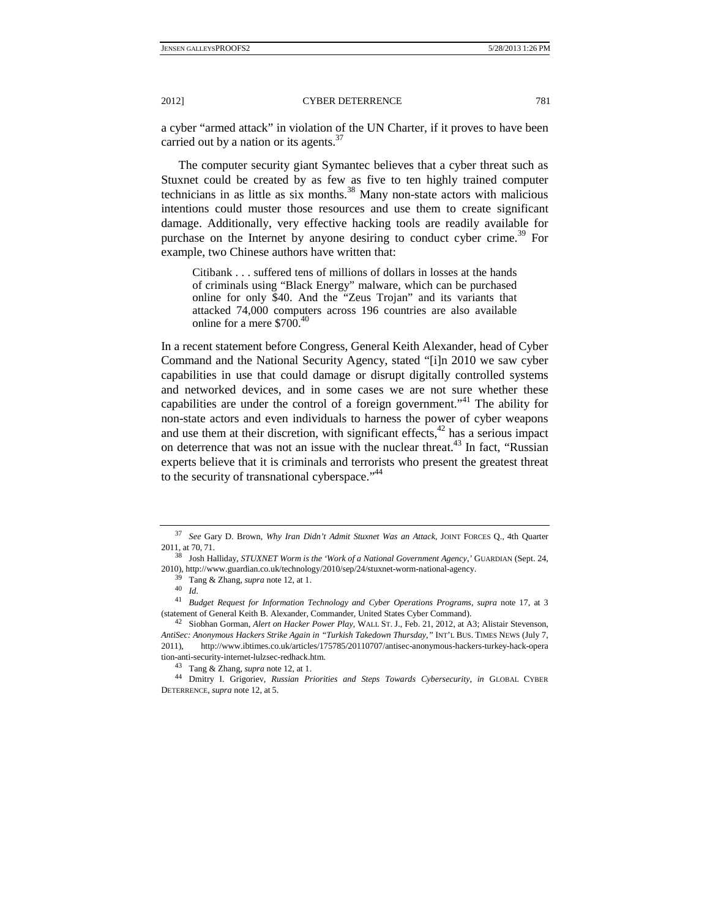a cyber "armed attack" in violation of the UN Charter, if it proves to have been carried out by a nation or its agents.[37]

The computer security giant Symantec believes that a cyber threat such as Stuxnet could be created by as few as five to ten highly trained computer technicians in as little as six months.[38] Many non-state actors with malicious intentions could muster those resources and use them to create significant damage. Additionally, very effective hacking tools are readily available for purchase on the Internet by anyone desiring to conduct cyber crime.[39] For example, two Chinese authors have written that:

> Citibank . . . suffered tens of millions of dollars in losses at the hands of criminals using "Black Energy" malware, which can be purchased online for only $40. And the "Zeus Trojan" and its variants that attacked 74,000 computers across 196 countries are also available online for a mere $700.[40]

In a recent statement before Congress, General Keith Alexander, head of Cyber Command and the National Security Agency, stated "[i]n 2010 we saw cyber capabilities in use that could damage or disrupt digitally controlled systems and networked devices, and in some cases we are not sure whether these capabilities are under the control of a foreign government."[41] The ability for non-state actors and even individuals to harness the power of cyber weapons and use them at their discretion, with significant effects,[42] has a serious impact on deterrence that was not an issue with the nuclear threat.[43] In fact, "Russian experts believe that it is criminals and terrorists who present the greatest threat to the security of transnational cyberspace."[44]

---

[37] *See* Gary D. Brown, *Why Iran Didn't Admit Stuxnet Was an Attack*, JOINT FORCES Q., 4th Quarter 2011, at 70, 71.

[38] Josh Halliday, *STUXNET Worm is the 'Work of a National Government Agency*,*'* GUARDIAN (Sept. 24, 2010), http://www.guardian.co.uk/technology/2010/sep/24/stuxnet-worm-national-agency.

[39] Tang & Zhang, *supra* note 12, at 1.

[40] *Id*.

[41] *Budget Request for Information Technology and Cyber Operations Programs*, *supra* note 17, at 3 (statement of General Keith B. Alexander, Commander, United States Cyber Command).

[42] Siobhan Gorman, *Alert on Hacker Power Play*, WALL ST. J., Feb. 21, 2012, at A3; Alistair Stevenson, *AntiSec: Anonymous Hackers Strike Again in "Turkish Takedown Thursday*,*"* INT'L BUS. TIMES NEWS (July 7, 2011), http://www.ibtimes.co.uk/articles/175785/20110707/antisec-anonymous-hackers-turkey-hack-operation-anti-security-internet-lulzsec-redhack.htm.

[43] Tang & Zhang, *supra* note 12, at 1.

[44] Dmitry I. Grigoriev, *Russian Priorities and Steps Towards Cybersecurity*, *in* GLOBAL CYBER DETERRENCE, *supra* note 12, at 5.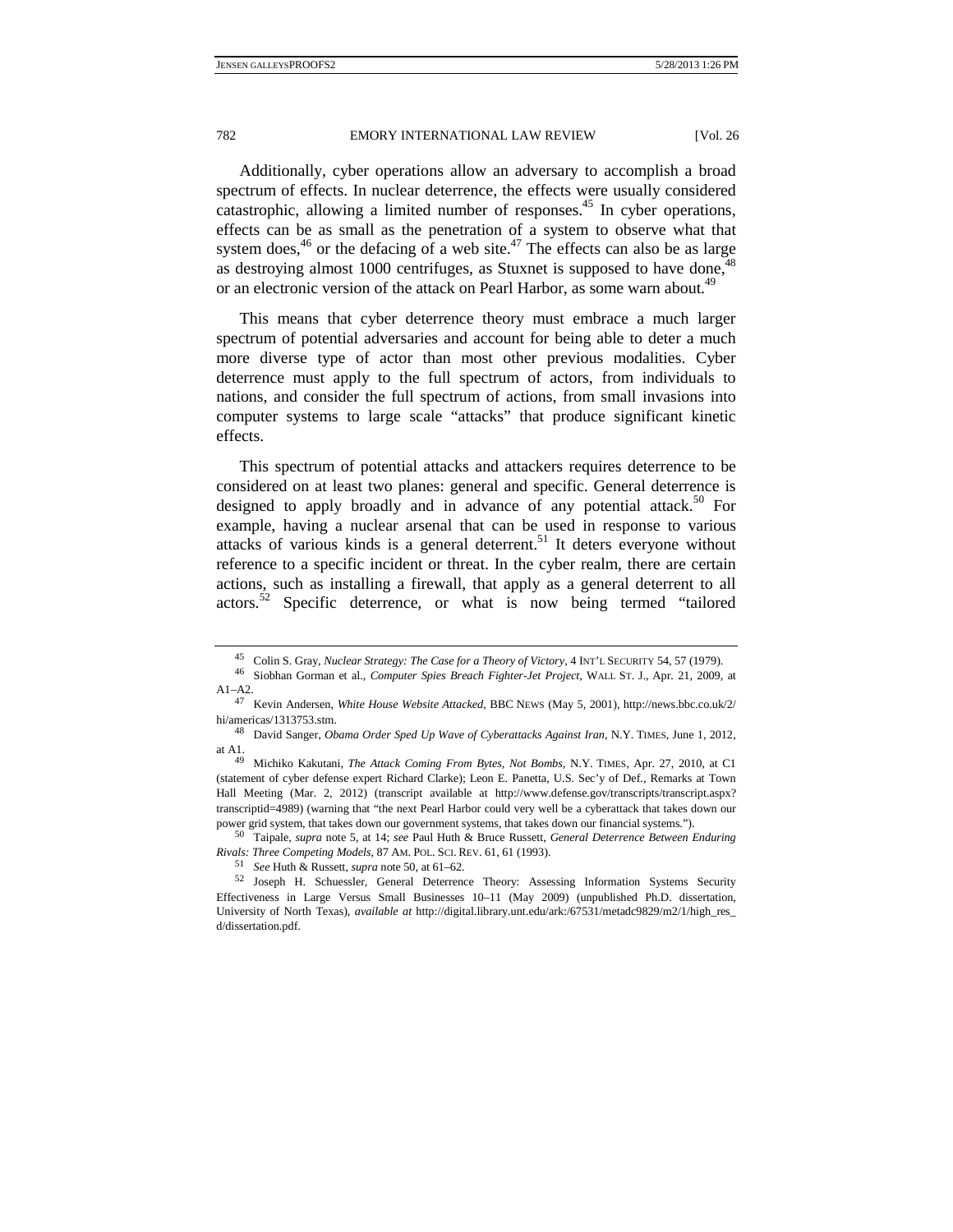Additionally, cyber operations allow an adversary to accomplish a broad spectrum of effects. In nuclear deterrence, the effects were usually considered catastrophic, allowing a limited number of responses.[45] In cyber operations, effects can be as small as the penetration of a system to observe what that system does,[46] or the defacing of a web site.[47] The effects can also be as large as destroying almost 1000 centrifuges, as Stuxnet is supposed to have done,[48] or an electronic version of the attack on Pearl Harbor, as some warn about.[49]

This means that cyber deterrence theory must embrace a much larger spectrum of potential adversaries and account for being able to deter a much more diverse type of actor than most other previous modalities. Cyber deterrence must apply to the full spectrum of actors, from individuals to nations, and consider the full spectrum of actions, from small invasions into computer systems to large scale "attacks" that produce significant kinetic effects.

This spectrum of potential attacks and attackers requires deterrence to be considered on at least two planes: general and specific. General deterrence is designed to apply broadly and in advance of any potential attack.[50] For example, having a nuclear arsenal that can be used in response to various attacks of various kinds is a general deterrent.[51] It deters everyone without reference to a specific incident or threat. In the cyber realm, there are certain actions, such as installing a firewall, that apply as a general deterrent to all actors.[52] Specific deterrence, or what is now being termed "tailored

---

[45] Colin S. Gray, *Nuclear Strategy: The Case for a Theory of Victory*, 4 INT'L SECURITY 54, 57 (1979).

[46] Siobhan Gorman et al., *Computer Spies Breach Fighter-Jet Project*, WALL ST. J., Apr. 21, 2009, at A1–A2.

[47] Kevin Andersen, *White House Website Attacked*, BBC NEWS (May 5, 2001), http://news.bbc.co.uk/2/hi/americas/1313753.stm.

[48] David Sanger, *Obama Order Sped Up Wave of Cyberattacks Against Iran*, N.Y. TIMES, June 1, 2012, at A1.

[49] Michiko Kakutani, *The Attack Coming From Bytes, Not Bombs*, N.Y. TIMES, Apr. 27, 2010, at C1 (statement of cyber defense expert Richard Clarke); Leon E. Panetta, U.S. Sec'y of Def., Remarks at Town Hall Meeting (Mar. 2, 2012) (transcript available at http://www.defense.gov/transcripts/transcript.aspx?transcriptid=4989) (warning that "the next Pearl Harbor could very well be a cyberattack that takes down our power grid system, that takes down our government systems, that takes down our financial systems.").

[50] Taipale, *supra* note 5, at 14; *see* Paul Huth & Bruce Russett, *General Deterrence Between Enduring Rivals: Three Competing Models*, 87 AM. POL. SCI. REV. 61, 61 (1993).

[51] *See* Huth & Russett, *supra* note 50, at 61–62.

[52] Joseph H. Schuessler, General Deterrence Theory: Assessing Information Systems Security Effectiveness in Large Versus Small Businesses 10–11 (May 2009) (unpublished Ph.D. dissertation, University of North Texas), *available at* http://digital.library.unt.edu/ark:/67531/metadc9829/m2/1/high_res_d/dissertation.pdf.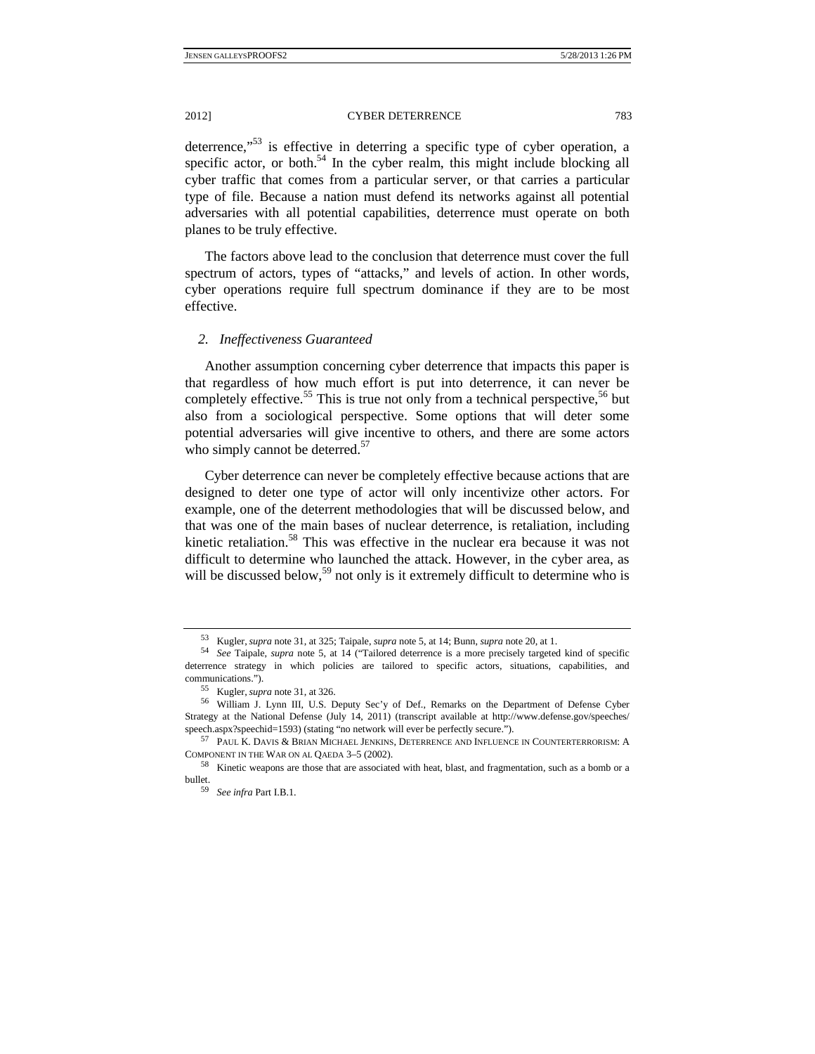deterrence,"[53] is effective in deterring a specific type of cyber operation, a specific actor, or both.[54] In the cyber realm, this might include blocking all cyber traffic that comes from a particular server, or that carries a particular type of file. Because a nation must defend its networks against all potential adversaries with all potential capabilities, deterrence must operate on both planes to be truly effective.

The factors above lead to the conclusion that deterrence must cover the full spectrum of actors, types of "attacks," and levels of action. In other words, cyber operations require full spectrum dominance if they are to be most effective.

### *2. Ineffectiveness Guaranteed*

Another assumption concerning cyber deterrence that impacts this paper is that regardless of how much effort is put into deterrence, it can never be completely effective.[55] This is true not only from a technical perspective,[56] but also from a sociological perspective. Some options that will deter some potential adversaries will give incentive to others, and there are some actors who simply cannot be deterred.[57]

Cyber deterrence can never be completely effective because actions that are designed to deter one type of actor will only incentivize other actors. For example, one of the deterrent methodologies that will be discussed below, and that was one of the main bases of nuclear deterrence, is retaliation, including kinetic retaliation.[58] This was effective in the nuclear era because it was not difficult to determine who launched the attack. However, in the cyber area, as will be discussed below,[59] not only is it extremely difficult to determine who is

---

[53] Kugler, *supra* note 31, at 325; Taipale, *supra* note 5, at 14; Bunn, *supra* note 20, at 1.

[54] *See* Taipale, *supra* note 5, at 14 ("Tailored deterrence is a more precisely targeted kind of specific deterrence strategy in which policies are tailored to specific actors, situations, capabilities, and communications.").

[55] Kugler, *supra* note 31, at 326.

[56] William J. Lynn III, U.S. Deputy Sec'y of Def., Remarks on the Department of Defense Cyber Strategy at the National Defense (July 14, 2011) (transcript available at http://www.defense.gov/speeches/speech.aspx?speechid=1593) (stating "no network will ever be perfectly secure.").

[57] PAUL K. DAVIS & BRIAN MICHAEL JENKINS, DETERRENCE AND INFLUENCE IN COUNTERTERRORISM: A COMPONENT IN THE WAR ON AL QAEDA 3–5 (2002).

[58] Kinetic weapons are those that are associated with heat, blast, and fragmentation, such as a bomb or a bullet.

[59] *See infra* Part I.B.1.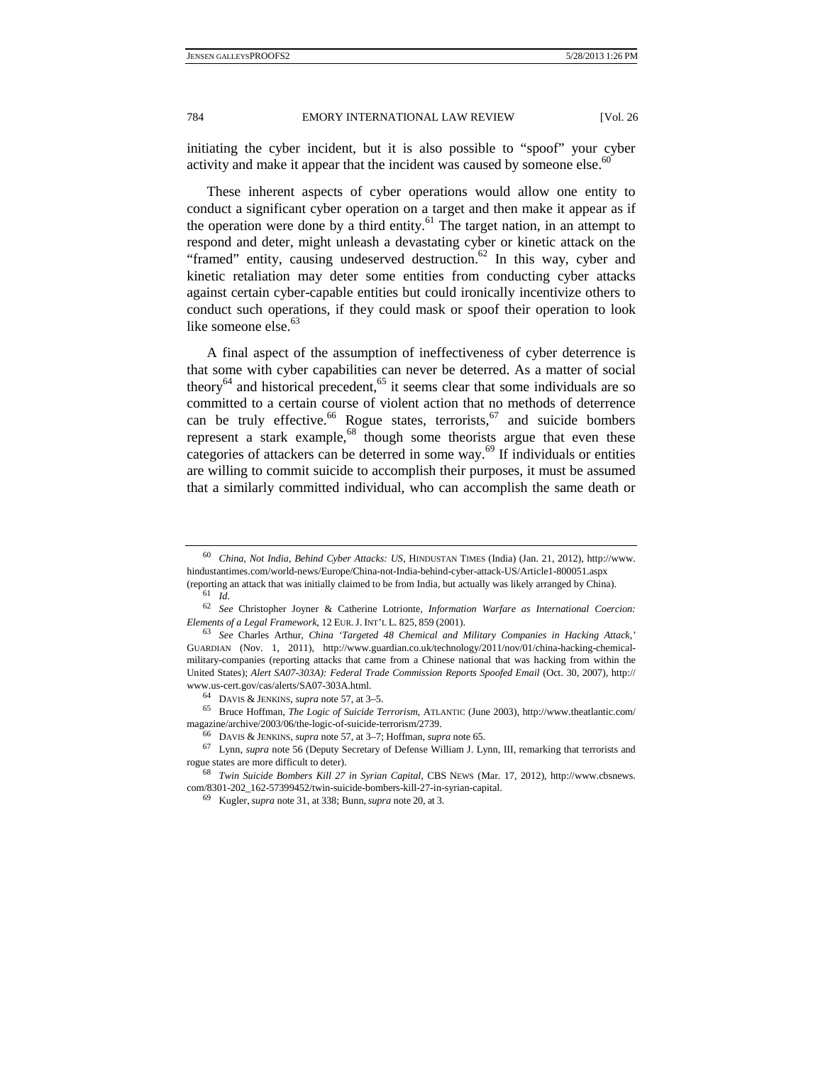initiating the cyber incident, but it is also possible to "spoof" your cyber activity and make it appear that the incident was caused by someone else.[60]

These inherent aspects of cyber operations would allow one entity to conduct a significant cyber operation on a target and then make it appear as if the operation were done by a third entity.[61] The target nation, in an attempt to respond and deter, might unleash a devastating cyber or kinetic attack on the "framed" entity, causing undeserved destruction.[62] In this way, cyber and kinetic retaliation may deter some entities from conducting cyber attacks against certain cyber-capable entities but could ironically incentivize others to conduct such operations, if they could mask or spoof their operation to look like someone else.[63]

A final aspect of the assumption of ineffectiveness of cyber deterrence is that some with cyber capabilities can never be deterred. As a matter of social theory[64] and historical precedent,[65] it seems clear that some individuals are so committed to a certain course of violent action that no methods of deterrence can be truly effective.[66] Rogue states, terrorists,[67] and suicide bombers represent a stark example,[68] though some theorists argue that even these categories of attackers can be deterred in some way.[69] If individuals or entities are willing to commit suicide to accomplish their purposes, it must be assumed that a similarly committed individual, who can accomplish the same death or

---

[60] *China, Not India, Behind Cyber Attacks: US*, HINDUSTAN TIMES (India) (Jan. 21, 2012), http://www.hindustantimes.com/world-news/Europe/China-not-India-behind-cyber-attack-US/Article1-800051.aspx (reporting an attack that was initially claimed to be from India, but actually was likely arranged by China).

[61] *Id.*

[62] *See* Christopher Joyner & Catherine Lotrionte, *Information Warfare as International Coercion: Elements of a Legal Framework*, 12 EUR. J. INT'L L. 825, 859 (2001).

[63] *See* Charles Arthur, *China 'Targeted 48 Chemical and Military Companies in Hacking Attack,'* GUARDIAN (Nov. 1, 2011), http://www.guardian.co.uk/technology/2011/nov/01/china-hacking-chemical-military-companies (reporting attacks that came from a Chinese national that was hacking from within the United States); *Alert SA07-303A): Federal Trade Commission Reports Spoofed Email* (Oct. 30, 2007), http://www.us-cert.gov/cas/alerts/SA07-303A.html.

[64] DAVIS & JENKINS, *supra* note 57, at 3–5.

[65] Bruce Hoffman, *The Logic of Suicide Terrorism*, ATLANTIC (June 2003), http://www.theatlantic.com/magazine/archive/2003/06/the-logic-of-suicide-terrorism/2739.

[66] DAVIS & JENKINS, *supra* note 57, at 3–7; Hoffman, *supra* note 65.

[67] Lynn, *supra* note 56 (Deputy Secretary of Defense William J. Lynn, III, remarking that terrorists and rogue states are more difficult to deter).

[68] *Twin Suicide Bombers Kill 27 in Syrian Capital*, CBS NEWS (Mar. 17, 2012), http://www.cbsnews.com/8301-202_162-57399452/twin-suicide-bombers-kill-27-in-syrian-capital.

[69] Kugler, *supra* note 31, at 338; Bunn, *supra* note 20, at 3.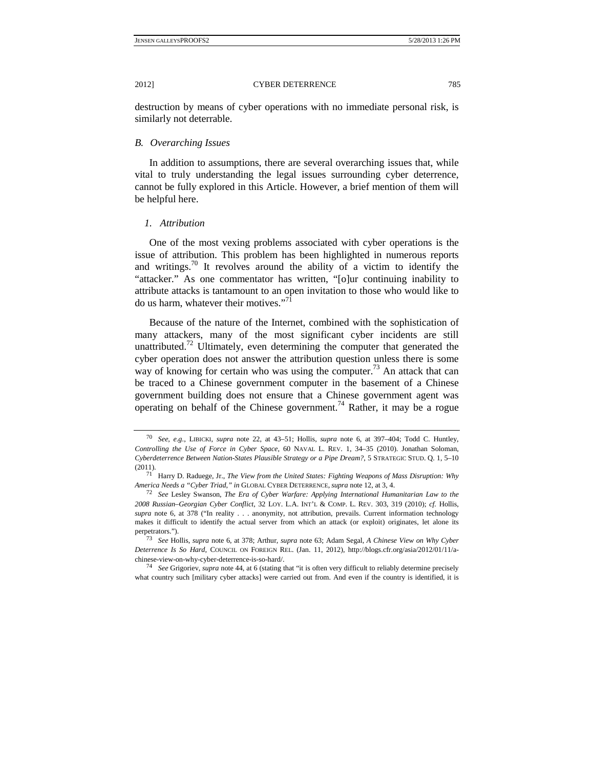destruction by means of cyber operations with no immediate personal risk, is similarly not deterrable.

### *B. Overarching Issues*

In addition to assumptions, there are several overarching issues that, while vital to truly understanding the legal issues surrounding cyber deterrence, cannot be fully explored in this Article. However, a brief mention of them will be helpful here.

#### *1. Attribution*

One of the most vexing problems associated with cyber operations is the issue of attribution. This problem has been highlighted in numerous reports and writings.[70] It revolves around the ability of a victim to identify the "attacker." As one commentator has written, "[o]ur continuing inability to attribute attacks is tantamount to an open invitation to those who would like to do us harm, whatever their motives."[71]

Because of the nature of the Internet, combined with the sophistication of many attackers, many of the most significant cyber incidents are still unattributed.[72] Ultimately, even determining the computer that generated the cyber operation does not answer the attribution question unless there is some way of knowing for certain who was using the computer.[73] An attack that can be traced to a Chinese government computer in the basement of a Chinese government building does not ensure that a Chinese government agent was operating on behalf of the Chinese government.[74] Rather, it may be a rogue

---

[70] *See, e.g.*, LIBICKI, *supra* note 22, at 43–51; Hollis, *supra* note 6, at 397–404; Todd C. Huntley, *Controlling the Use of Force in Cyber Space*, 60 NAVAL L. REV. 1, 34–35 (2010). Jonathan Soloman, *Cyberdeterrence Between Nation-States Plausible Strategy or a Pipe Dream?*, 5 STRATEGIC STUD. Q. 1, 5–10 (2011).

[71] Harry D. Raduege, Jr., *The View from the United States: Fighting Weapons of Mass Disruption: Why America Needs a "Cyber Triad," in* GLOBAL CYBER DETERRENCE, *supra* note 12, at 3, 4.

[72] *See* Lesley Swanson, *The Era of Cyber Warfare: Applying International Humanitarian Law to the 2008 Russian–Georgian Cyber Conflict*, 32 LOY. L.A. INT'L & COMP. L. REV. 303, 319 (2010); *cf.* Hollis, *supra* note 6, at 378 ("In reality . . . anonymity, not attribution, prevails. Current information technology makes it difficult to identify the actual server from which an attack (or exploit) originates, let alone its perpetrators.").

[73] *See* Hollis, *supra* note 6, at 378; Arthur, *supra* note 63; Adam Segal, *A Chinese View on Why Cyber Deterrence Is So Hard*, COUNCIL ON FOREIGN REL. (Jan. 11, 2012), http://blogs.cfr.org/asia/2012/01/11/a-chinese-view-on-why-cyber-deterrence-is-so-hard/.

[74] *See* Grigoriev, *supra* note 44, at 6 (stating that "it is often very difficult to reliably determine precisely what country such [military cyber attacks] were carried out from. And even if the country is identified, it is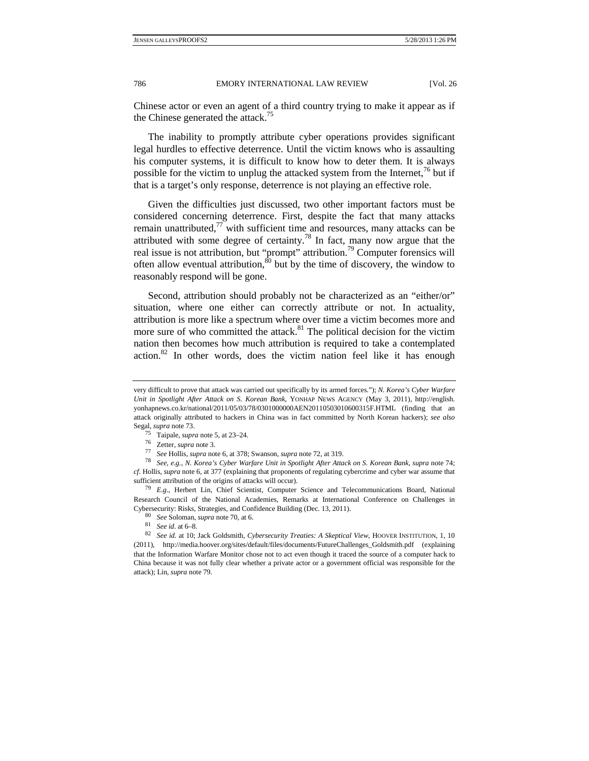Chinese actor or even an agent of a third country trying to make it appear as if the Chinese generated the attack.[75]

The inability to promptly attribute cyber operations provides significant legal hurdles to effective deterrence. Until the victim knows who is assaulting his computer systems, it is difficult to know how to deter them. It is always possible for the victim to unplug the attacked system from the Internet,[76] but if that is a target's only response, deterrence is not playing an effective role.

Given the difficulties just discussed, two other important factors must be considered concerning deterrence. First, despite the fact that many attacks remain unattributed,[77] with sufficient time and resources, many attacks can be attributed with some degree of certainty.[78] In fact, many now argue that the real issue is not attribution, but "prompt" attribution.[79] Computer forensics will often allow eventual attribution,[80] but by the time of discovery, the window to reasonably respond will be gone.

Second, attribution should probably not be characterized as an "either/or" situation, where one either can correctly attribute or not. In actuality, attribution is more like a spectrum where over time a victim becomes more and more sure of who committed the attack.[81] The political decision for the victim nation then becomes how much attribution is required to take a contemplated action.[82] In other words, does the victim nation feel like it has enough

---

very difficult to prove that attack was carried out specifically by its armed forces."); *N. Korea's Cyber Warfare Unit in Spotlight After Attack on S. Korean Bank*, YONHAP NEWS AGENCY (May 3, 2011), http://english.yonhapnews.co.kr/national/2011/05/03/78/0301000000AEN20110503010600315F.HTML (finding that an attack originally attributed to hackers in China was in fact committed by North Korean hackers); *see also* Segal, *supra* note 73.

[75] Taipale, *supra* note 5, at 23–24.

[76] Zetter, *supra* note 3.

[77] *See* Hollis, *supra* note 6, at 378; Swanson, *supra* note 72, at 319.

[78] *See, e.g.*, *N. Korea's Cyber Warfare Unit in Spotlight After Attack on S. Korean Bank*, *supra* note 74; *cf.* Hollis, *supra* note 6, at 377 (explaining that proponents of regulating cybercrime and cyber war assume that sufficient attribution of the origins of attacks will occur).

[79] *E.g.*, Herbert Lin, Chief Scientist, Computer Science and Telecommunications Board, National Research Council of the National Academies, Remarks at International Conference on Challenges in Cybersecurity: Risks, Strategies, and Confidence Building (Dec. 13, 2011).

[80] *See* Soloman, *supra* note 70, at 6.

[81] *See id.* at 6–8.

[82] *See id.* at 10; Jack Goldsmith, *Cybersecurity Treaties: A Skeptical View*, HOOVER INSTITUTION, 1, 10 (2011), http://media.hoover.org/sites/default/files/documents/FutureChallenges_Goldsmith.pdf (explaining that the Information Warfare Monitor chose not to act even though it traced the source of a computer hack to China because it was not fully clear whether a private actor or a government official was responsible for the attack); Lin, *supra* note 79.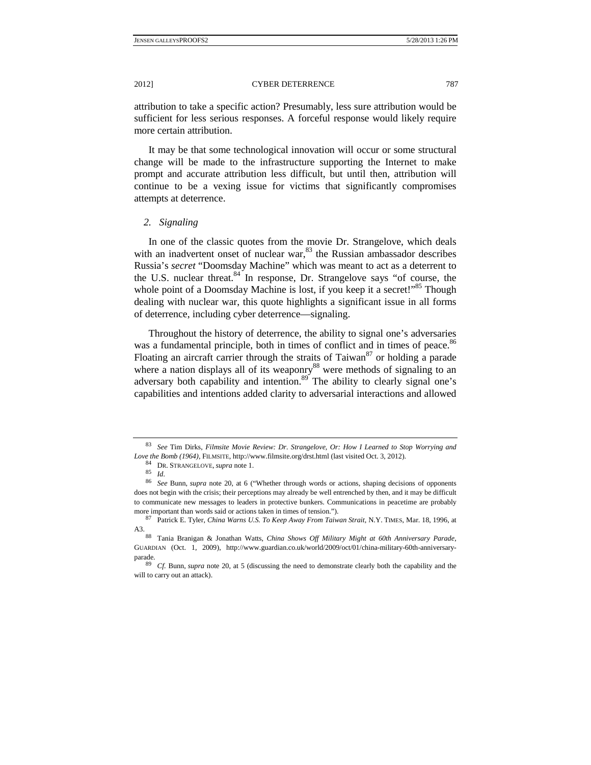attribution to take a specific action? Presumably, less sure attribution would be sufficient for less serious responses. A forceful response would likely require more certain attribution.

It may be that some technological innovation will occur or some structural change will be made to the infrastructure supporting the Internet to make prompt and accurate attribution less difficult, but until then, attribution will continue to be a vexing issue for victims that significantly compromises attempts at deterrence.

### *2. Signaling*

In one of the classic quotes from the movie Dr. Strangelove, which deals with an inadvertent onset of nuclear war,[83] the Russian ambassador describes Russia's *secret* "Doomsday Machine" which was meant to act as a deterrent to the U.S. nuclear threat.[84] In response, Dr. Strangelove says "of course, the whole point of a Doomsday Machine is lost, if you keep it a secret!"[85] Though dealing with nuclear war, this quote highlights a significant issue in all forms of deterrence, including cyber deterrence—signaling.

Throughout the history of deterrence, the ability to signal one's adversaries was a fundamental principle, both in times of conflict and in times of peace.[86] Floating an aircraft carrier through the straits of Taiwan[87] or holding a parade where a nation displays all of its weaponry[88] were methods of signaling to an adversary both capability and intention.[89] The ability to clearly signal one's capabilities and intentions added clarity to adversarial interactions and allowed

---

[83] *See* Tim Dirks, *Filmsite Movie Review: Dr. Strangelove, Or: How I Learned to Stop Worrying and Love the Bomb (1964)*, FILMSITE, http://www.filmsite.org/drst.html (last visited Oct. 3, 2012).

[84] DR. STRANGELOVE, *supra* note 1.

[85] *Id.*

[86] *See* Bunn, *supra* note 20, at 6 ("Whether through words or actions, shaping decisions of opponents does not begin with the crisis; their perceptions may already be well entrenched by then, and it may be difficult to communicate new messages to leaders in protective bunkers. Communications in peacetime are probably more important than words said or actions taken in times of tension.").

[87] Patrick E. Tyler, *China Warns U.S. To Keep Away From Taiwan Strait*, N.Y. TIMES, Mar. 18, 1996, at A3.

[88] Tania Branigan & Jonathan Watts, *China Shows Off Military Might at 60th Anniversary Parade*, GUARDIAN (Oct. 1, 2009), http://www.guardian.co.uk/world/2009/oct/01/china-military-60th-anniversary-parade.

[89] *Cf.* Bunn, *supra* note 20, at 5 (discussing the need to demonstrate clearly both the capability and the will to carry out an attack).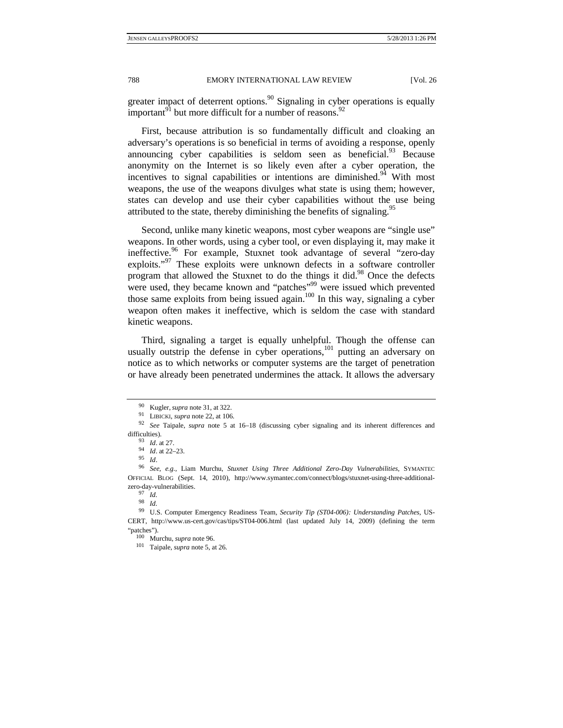greater impact of deterrent options.[90] Signaling in cyber operations is equally important[91] but more difficult for a number of reasons.[92]

First, because attribution is so fundamentally difficult and cloaking an adversary's operations is so beneficial in terms of avoiding a response, openly announcing cyber capabilities is seldom seen as beneficial.[93] Because anonymity on the Internet is so likely even after a cyber operation, the incentives to signal capabilities or intentions are diminished.[94] With most weapons, the use of the weapons divulges what state is using them; however, states can develop and use their cyber capabilities without the use being attributed to the state, thereby diminishing the benefits of signaling.[95]

Second, unlike many kinetic weapons, most cyber weapons are "single use" weapons. In other words, using a cyber tool, or even displaying it, may make it ineffective.[96] For example, Stuxnet took advantage of several "zero-day exploits."[97] These exploits were unknown defects in a software controller program that allowed the Stuxnet to do the things it did.[98] Once the defects were used, they became known and "patches"[99] were issued which prevented those same exploits from being issued again.[100] In this way, signaling a cyber weapon often makes it ineffective, which is seldom the case with standard kinetic weapons.

Third, signaling a target is equally unhelpful. Though the offense can usually outstrip the defense in cyber operations,[101] putting an adversary on notice as to which networks or computer systems are the target of penetration or have already been penetrated undermines the attack. It allows the adversary

---

[90] Kugler, *supra* note 31, at 322.

[91] LIBICKI, *supra* note 22, at 106.

[92] *See* Taipale, *supra* note 5 at 16–18 (discussing cyber signaling and its inherent differences and difficulties).

[93] *Id*. at 27.

[94] *Id*. at 22–23.

[95] *Id*.

[96] *See*, *e.g.*, Liam Murchu, *Stuxnet Using Three Additional Zero-Day Vulnerabilities*, SYMANTEC OFFICIAL BLOG (Sept. 14, 2010), http://www.symantec.com/connect/blogs/stuxnet-using-three-additional-zero-day-vulnerabilities.

[97] *Id*.

[98] *Id*.

[99] U.S. Computer Emergency Readiness Team, *Security Tip (ST04-006): Understanding Patches*, US-CERT, http://www.us-cert.gov/cas/tips/ST04-006.html (last updated July 14, 2009) (defining the term "patches").

[100] Murchu, *supra* note 96.

[101] Taipale, *supra* note 5, at 26.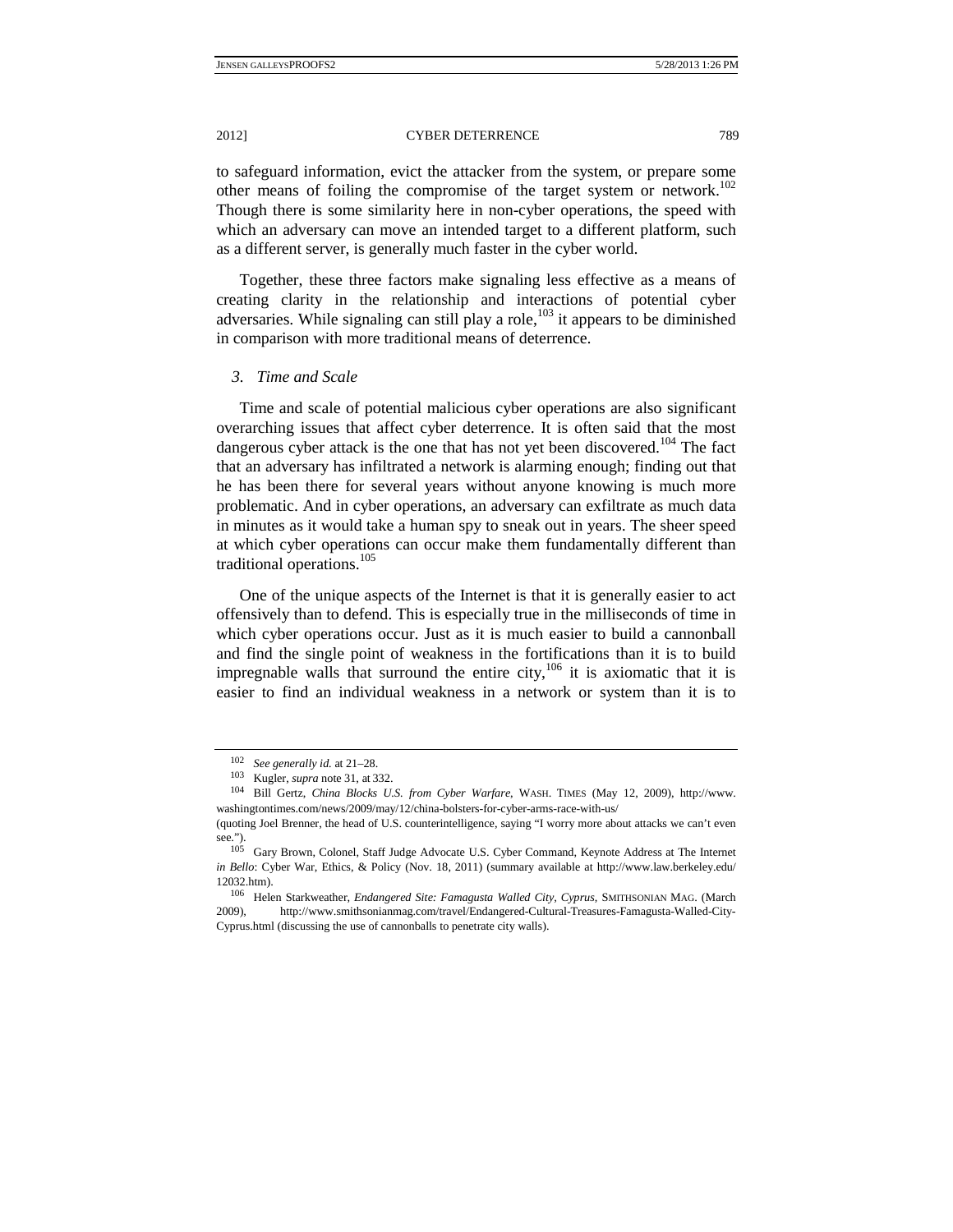to safeguard information, evict the attacker from the system, or prepare some other means of foiling the compromise of the target system or network.[102] Though there is some similarity here in non-cyber operations, the speed with which an adversary can move an intended target to a different platform, such as a different server, is generally much faster in the cyber world.

Together, these three factors make signaling less effective as a means of creating clarity in the relationship and interactions of potential cyber adversaries. While signaling can still play a role,[103] it appears to be diminished in comparison with more traditional means of deterrence.

### *3. Time and Scale*

Time and scale of potential malicious cyber operations are also significant overarching issues that affect cyber deterrence. It is often said that the most dangerous cyber attack is the one that has not yet been discovered.[104] The fact that an adversary has infiltrated a network is alarming enough; finding out that he has been there for several years without anyone knowing is much more problematic. And in cyber operations, an adversary can exfiltrate as much data in minutes as it would take a human spy to sneak out in years. The sheer speed at which cyber operations can occur make them fundamentally different than traditional operations.[105]

One of the unique aspects of the Internet is that it is generally easier to act offensively than to defend. This is especially true in the milliseconds of time in which cyber operations occur. Just as it is much easier to build a cannonball and find the single point of weakness in the fortifications than it is to build impregnable walls that surround the entire city,[106] it is axiomatic that it is easier to find an individual weakness in a network or system than it is to

---

[102] *See generally id.* at 21–28.

[103] Kugler, *supra* note 31, at 332.

[104] Bill Gertz, *China Blocks U.S. from Cyber Warfare*, WASH. TIMES (May 12, 2009), http://www.washingtontimes.com/news/2009/may/12/china-bolsters-for-cyber-arms-race-with-us/ (quoting Joel Brenner, the head of U.S. counterintelligence, saying "I worry more about attacks we can't even see.").

[105] Gary Brown, Colonel, Staff Judge Advocate U.S. Cyber Command, Keynote Address at The Internet *in Bello*: Cyber War, Ethics, & Policy (Nov. 18, 2011) (summary available at http://www.law.berkeley.edu/12032.htm).

[106] Helen Starkweather, *Endangered Site: Famagusta Walled City, Cyprus*, SMITHSONIAN MAG. (March 2009), http://www.smithsonianmag.com/travel/Endangered-Cultural-Treasures-Famagusta-Walled-City-Cyprus.html (discussing the use of cannonballs to penetrate city walls).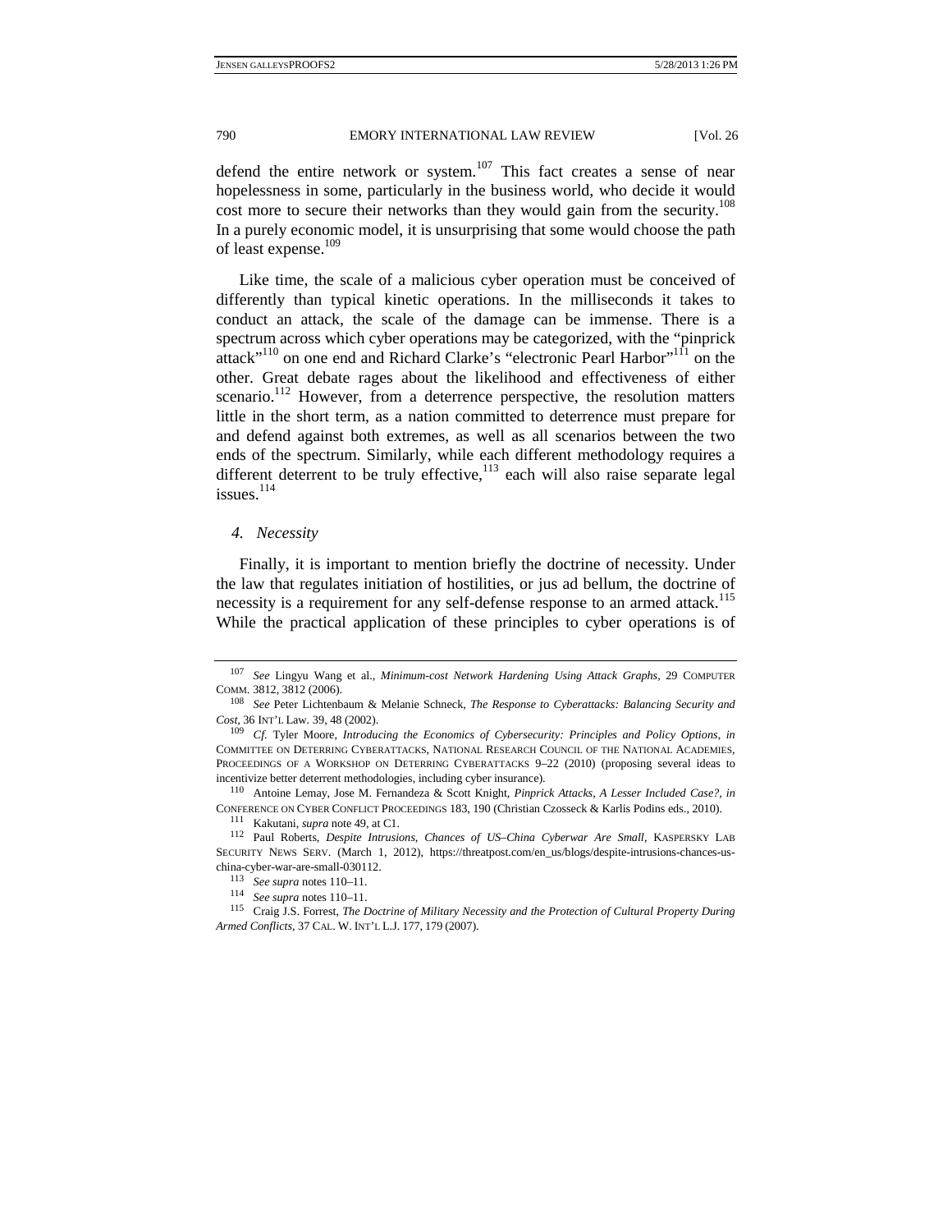defend the entire network or system.[107] This fact creates a sense of near hopelessness in some, particularly in the business world, who decide it would cost more to secure their networks than they would gain from the security.[108] In a purely economic model, it is unsurprising that some would choose the path of least expense.[109]

Like time, the scale of a malicious cyber operation must be conceived of differently than typical kinetic operations. In the milliseconds it takes to conduct an attack, the scale of the damage can be immense. There is a spectrum across which cyber operations may be categorized, with the "pinprick attack"[110] on one end and Richard Clarke's "electronic Pearl Harbor"[111] on the other. Great debate rages about the likelihood and effectiveness of either scenario.[112] However, from a deterrence perspective, the resolution matters little in the short term, as a nation committed to deterrence must prepare for and defend against both extremes, as well as all scenarios between the two ends of the spectrum. Similarly, while each different methodology requires a different deterrent to be truly effective,[113] each will also raise separate legal issues.[114]

*4. Necessity*

Finally, it is important to mention briefly the doctrine of necessity. Under the law that regulates initiation of hostilities, or jus ad bellum, the doctrine of necessity is a requirement for any self-defense response to an armed attack.[115] While the practical application of these principles to cyber operations is of

---

[107] *See* Lingyu Wang et al., *Minimum-cost Network Hardening Using Attack Graphs*, 29 COMPUTER COMM. 3812, 3812 (2006).

[108] *See* Peter Lichtenbaum & Melanie Schneck, *The Response to Cyberattacks: Balancing Security and Cost*, 36 INT'L LAW. 39, 48 (2002).

[109] *Cf.* Tyler Moore, *Introducing the Economics of Cybersecurity: Principles and Policy Options*, *in* COMMITTEE ON DETERRING CYBERATTACKS, NATIONAL RESEARCH COUNCIL OF THE NATIONAL ACADEMIES, PROCEEDINGS OF A WORKSHOP ON DETERRING CYBERATTACKS 9–22 (2010) (proposing several ideas to incentivize better deterrent methodologies, including cyber insurance).

[110] Antoine Lemay, Jose M. Fernandeza & Scott Knight, *Pinprick Attacks, A Lesser Included Case?*, *in* CONFERENCE ON CYBER CONFLICT PROCEEDINGS 183, 190 (Christian Czosseck & Karlis Podins eds., 2010).

[111] Kakutani, *supra* note 49, at C1.

[112] Paul Roberts, *Despite Intrusions, Chances of US–China Cyberwar Are Small*, KASPERSKY LAB SECURITY NEWS SERV. (March 1, 2012), https://threatpost.com/en_us/blogs/despite-intrusions-chances-us-china-cyber-war-are-small-030112.

[113] *See supra* notes 110–11.

[114] *See supra* notes 110–11.

[115] Craig J.S. Forrest, *The Doctrine of Military Necessity and the Protection of Cultural Property During Armed Conflicts*, 37 CAL. W. INT'L L.J. 177, 179 (2007).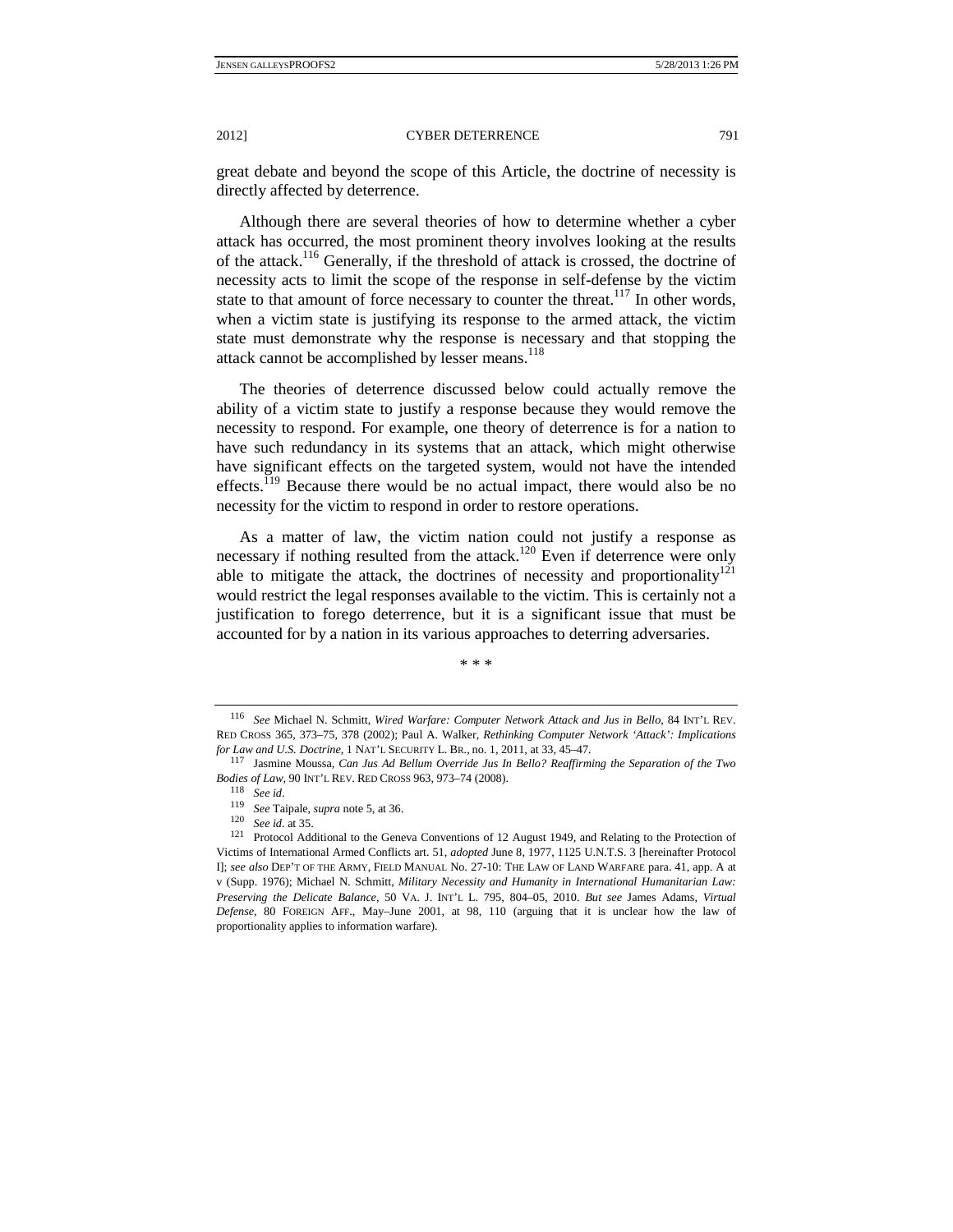great debate and beyond the scope of this Article, the doctrine of necessity is directly affected by deterrence.

Although there are several theories of how to determine whether a cyber attack has occurred, the most prominent theory involves looking at the results of the attack.[116] Generally, if the threshold of attack is crossed, the doctrine of necessity acts to limit the scope of the response in self-defense by the victim state to that amount of force necessary to counter the threat.[117] In other words, when a victim state is justifying its response to the armed attack, the victim state must demonstrate why the response is necessary and that stopping the attack cannot be accomplished by lesser means.[118]

The theories of deterrence discussed below could actually remove the ability of a victim state to justify a response because they would remove the necessity to respond. For example, one theory of deterrence is for a nation to have such redundancy in its systems that an attack, which might otherwise have significant effects on the targeted system, would not have the intended effects.[119] Because there would be no actual impact, there would also be no necessity for the victim to respond in order to restore operations.

As a matter of law, the victim nation could not justify a response as necessary if nothing resulted from the attack.[120] Even if deterrence were only able to mitigate the attack, the doctrines of necessity and proportionality[121] would restrict the legal responses available to the victim. This is certainly not a justification to forego deterrence, but it is a significant issue that must be accounted for by a nation in its various approaches to deterring adversaries.

\* \* \*

---

[116] *See* Michael N. Schmitt, *Wired Warfare: Computer Network Attack and Jus in Bello*, 84 INT'L REV. RED CROSS 365, 373–75, 378 (2002); Paul A. Walker, *Rethinking Computer Network 'Attack': Implications for Law and U.S. Doctrine*, 1 NAT'L SECURITY L. BR., no. 1, 2011, at 33, 45–47.

[117] Jasmine Moussa, *Can Jus Ad Bellum Override Jus In Bello? Reaffirming the Separation of the Two Bodies of Law*, 90 INT'L REV. RED CROSS 963, 973–74 (2008).

[118] *See id*.

[119] *See* Taipale, *supra* note 5, at 36.

[120] *See id*. at 35.

[121] Protocol Additional to the Geneva Conventions of 12 August 1949, and Relating to the Protection of Victims of International Armed Conflicts art. 51, *adopted* June 8, 1977, 1125 U.N.T.S. 3 [hereinafter Protocol I]; *see also* DEP'T OF THE ARMY, FIELD MANUAL No. 27-10: THE LAW OF LAND WARFARE para. 41, app. A at v (Supp. 1976); Michael N. Schmitt, *Military Necessity and Humanity in International Humanitarian Law: Preserving the Delicate Balance*, 50 VA. J. INT'L L. 795, 804–05, 2010. *But see* James Adams, *Virtual Defense*, 80 FOREIGN AFF., May–June 2001, at 98, 110 (arguing that it is unclear how the law of proportionality applies to information warfare).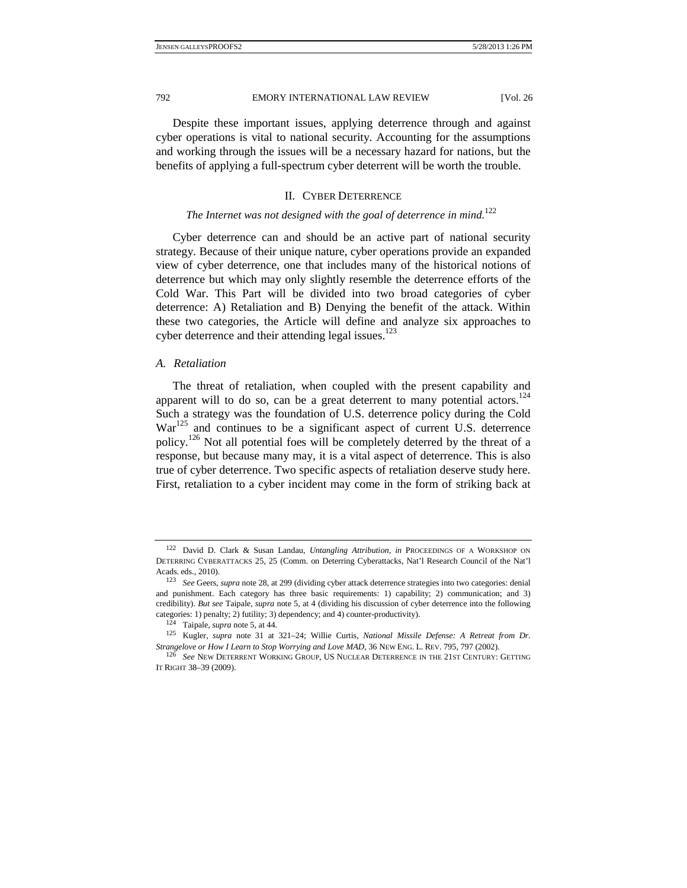Despite these important issues, applying deterrence through and against cyber operations is vital to national security. Accounting for the assumptions and working through the issues will be a necessary hazard for nations, but the benefits of applying a full-spectrum cyber deterrent will be worth the trouble.

## II. Cyber Deterrence

*The Internet was not designed with the goal of deterrence in mind.*[122]

Cyber deterrence can and should be an active part of national security strategy. Because of their unique nature, cyber operations provide an expanded view of cyber deterrence, one that includes many of the historical notions of deterrence but which may only slightly resemble the deterrence efforts of the Cold War. This Part will be divided into two broad categories of cyber deterrence: A) Retaliation and B) Denying the benefit of the attack. Within these two categories, the Article will define and analyze six approaches to cyber deterrence and their attending legal issues.[123]

### *A. Retaliation*

The threat of retaliation, when coupled with the present capability and apparent will to do so, can be a great deterrent to many potential actors.[124] Such a strategy was the foundation of U.S. deterrence policy during the Cold War[125] and continues to be a significant aspect of current U.S. deterrence policy.[126] Not all potential foes will be completely deterred by the threat of a response, but because many may, it is a vital aspect of deterrence. This is also true of cyber deterrence. Two specific aspects of retaliation deserve study here. First, retaliation to a cyber incident may come in the form of striking back at

---

[122] David D. Clark & Susan Landau, *Untangling Attribution*, *in* PROCEEDINGS OF A WORKSHOP ON DETERRING CYBERATTACKS 25, 25 (Comm. on Deterring Cyberattacks, Nat'l Research Council of the Nat'l Acads. eds., 2010).

[123] *See* Geers, *supra* note 28, at 299 (dividing cyber attack deterrence strategies into two categories: denial and punishment. Each category has three basic requirements: 1) capability; 2) communication; and 3) credibility). *But see* Taipale, *supra* note 5, at 4 (dividing his discussion of cyber deterrence into the following categories: 1) penalty; 2) futility; 3) dependency; and 4) counter-productivity).

[124] Taipale, *supra* note 5, at 44.

[125] Kugler, *supra* note 31 at 321–24; Willie Curtis, *National Missile Defense: A Retreat from Dr. Strangelove or How I Learn to Stop Worrying and Love MAD*, 36 NEW ENG. L. REV. 795, 797 (2002).

[126] *See* NEW DETERRENT WORKING GROUP, US NUCLEAR DETERRENCE IN THE 21ST CENTURY: GETTING IT RIGHT 38–39 (2009).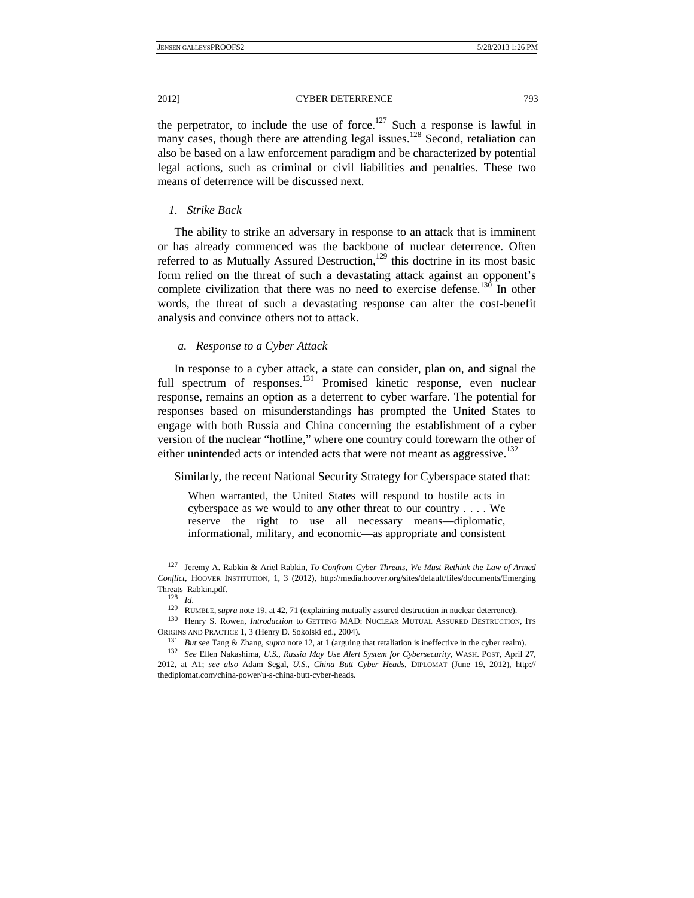the perpetrator, to include the use of force.[127] Such a response is lawful in many cases, though there are attending legal issues.[128] Second, retaliation can also be based on a law enforcement paradigm and be characterized by potential legal actions, such as criminal or civil liabilities and penalties. These two means of deterrence will be discussed next.

#### *1. Strike Back*

The ability to strike an adversary in response to an attack that is imminent or has already commenced was the backbone of nuclear deterrence. Often referred to as Mutually Assured Destruction,[129] this doctrine in its most basic form relied on the threat of such a devastating attack against an opponent's complete civilization that there was no need to exercise defense.[130] In other words, the threat of such a devastating response can alter the cost-benefit analysis and convince others not to attack.

##### *a. Response to a Cyber Attack*

In response to a cyber attack, a state can consider, plan on, and signal the full spectrum of responses.[131] Promised kinetic response, even nuclear response, remains an option as a deterrent to cyber warfare. The potential for responses based on misunderstandings has prompted the United States to engage with both Russia and China concerning the establishment of a cyber version of the nuclear "hotline," where one country could forewarn the other of either unintended acts or intended acts that were not meant as aggressive.[132]

Similarly, the recent National Security Strategy for Cyberspace stated that:

> When warranted, the United States will respond to hostile acts in cyberspace as we would to any other threat to our country . . . . We reserve the right to use all necessary means—diplomatic, informational, military, and economic—as appropriate and consistent

---

[127] Jeremy A. Rabkin & Ariel Rabkin, *To Confront Cyber Threats, We Must Rethink the Law of Armed Conflict*, HOOVER INSTITUTION, 1, 3 (2012), http://media.hoover.org/sites/default/files/documents/EmergingThreats_Rabkin.pdf.

[128] *Id*.

[129] RUMBLE, *supra* note 19, at 42, 71 (explaining mutually assured destruction in nuclear deterrence).

[130] Henry S. Rowen, *Introduction* to GETTING MAD: NUCLEAR MUTUAL ASSURED DESTRUCTION, ITS ORIGINS AND PRACTICE 1, 3 (Henry D. Sokolski ed., 2004).

[131] *But see* Tang & Zhang, *supra* note 12, at 1 (arguing that retaliation is ineffective in the cyber realm).

[132] *See* Ellen Nakashima, *U.S., Russia May Use Alert System for Cybersecurity*, WASH. POST, April 27, 2012, at A1; *see also* Adam Segal, *U.S., China Butt Cyber Heads*, DIPLOMAT (June 19, 2012), http://thediplomat.com/china-power/u-s-china-butt-cyber-heads.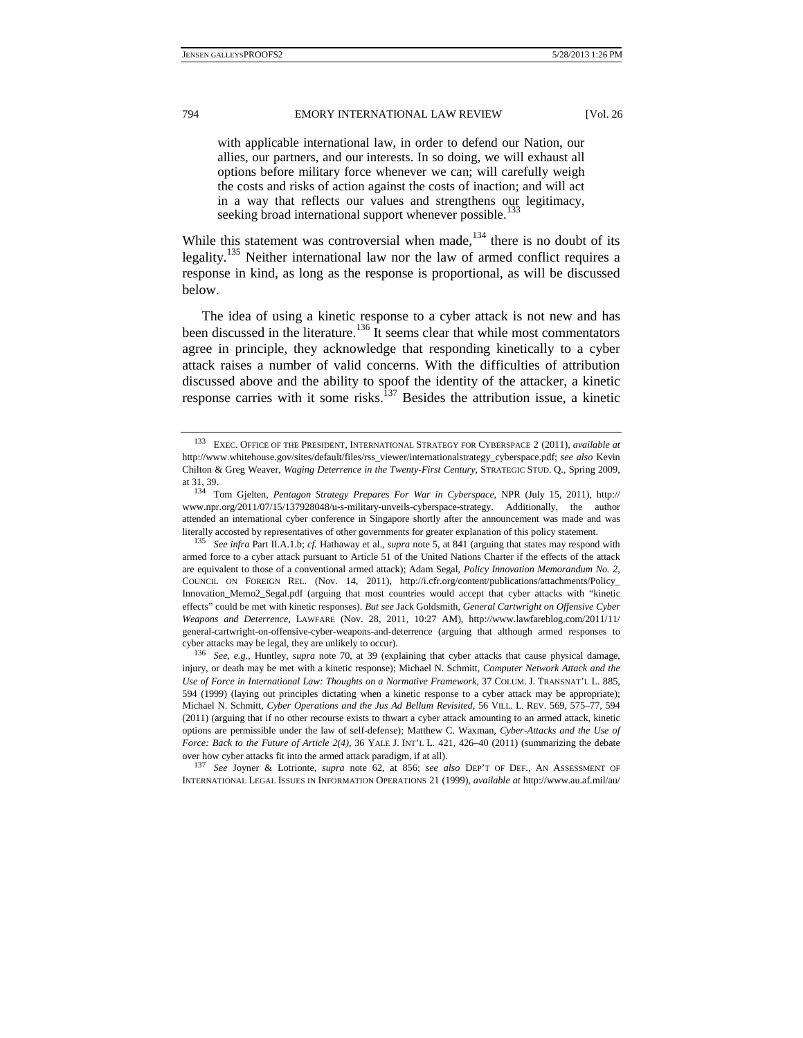> with applicable international law, in order to defend our Nation, our allies, our partners, and our interests. In so doing, we will exhaust all options before military force whenever we can; will carefully weigh the costs and risks of action against the costs of inaction; and will act in a way that reflects our values and strengthens our legitimacy, seeking broad international support whenever possible.[133]

While this statement was controversial when made,[134] there is no doubt of its legality.[135] Neither international law nor the law of armed conflict requires a response in kind, as long as the response is proportional, as will be discussed below.

The idea of using a kinetic response to a cyber attack is not new and has been discussed in the literature.[136] It seems clear that while most commentators agree in principle, they acknowledge that responding kinetically to a cyber attack raises a number of valid concerns. With the difficulties of attribution discussed above and the ability to spoof the identity of the attacker, a kinetic response carries with it some risks.[137] Besides the attribution issue, a kinetic

---

[133] EXEC. OFFICE OF THE PRESIDENT, INTERNATIONAL STRATEGY FOR CYBERSPACE 2 (2011), *available at* http://www.whitehouse.gov/sites/default/files/rss_viewer/internationalstrategy_cyberspace.pdf; *see also* Kevin Chilton & Greg Weaver, *Waging Deterrence in the Twenty-First Century*, STRATEGIC STUD. Q., Spring 2009, at 31, 39.

[134] Tom Gjelten, *Pentagon Strategy Prepares For War in Cyberspace*, NPR (July 15, 2011), http://www.npr.org/2011/07/15/137928048/u-s-military-unveils-cyberspace-strategy. Additionally, the author attended an international cyber conference in Singapore shortly after the announcement was made and was literally accosted by representatives of other governments for greater explanation of this policy statement.

[135] *See infra* Part II.A.1.b; *cf.* Hathaway et al., *supra* note 5, at 841 (arguing that states may respond with armed force to a cyber attack pursuant to Article 51 of the United Nations Charter if the effects of the attack are equivalent to those of a conventional armed attack); Adam Segal, *Policy Innovation Memorandum No. 2*, COUNCIL ON FOREIGN REL. (Nov. 14, 2011), http://i.cfr.org/content/publications/attachments/Policy_Innovation_Memo2_Segal.pdf (arguing that most countries would accept that cyber attacks with "kinetic effects" could be met with kinetic responses). *But see* Jack Goldsmith, *General Cartwright on Offensive Cyber Weapons and Deterrence*, LAWFARE (Nov. 28, 2011, 10:27 AM), http://www.lawfareblog.com/2011/11/general-cartwright-on-offensive-cyber-weapons-and-deterrence (arguing that although armed responses to cyber attacks may be legal, they are unlikely to occur).

[136] *See, e.g.*, Huntley, *supra* note 70, at 39 (explaining that cyber attacks that cause physical damage, injury, or death may be met with a kinetic response); Michael N. Schmitt, *Computer Network Attack and the Use of Force in International Law: Thoughts on a Normative Framework*, 37 COLUM. J. TRANSNAT'L L. 885, 594 (1999) (laying out principles dictating when a kinetic response to a cyber attack may be appropriate); Michael N. Schmitt, *Cyber Operations and the Jus Ad Bellum Revisited*, 56 VILL. L. REV. 569, 575–77, 594 (2011) (arguing that if no other recourse exists to thwart a cyber attack amounting to an armed attack, kinetic options are permissible under the law of self-defense); Matthew C. Waxman, *Cyber-Attacks and the Use of Force: Back to the Future of Article 2(4)*, 36 YALE J. INT'L L. 421, 426–40 (2011) (summarizing the debate over how cyber attacks fit into the armed attack paradigm, if at all).

[137] *See* Joyner & Lotrionte, *supra* note 62, at 856; *see also* DEP'T OF DEF., AN ASSESSMENT OF INTERNATIONAL LEGAL ISSUES IN INFORMATION OPERATIONS 21 (1999), *available at* http://www.au.af.mil/au/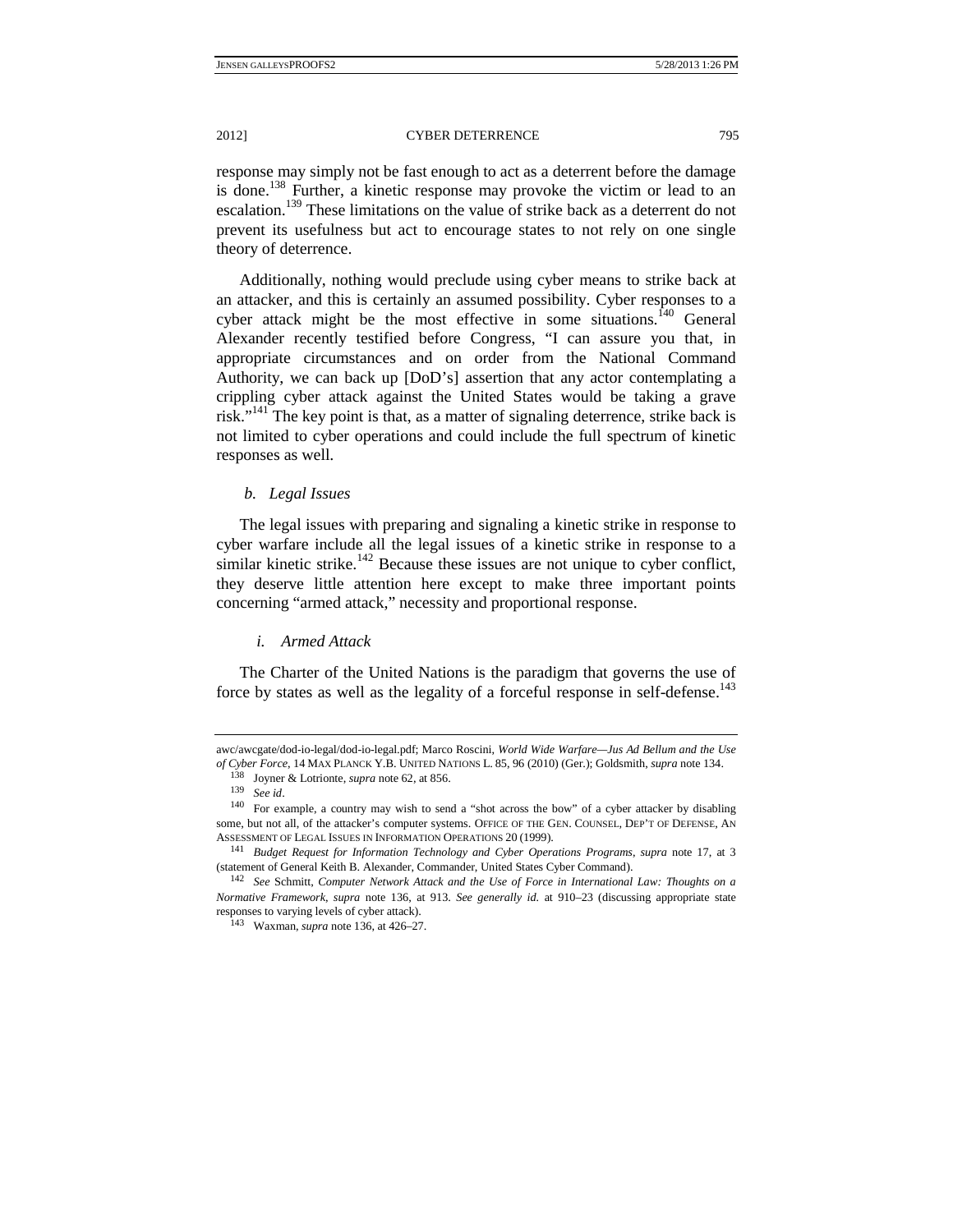response may simply not be fast enough to act as a deterrent before the damage is done.[138] Further, a kinetic response may provoke the victim or lead to an escalation.[139] These limitations on the value of strike back as a deterrent do not prevent its usefulness but act to encourage states to not rely on one single theory of deterrence.

Additionally, nothing would preclude using cyber means to strike back at an attacker, and this is certainly an assumed possibility. Cyber responses to a cyber attack might be the most effective in some situations.[140] General Alexander recently testified before Congress, "I can assure you that, in appropriate circumstances and on order from the National Command Authority, we can back up [DoD's] assertion that any actor contemplating a crippling cyber attack against the United States would be taking a grave risk."[141] The key point is that, as a matter of signaling deterrence, strike back is not limited to cyber operations and could include the full spectrum of kinetic responses as well.

#### *b. Legal Issues*

The legal issues with preparing and signaling a kinetic strike in response to cyber warfare include all the legal issues of a kinetic strike in response to a similar kinetic strike.[142] Because these issues are not unique to cyber conflict, they deserve little attention here except to make three important points concerning "armed attack," necessity and proportional response.

##### *i. Armed Attack*

The Charter of the United Nations is the paradigm that governs the use of force by states as well as the legality of a forceful response in self-defense.[143]

---

awc/awcgate/dod-io-legal/dod-io-legal.pdf; Marco Roscini, *World Wide Warfare—Jus Ad Bellum and the Use of Cyber Force*, 14 MAX PLANCK Y.B. UNITED NATIONS L. 85, 96 (2010) (Ger.); Goldsmith, *supra* note 134.

[138] Joyner & Lotrionte, *supra* note 62, at 856.

[139] *See id*.

[140] For example, a country may wish to send a "shot across the bow" of a cyber attacker by disabling some, but not all, of the attacker's computer systems. OFFICE OF THE GEN. COUNSEL, DEP'T OF DEFENSE, AN ASSESSMENT OF LEGAL ISSUES IN INFORMATION OPERATIONS 20 (1999).

[141] *Budget Request for Information Technology and Cyber Operations Programs*, *supra* note 17, at 3 (statement of General Keith B. Alexander, Commander, United States Cyber Command).

[142] *See* Schmitt, *Computer Network Attack and the Use of Force in International Law: Thoughts on a Normative Framework*, *supra* note 136, at 913. *See generally id.* at 910–23 (discussing appropriate state responses to varying levels of cyber attack).

[143] Waxman, *supra* note 136, at 426–27.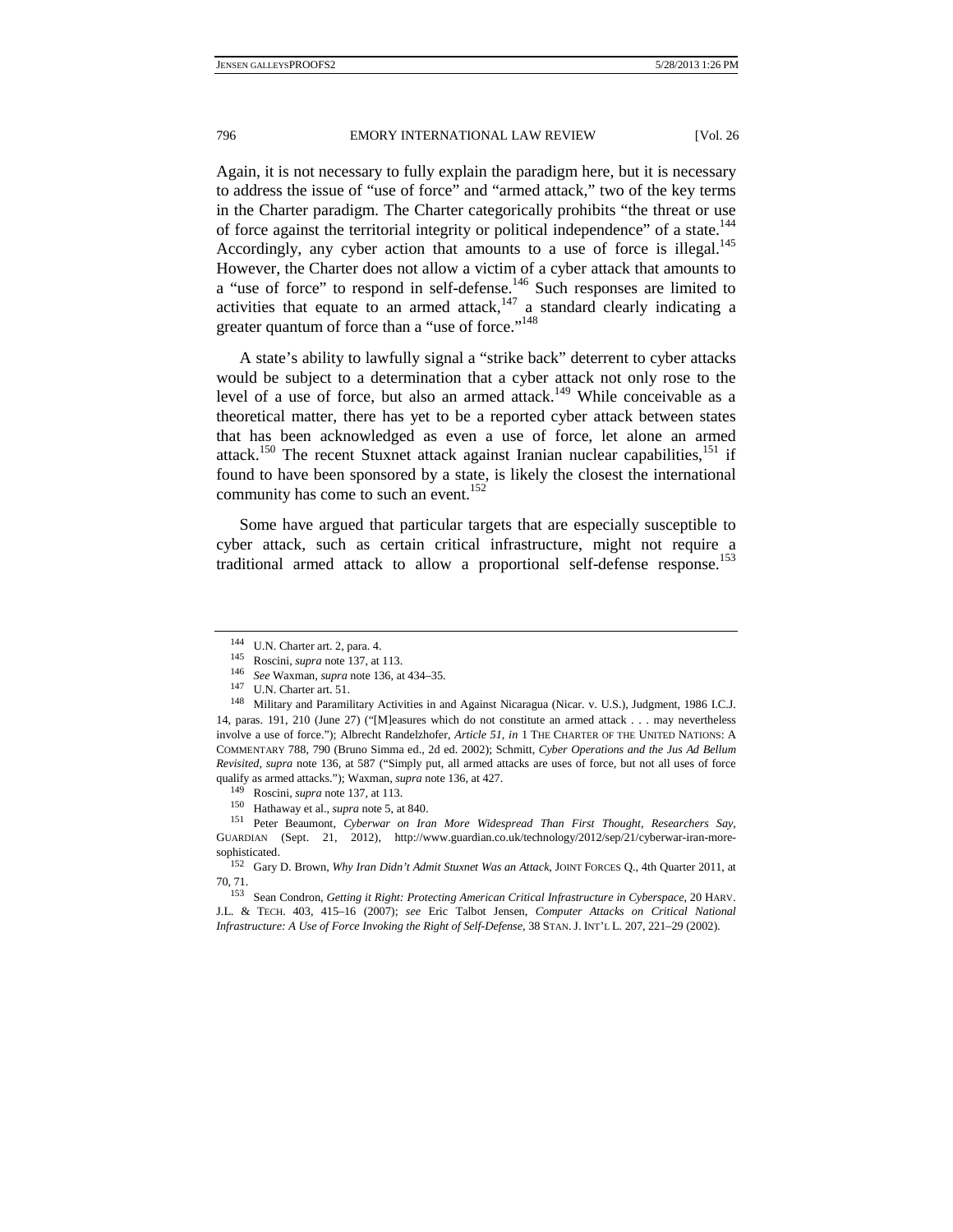Again, it is not necessary to fully explain the paradigm here, but it is necessary to address the issue of "use of force" and "armed attack," two of the key terms in the Charter paradigm. The Charter categorically prohibits "the threat or use of force against the territorial integrity or political independence" of a state.[144] Accordingly, any cyber action that amounts to a use of force is illegal.[145] However, the Charter does not allow a victim of a cyber attack that amounts to a "use of force" to respond in self-defense.[146] Such responses are limited to activities that equate to an armed attack,[147] a standard clearly indicating a greater quantum of force than a "use of force."[148]

A state's ability to lawfully signal a "strike back" deterrent to cyber attacks would be subject to a determination that a cyber attack not only rose to the level of a use of force, but also an armed attack.[149] While conceivable as a theoretical matter, there has yet to be a reported cyber attack between states that has been acknowledged as even a use of force, let alone an armed attack.[150] The recent Stuxnet attack against Iranian nuclear capabilities,[151] if found to have been sponsored by a state, is likely the closest the international community has come to such an event.[152]

Some have argued that particular targets that are especially susceptible to cyber attack, such as certain critical infrastructure, might not require a traditional armed attack to allow a proportional self-defense response.[153]

---

[144] U.N. Charter art. 2, para. 4.

[145] Roscini, *supra* note 137, at 113.

[146] *See* Waxman, *supra* note 136, at 434–35.

[147] U.N. Charter art. 51.

[148] Military and Paramilitary Activities in and Against Nicaragua (Nicar. v. U.S.), Judgment, 1986 I.C.J. 14, paras. 191, 210 (June 27) ("[M]easures which do not constitute an armed attack . . . may nevertheless involve a use of force."); Albrecht Randelzhofer, *Article 51*, *in* 1 THE CHARTER OF THE UNITED NATIONS: A COMMENTARY 788, 790 (Bruno Simma ed., 2d ed. 2002); Schmitt, *Cyber Operations and the Jus Ad Bellum Revisited*, *supra* note 136, at 587 ("Simply put, all armed attacks are uses of force, but not all uses of force qualify as armed attacks."); Waxman, *supra* note 136, at 427.

[149] Roscini, *supra* note 137, at 113.

[150] Hathaway et al., *supra* note 5, at 840.

[151] Peter Beaumont, *Cyberwar on Iran More Widespread Than First Thought, Researchers Say*, GUARDIAN (Sept. 21, 2012), http://www.guardian.co.uk/technology/2012/sep/21/cyberwar-iran-more-sophisticated.

[152] Gary D. Brown, *Why Iran Didn't Admit Stuxnet Was an Attack*, JOINT FORCES Q., 4th Quarter 2011, at 70, 71.

[153] Sean Condron, *Getting it Right: Protecting American Critical Infrastructure in Cyberspace*, 20 HARV. J.L. & TECH. 403, 415–16 (2007); *see* Eric Talbot Jensen, *Computer Attacks on Critical National Infrastructure: A Use of Force Invoking the Right of Self-Defense*, 38 STAN. J. INT'L L. 207, 221–29 (2002).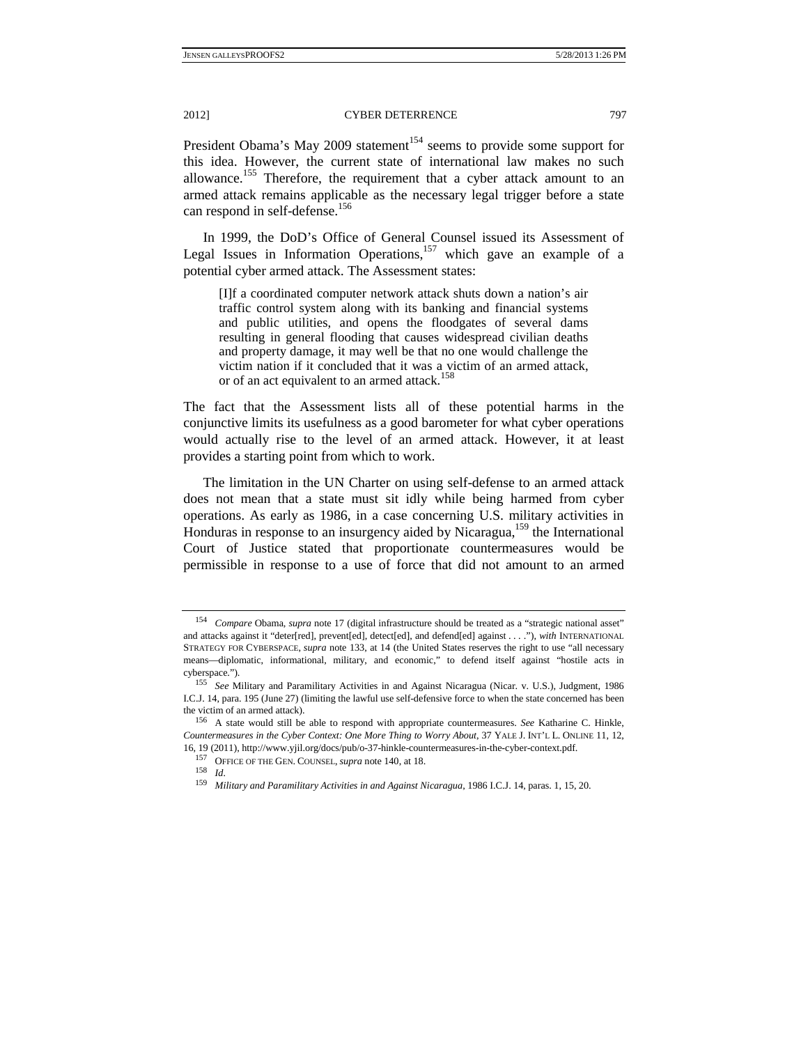President Obama's May 2009 statement[154] seems to provide some support for this idea. However, the current state of international law makes no such allowance.[155] Therefore, the requirement that a cyber attack amount to an armed attack remains applicable as the necessary legal trigger before a state can respond in self-defense.[156]

In 1999, the DoD's Office of General Counsel issued its Assessment of Legal Issues in Information Operations,[157] which gave an example of a potential cyber armed attack. The Assessment states:

> [I]f a coordinated computer network attack shuts down a nation's air traffic control system along with its banking and financial systems and public utilities, and opens the floodgates of several dams resulting in general flooding that causes widespread civilian deaths and property damage, it may well be that no one would challenge the victim nation if it concluded that it was a victim of an armed attack, or of an act equivalent to an armed attack.[158]

The fact that the Assessment lists all of these potential harms in the conjunctive limits its usefulness as a good barometer for what cyber operations would actually rise to the level of an armed attack. However, it at least provides a starting point from which to work.

The limitation in the UN Charter on using self-defense to an armed attack does not mean that a state must sit idly while being harmed from cyber operations. As early as 1986, in a case concerning U.S. military activities in Honduras in response to an insurgency aided by Nicaragua,[159] the International Court of Justice stated that proportionate countermeasures would be permissible in response to a use of force that did not amount to an armed

---

154 *Compare* Obama, *supra* note 17 (digital infrastructure should be treated as a "strategic national asset" and attacks against it "deter[red], prevent[ed], detect[ed], and defend[ed] against . . . ."), *with* INTERNATIONAL STRATEGY FOR CYBERSPACE, *supra* note 133, at 14 (the United States reserves the right to use "all necessary means—diplomatic, informational, military, and economic," to defend itself against "hostile acts in cyberspace.").

155 *See* Military and Paramilitary Activities in and Against Nicaragua (Nicar. v. U.S.), Judgment, 1986 I.C.J. 14, para. 195 (June 27) (limiting the lawful use self-defensive force to when the state concerned has been the victim of an armed attack).

156 A state would still be able to respond with appropriate countermeasures. *See* Katharine C. Hinkle, *Countermeasures in the Cyber Context: One More Thing to Worry About*, 37 YALE J. INT'L L. ONLINE 11, 12, 16, 19 (2011), http://www.yjil.org/docs/pub/o-37-hinkle-countermeasures-in-the-cyber-context.pdf.

157 OFFICE OF THE GEN. COUNSEL, *supra* note 140, at 18.

158 *Id.*

159 *Military and Paramilitary Activities in and Against Nicaragua*, 1986 I.C.J. 14, paras. 1, 15, 20.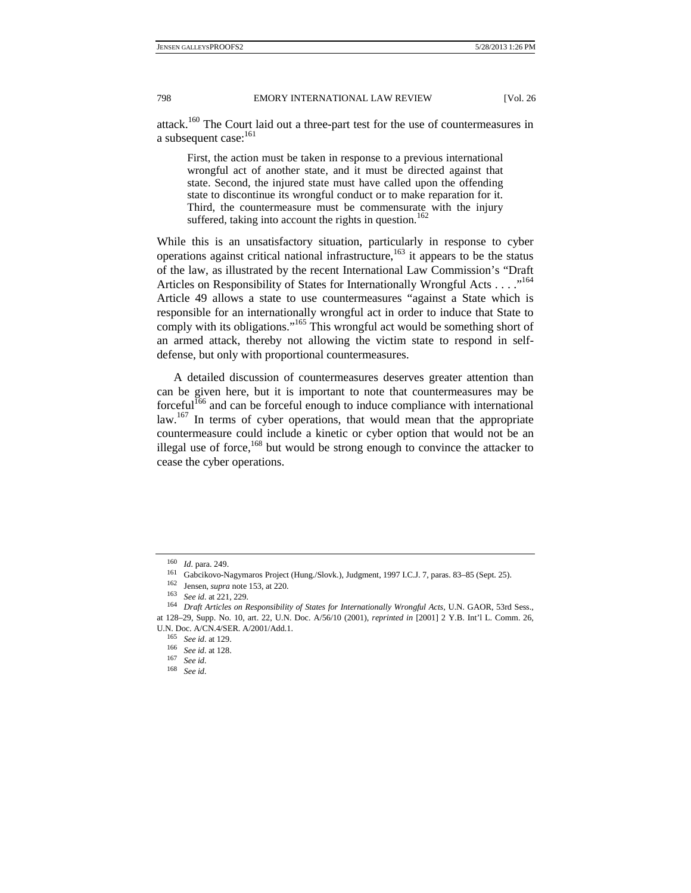attack.[160] The Court laid out a three-part test for the use of countermeasures in a subsequent case:[161]

> First, the action must be taken in response to a previous international wrongful act of another state, and it must be directed against that state. Second, the injured state must have called upon the offending state to discontinue its wrongful conduct or to make reparation for it. Third, the countermeasure must be commensurate with the injury suffered, taking into account the rights in question.[162]

While this is an unsatisfactory situation, particularly in response to cyber operations against critical national infrastructure,[163] it appears to be the status of the law, as illustrated by the recent International Law Commission's "Draft Articles on Responsibility of States for Internationally Wrongful Acts . . . ."[164] Article 49 allows a state to use countermeasures "against a State which is responsible for an internationally wrongful act in order to induce that State to comply with its obligations."[165] This wrongful act would be something short of an armed attack, thereby not allowing the victim state to respond in self-defense, but only with proportional countermeasures.

A detailed discussion of countermeasures deserves greater attention than can be given here, but it is important to note that countermeasures may be forceful[166] and can be forceful enough to induce compliance with international law.[167] In terms of cyber operations, that would mean that the appropriate countermeasure could include a kinetic or cyber option that would not be an illegal use of force,[168] but would be strong enough to convince the attacker to cease the cyber operations.

---

[160] *Id*. para. 249.

[161] Gabcikovo-Nagymaros Project (Hung./Slovk.), Judgment, 1997 I.C.J. 7, paras. 83–85 (Sept. 25).

[162] Jensen, *supra* note 153, at 220.

[163] *See id*. at 221, 229.

[164] *Draft Articles on Responsibility of States for Internationally Wrongful Acts*, U.N. GAOR, 53rd Sess., at 128–29, Supp. No. 10, art. 22, U.N. Doc. A/56/10 (2001), *reprinted in* [2001] 2 Y.B. Int'l L. Comm. 26, U.N. Doc. A/CN.4/SER. A/2001/Add.1.

[165] *See id*. at 129.

[166] *See id*. at 128.

[167] *See id*.

[168] *See id*.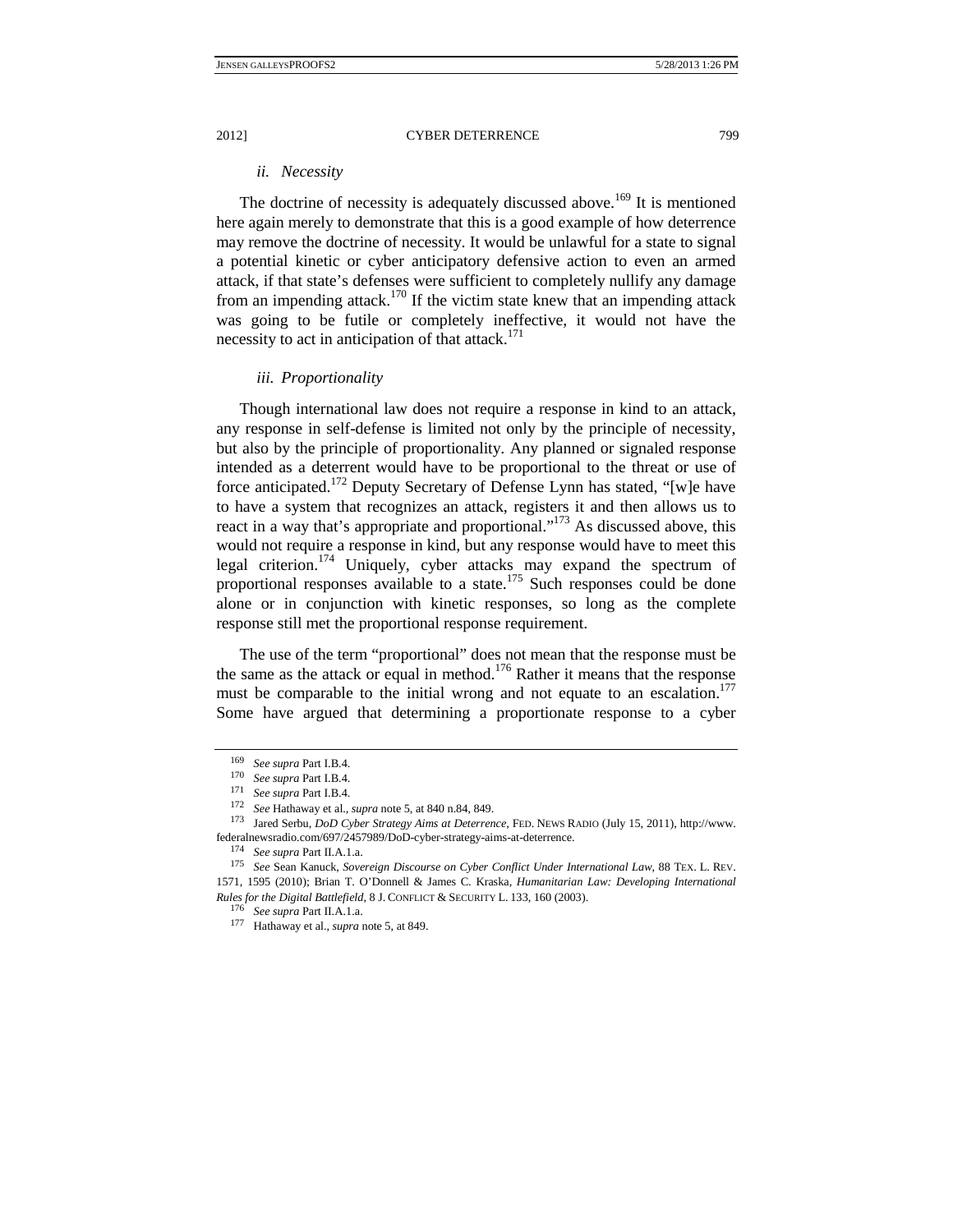#### ii. *Necessity*

The doctrine of necessity is adequately discussed above.[169] It is mentioned here again merely to demonstrate that this is a good example of how deterrence may remove the doctrine of necessity. It would be unlawful for a state to signal a potential kinetic or cyber anticipatory defensive action to even an armed attack, if that state's defenses were sufficient to completely nullify any damage from an impending attack.[170] If the victim state knew that an impending attack was going to be futile or completely ineffective, it would not have the necessity to act in anticipation of that attack.[171]

#### iii. *Proportionality*

Though international law does not require a response in kind to an attack, any response in self-defense is limited not only by the principle of necessity, but also by the principle of proportionality. Any planned or signaled response intended as a deterrent would have to be proportional to the threat or use of force anticipated.[172] Deputy Secretary of Defense Lynn has stated, "[w]e have to have a system that recognizes an attack, registers it and then allows us to react in a way that's appropriate and proportional."[173] As discussed above, this would not require a response in kind, but any response would have to meet this legal criterion.[174] Uniquely, cyber attacks may expand the spectrum of proportional responses available to a state.[175] Such responses could be done alone or in conjunction with kinetic responses, so long as the complete response still met the proportional response requirement.

The use of the term "proportional" does not mean that the response must be the same as the attack or equal in method.[176] Rather it means that the response must be comparable to the initial wrong and not equate to an escalation.[177] Some have argued that determining a proportionate response to a cyber

---

169 *See supra* Part I.B.4.

170 *See supra* Part I.B.4.

171 *See supra* Part I.B.4.

172 *See* Hathaway et al., *supra* note 5, at 840 n.84, 849.

173 Jared Serbu, *DoD Cyber Strategy Aims at Deterrence*, FED. NEWS RADIO (July 15, 2011), http://www.federalnewsradio.com/697/2457989/DoD-cyber-strategy-aims-at-deterrence.

174 *See supra* Part II.A.1.a.

175 *See* Sean Kanuck, *Sovereign Discourse on Cyber Conflict Under International Law*, 88 TEX. L. REV. 1571, 1595 (2010); Brian T. O'Donnell & James C. Kraska, *Humanitarian Law: Developing International Rules for the Digital Battlefield*, 8 J. CONFLICT & SECURITY L. 133, 160 (2003).

176 *See supra* Part II.A.1.a.

177 Hathaway et al., *supra* note 5, at 849.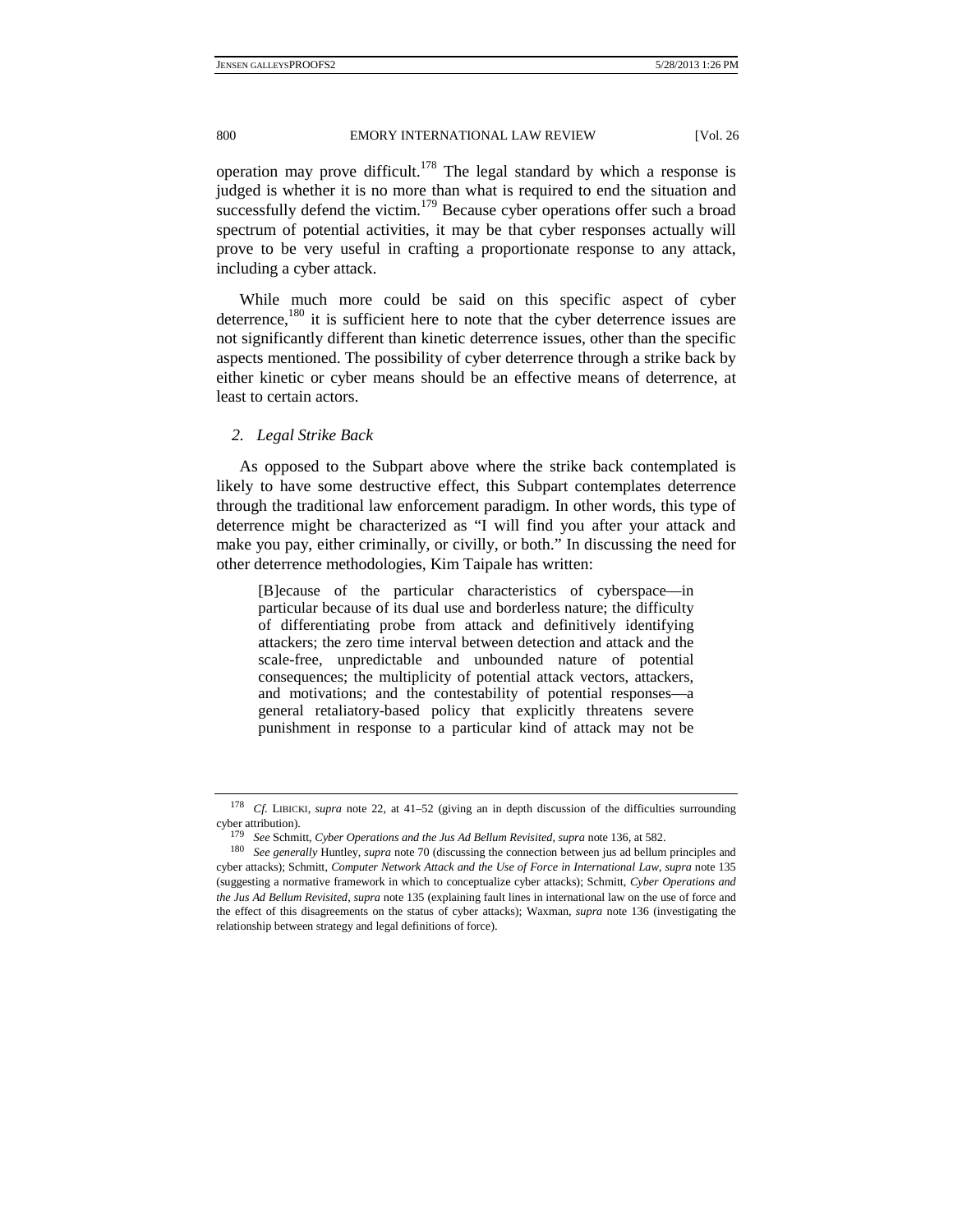operation may prove difficult.[178] The legal standard by which a response is judged is whether it is no more than what is required to end the situation and successfully defend the victim.[179] Because cyber operations offer such a broad spectrum of potential activities, it may be that cyber responses actually will prove to be very useful in crafting a proportionate response to any attack, including a cyber attack.

While much more could be said on this specific aspect of cyber deterrence,[180] it is sufficient here to note that the cyber deterrence issues are not significantly different than kinetic deterrence issues, other than the specific aspects mentioned. The possibility of cyber deterrence through a strike back by either kinetic or cyber means should be an effective means of deterrence, at least to certain actors.

### *2. Legal Strike Back*

As opposed to the Subpart above where the strike back contemplated is likely to have some destructive effect, this Subpart contemplates deterrence through the traditional law enforcement paradigm. In other words, this type of deterrence might be characterized as "I will find you after your attack and make you pay, either criminally, or civilly, or both." In discussing the need for other deterrence methodologies, Kim Taipale has written:

> [B]ecause of the particular characteristics of cyberspace—in particular because of its dual use and borderless nature; the difficulty of differentiating probe from attack and definitively identifying attackers; the zero time interval between detection and attack and the scale-free, unpredictable and unbounded nature of potential consequences; the multiplicity of potential attack vectors, attackers, and motivations; and the contestability of potential responses—a general retaliatory-based policy that explicitly threatens severe punishment in response to a particular kind of attack may not be

---

[178] *Cf.* LIBICKI, *supra* note 22, at 41–52 (giving an in depth discussion of the difficulties surrounding cyber attribution).

[179] *See* Schmitt, *Cyber Operations and the Jus Ad Bellum Revisited*, *supra* note 136, at 582.

[180] *See generally* Huntley, *supra* note 70 (discussing the connection between jus ad bellum principles and cyber attacks); Schmitt, *Computer Network Attack and the Use of Force in International Law*, *supra* note 135 (suggesting a normative framework in which to conceptualize cyber attacks); Schmitt, *Cyber Operations and the Jus Ad Bellum Revisited*, *supra* note 135 (explaining fault lines in international law on the use of force and the effect of this disagreements on the status of cyber attacks); Waxman, *supra* note 136 (investigating the relationship between strategy and legal definitions of force).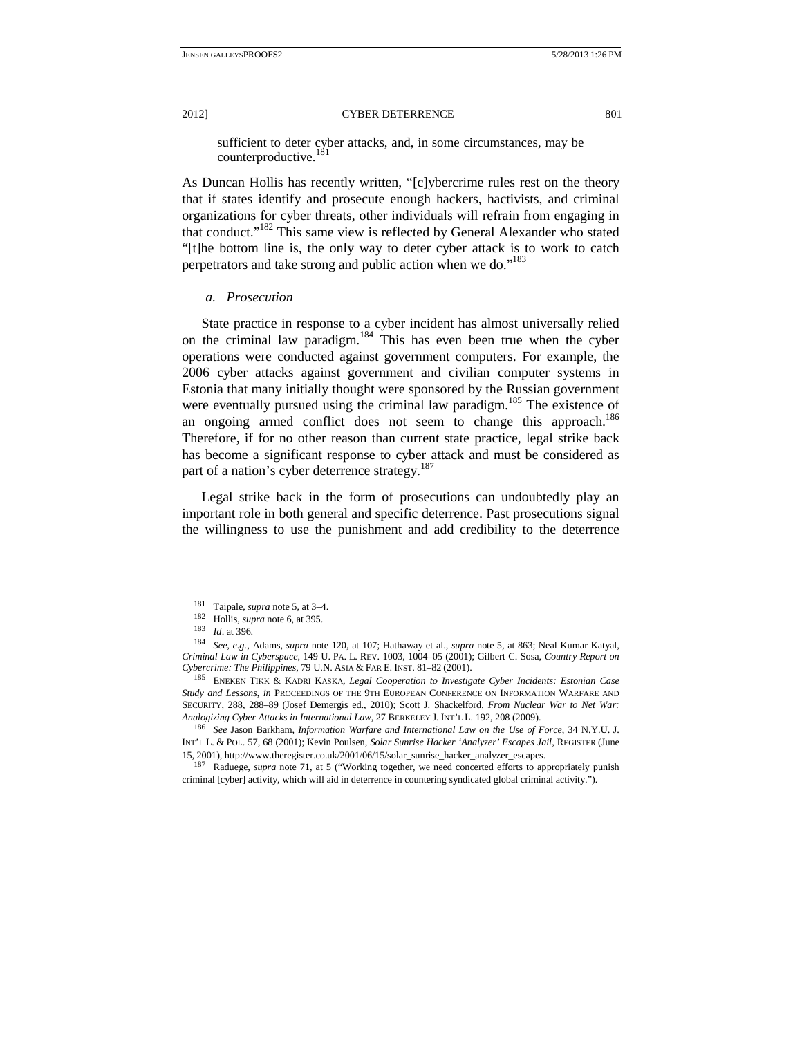sufficient to deter cyber attacks, and, in some circumstances, may be counterproductive.[181]

As Duncan Hollis has recently written, "[c]ybercrime rules rest on the theory that if states identify and prosecute enough hackers, hactivists, and criminal organizations for cyber threats, other individuals will refrain from engaging in that conduct."[182] This same view is reflected by General Alexander who stated "[t]he bottom line is, the only way to deter cyber attack is to work to catch perpetrators and take strong and public action when we do."[183]

*a. Prosecution*

State practice in response to a cyber incident has almost universally relied on the criminal law paradigm.[184] This has even been true when the cyber operations were conducted against government computers. For example, the 2006 cyber attacks against government and civilian computer systems in Estonia that many initially thought were sponsored by the Russian government were eventually pursued using the criminal law paradigm.[185] The existence of an ongoing armed conflict does not seem to change this approach.[186] Therefore, if for no other reason than current state practice, legal strike back has become a significant response to cyber attack and must be considered as part of a nation's cyber deterrence strategy.[187]

Legal strike back in the form of prosecutions can undoubtedly play an important role in both general and specific deterrence. Past prosecutions signal the willingness to use the punishment and add credibility to the deterrence

---

181 Taipale, *supra* note 5, at 3–4.

182 Hollis, *supra* note 6, at 395.

183 *Id*. at 396.

184 *See, e.g.*, Adams, *supra* note 120, at 107; Hathaway et al., *supra* note 5, at 863; Neal Kumar Katyal, *Criminal Law in Cyberspace*, 149 U. PA. L. REV. 1003, 1004–05 (2001); Gilbert C. Sosa, *Country Report on Cybercrime: The Philippines*, 79 U.N. ASIA & FAR E. INST. 81–82 (2001).

185 ENEKEN TIKK & KADRI KASKA, *Legal Cooperation to Investigate Cyber Incidents: Estonian Case Study and Lessons*, *in* PROCEEDINGS OF THE 9TH EUROPEAN CONFERENCE ON INFORMATION WARFARE AND SECURITY, 288, 288–89 (Josef Demergis ed., 2010); Scott J. Shackelford, *From Nuclear War to Net War: Analogizing Cyber Attacks in International Law*, 27 BERKELEY J. INT'L L. 192, 208 (2009).

186 *See* Jason Barkham, *Information Warfare and International Law on the Use of Force*, 34 N.Y.U. J. INT'L L. & POL. 57, 68 (2001); Kevin Poulsen, *Solar Sunrise Hacker 'Analyzer' Escapes Jail*, REGISTER (June 15, 2001), http://www.theregister.co.uk/2001/06/15/solar_sunrise_hacker_analyzer_escapes.

187 Raduege, *supra* note 71, at 5 ("Working together, we need concerted efforts to appropriately punish criminal [cyber] activity, which will aid in deterrence in countering syndicated global criminal activity.").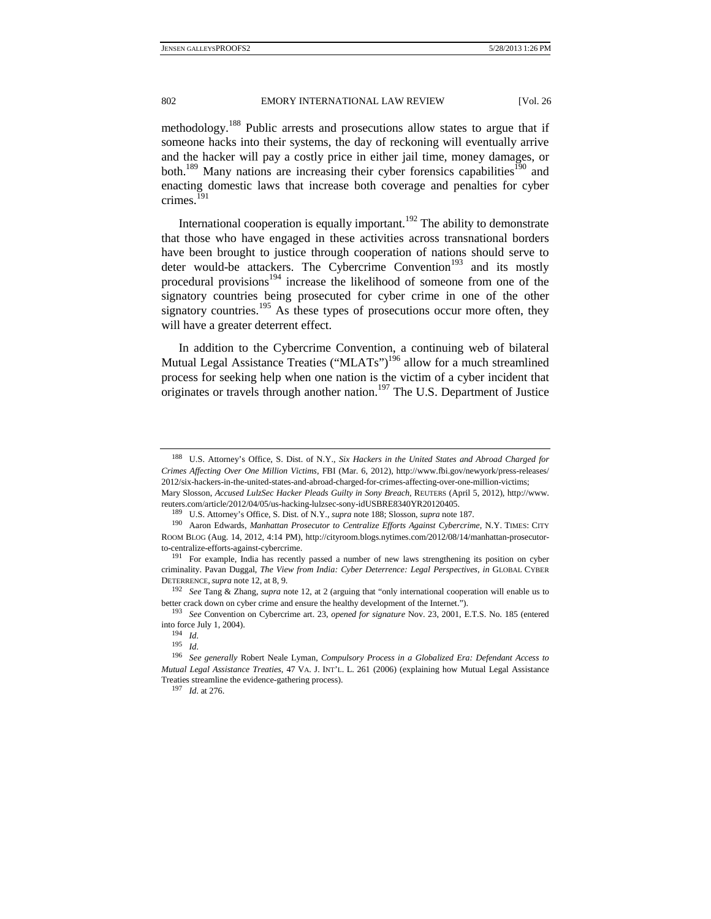methodology.[188] Public arrests and prosecutions allow states to argue that if someone hacks into their systems, the day of reckoning will eventually arrive and the hacker will pay a costly price in either jail time, money damages, or both.[189] Many nations are increasing their cyber forensics capabilities[190] and enacting domestic laws that increase both coverage and penalties for cyber crimes.[191]

International cooperation is equally important.[192] The ability to demonstrate that those who have engaged in these activities across transnational borders have been brought to justice through cooperation of nations should serve to deter would-be attackers. The Cybercrime Convention[193] and its mostly procedural provisions[194] increase the likelihood of someone from one of the signatory countries being prosecuted for cyber crime in one of the other signatory countries.[195] As these types of prosecutions occur more often, they will have a greater deterrent effect.

In addition to the Cybercrime Convention, a continuing web of bilateral Mutual Legal Assistance Treaties ("MLATs")[196] allow for a much streamlined process for seeking help when one nation is the victim of a cyber incident that originates or travels through another nation.[197] The U.S. Department of Justice

---

[188] U.S. Attorney's Office, S. Dist. of N.Y., *Six Hackers in the United States and Abroad Charged for Crimes Affecting Over One Million Victims*, FBI (Mar. 6, 2012), http://www.fbi.gov/newyork/press-releases/2012/six-hackers-in-the-united-states-and-abroad-charged-for-crimes-affecting-over-one-million-victims; Mary Slosson, *Accused LulzSec Hacker Pleads Guilty in Sony Breach*, REUTERS (April 5, 2012), http://www.reuters.com/article/2012/04/05/us-hacking-lulzsec-sony-idUSBRE8340YR20120405.

[189] U.S. Attorney's Office, S. Dist. of N.Y., *supra* note 188; Slosson, *supra* note 187.

[190] Aaron Edwards, *Manhattan Prosecutor to Centralize Efforts Against Cybercrime*, N.Y. TIMES: CITY ROOM BLOG (Aug. 14, 2012, 4:14 PM), http://cityroom.blogs.nytimes.com/2012/08/14/manhattan-prosecutor-to-centralize-efforts-against-cybercrime.

[191] For example, India has recently passed a number of new laws strengthening its position on cyber criminality. Pavan Duggal, *The View from India: Cyber Deterrence: Legal Perspectives*, *in* GLOBAL CYBER DETERRENCE, *supra* note 12, at 8, 9.

[192] *See* Tang & Zhang, *supra* note 12, at 2 (arguing that "only international cooperation will enable us to better crack down on cyber crime and ensure the healthy development of the Internet.").

[193] *See* Convention on Cybercrime art. 23, *opened for signature* Nov. 23, 2001, E.T.S. No. 185 (entered into force July 1, 2004).

[194] *Id.*

[195] *Id.*

[196] *See generally* Robert Neale Lyman, *Compulsory Process in a Globalized Era: Defendant Access to Mutual Legal Assistance Treaties*, 47 VA. J. INT'L. L. 261 (2006) (explaining how Mutual Legal Assistance Treaties streamline the evidence-gathering process).

[197] *Id.* at 276.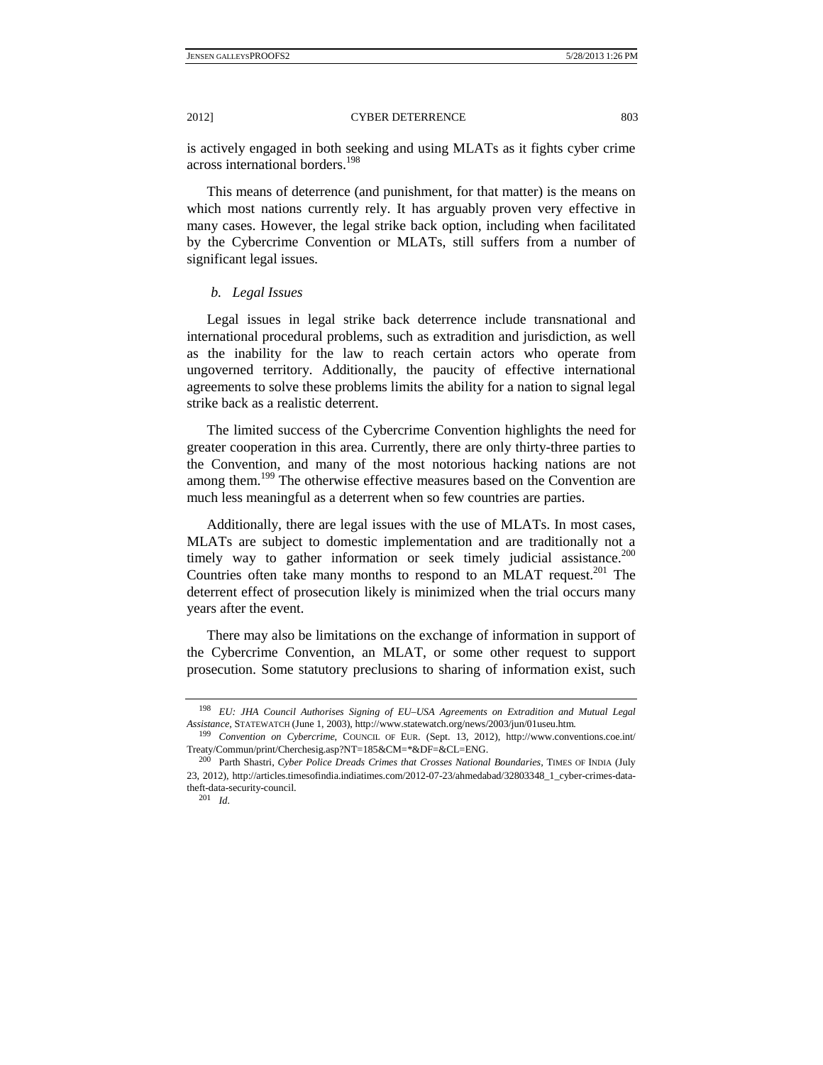is actively engaged in both seeking and using MLATs as it fights cyber crime across international borders.[198]

This means of deterrence (and punishment, for that matter) is the means on which most nations currently rely. It has arguably proven very effective in many cases. However, the legal strike back option, including when facilitated by the Cybercrime Convention or MLATs, still suffers from a number of significant legal issues.

#### *b. Legal Issues*

Legal issues in legal strike back deterrence include transnational and international procedural problems, such as extradition and jurisdiction, as well as the inability for the law to reach certain actors who operate from ungoverned territory. Additionally, the paucity of effective international agreements to solve these problems limits the ability for a nation to signal legal strike back as a realistic deterrent.

The limited success of the Cybercrime Convention highlights the need for greater cooperation in this area. Currently, there are only thirty-three parties to the Convention, and many of the most notorious hacking nations are not among them.[199] The otherwise effective measures based on the Convention are much less meaningful as a deterrent when so few countries are parties.

Additionally, there are legal issues with the use of MLATs. In most cases, MLATs are subject to domestic implementation and are traditionally not a timely way to gather information or seek timely judicial assistance.[200] Countries often take many months to respond to an MLAT request.[201] The deterrent effect of prosecution likely is minimized when the trial occurs many years after the event.

There may also be limitations on the exchange of information in support of the Cybercrime Convention, an MLAT, or some other request to support prosecution. Some statutory preclusions to sharing of information exist, such

---

[198] *EU: JHA Council Authorises Signing of EU–USA Agreements on Extradition and Mutual Legal Assistance*, STATEWATCH (June 1, 2003), http://www.statewatch.org/news/2003/jun/01useu.htm.

[199] *Convention on Cybercrime*, COUNCIL OF EUR. (Sept. 13, 2012), http://www.conventions.coe.int/Treaty/Commun/print/Cherchesig.asp?NT=185&CM=*&DF=&CL=ENG.

[200] Parth Shastri, *Cyber Police Dreads Crimes that Crosses National Boundaries*, TIMES OF INDIA (July 23, 2012), http://articles.timesofindia.indiatimes.com/2012-07-23/ahmedabad/32803348_1_cyber-crimes-data-theft-data-security-council.

[201] *Id*.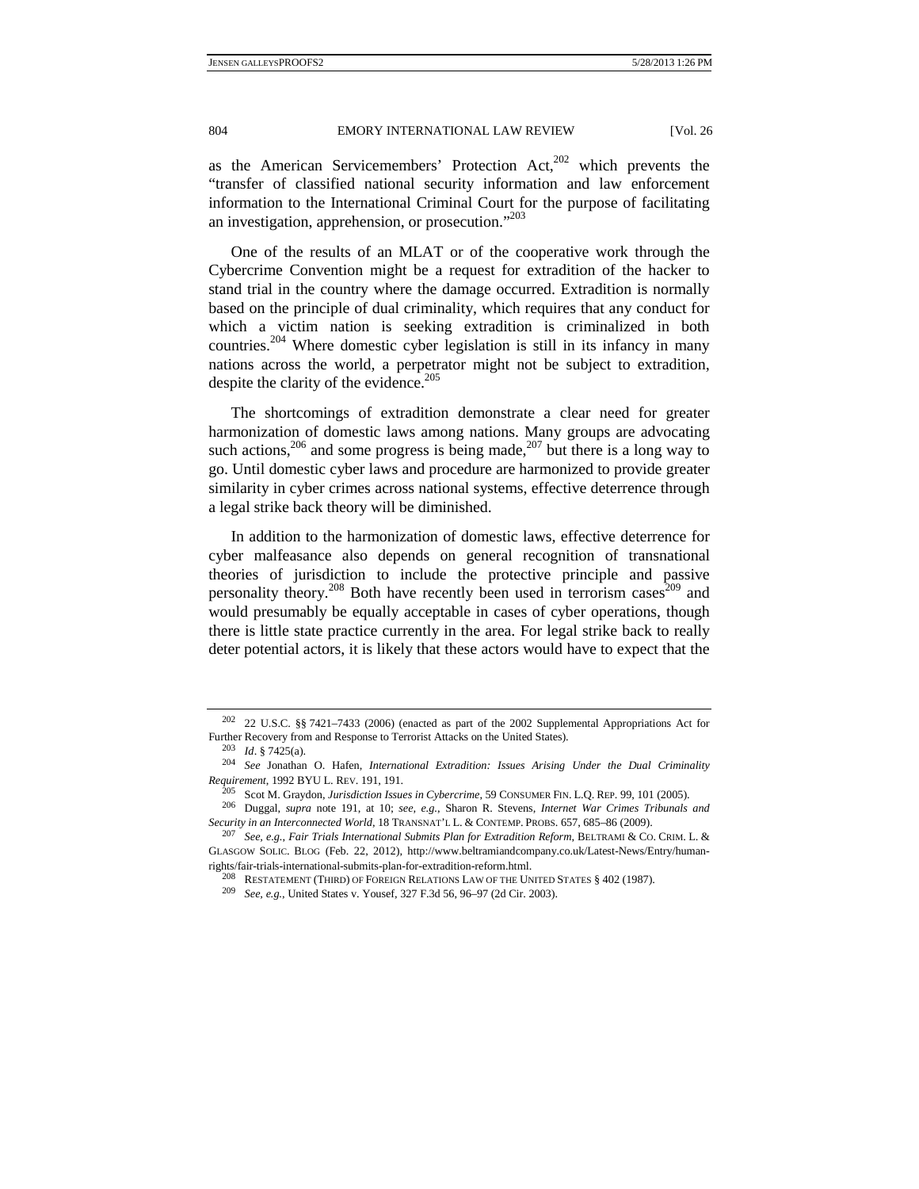as the American Servicemembers' Protection Act,[202] which prevents the "transfer of classified national security information and law enforcement information to the International Criminal Court for the purpose of facilitating an investigation, apprehension, or prosecution."[203]

One of the results of an MLAT or of the cooperative work through the Cybercrime Convention might be a request for extradition of the hacker to stand trial in the country where the damage occurred. Extradition is normally based on the principle of dual criminality, which requires that any conduct for which a victim nation is seeking extradition is criminalized in both countries.[204] Where domestic cyber legislation is still in its infancy in many nations across the world, a perpetrator might not be subject to extradition, despite the clarity of the evidence.[205]

The shortcomings of extradition demonstrate a clear need for greater harmonization of domestic laws among nations. Many groups are advocating such actions,[206] and some progress is being made,[207] but there is a long way to go. Until domestic cyber laws and procedure are harmonized to provide greater similarity in cyber crimes across national systems, effective deterrence through a legal strike back theory will be diminished.

In addition to the harmonization of domestic laws, effective deterrence for cyber malfeasance also depends on general recognition of transnational theories of jurisdiction to include the protective principle and passive personality theory.[208] Both have recently been used in terrorism cases[209] and would presumably be equally acceptable in cases of cyber operations, though there is little state practice currently in the area. For legal strike back to really deter potential actors, it is likely that these actors would have to expect that the

---

[202] 22 U.S.C. §§ 7421–7433 (2006) (enacted as part of the 2002 Supplemental Appropriations Act for Further Recovery from and Response to Terrorist Attacks on the United States).

[203] *Id*. § 7425(a).

[204] *See* Jonathan O. Hafen, *International Extradition: Issues Arising Under the Dual Criminality Requirement*, 1992 BYU L. REV. 191, 191.

[205] Scot M. Graydon, *Jurisdiction Issues in Cybercrime*, 59 CONSUMER FIN. L.Q. REP. 99, 101 (2005).

[206] Duggal, *supra* note 191, at 10; *see, e.g.*, Sharon R. Stevens, *Internet War Crimes Tribunals and Security in an Interconnected World*, 18 TRANSNAT'L L. & CONTEMP. PROBS. 657, 685–86 (2009).

[207] *See, e.g.*, *Fair Trials International Submits Plan for Extradition Reform*, BELTRAMI & CO. CRIM. L. & GLASGOW SOLIC. BLOG (Feb. 22, 2012), http://www.beltramiandcompany.co.uk/Latest-News/Entry/human-rights/fair-trials-international-submits-plan-for-extradition-reform.html.

[208] RESTATEMENT (THIRD) OF FOREIGN RELATIONS LAW OF THE UNITED STATES § 402 (1987).

[209] *See, e.g.*, United States v. Yousef, 327 F.3d 56, 96–97 (2d Cir. 2003).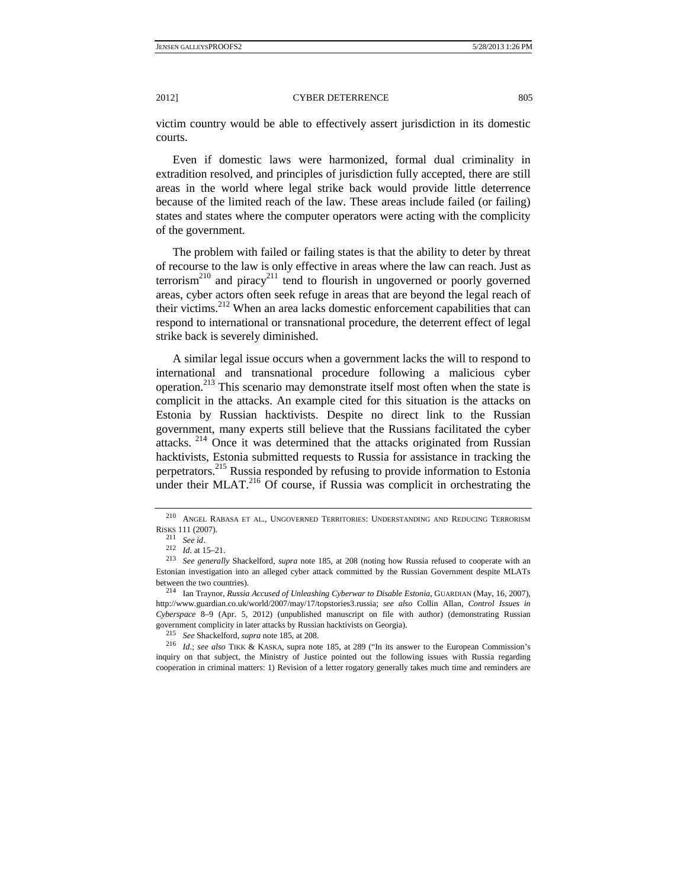victim country would be able to effectively assert jurisdiction in its domestic courts.

Even if domestic laws were harmonized, formal dual criminality in extradition resolved, and principles of jurisdiction fully accepted, there are still areas in the world where legal strike back would provide little deterrence because of the limited reach of the law. These areas include failed (or failing) states and states where the computer operators were acting with the complicity of the government.

The problem with failed or failing states is that the ability to deter by threat of recourse to the law is only effective in areas where the law can reach. Just as terrorism[210] and piracy[211] tend to flourish in ungoverned or poorly governed areas, cyber actors often seek refuge in areas that are beyond the legal reach of their victims.[212] When an area lacks domestic enforcement capabilities that can respond to international or transnational procedure, the deterrent effect of legal strike back is severely diminished.

A similar legal issue occurs when a government lacks the will to respond to international and transnational procedure following a malicious cyber operation.[213] This scenario may demonstrate itself most often when the state is complicit in the attacks. An example cited for this situation is the attacks on Estonia by Russian hacktivists. Despite no direct link to the Russian government, many experts still believe that the Russians facilitated the cyber attacks.[214] Once it was determined that the attacks originated from Russian hacktivists, Estonia submitted requests to Russia for assistance in tracking the perpetrators.[215] Russia responded by refusing to provide information to Estonia under their MLAT.[216] Of course, if Russia was complicit in orchestrating the

---

[210] Angel Rabasa et al., Ungoverned Territories: Understanding and Reducing Terrorism Risks 111 (2007).

[211] *See id*.

[212] *Id*. at 15–21.

[213] *See generally* Shackelford, *supra* note 185, at 208 (noting how Russia refused to cooperate with an Estonian investigation into an alleged cyber attack committed by the Russian Government despite MLATs between the two countries).

[214] Ian Traynor, *Russia Accused of Unleashing Cyberwar to Disable Estonia*, Guardian (May, 16, 2007), http://www.guardian.co.uk/world/2007/may/17/topstories3.russia; *see also* Collin Allan, *Control Issues in Cyberspace* 8–9 (Apr. 5, 2012) (unpublished manuscript on file with author) (demonstrating Russian government complicity in later attacks by Russian hacktivists on Georgia).

[215] *See* Shackelford, *supra* note 185, at 208.

[216] *Id*.; *see also* Tikk & Kaska, supra note 185, at 289 ("In its answer to the European Commission's inquiry on that subject, the Ministry of Justice pointed out the following issues with Russia regarding cooperation in criminal matters: 1) Revision of a letter rogatory generally takes much time and reminders are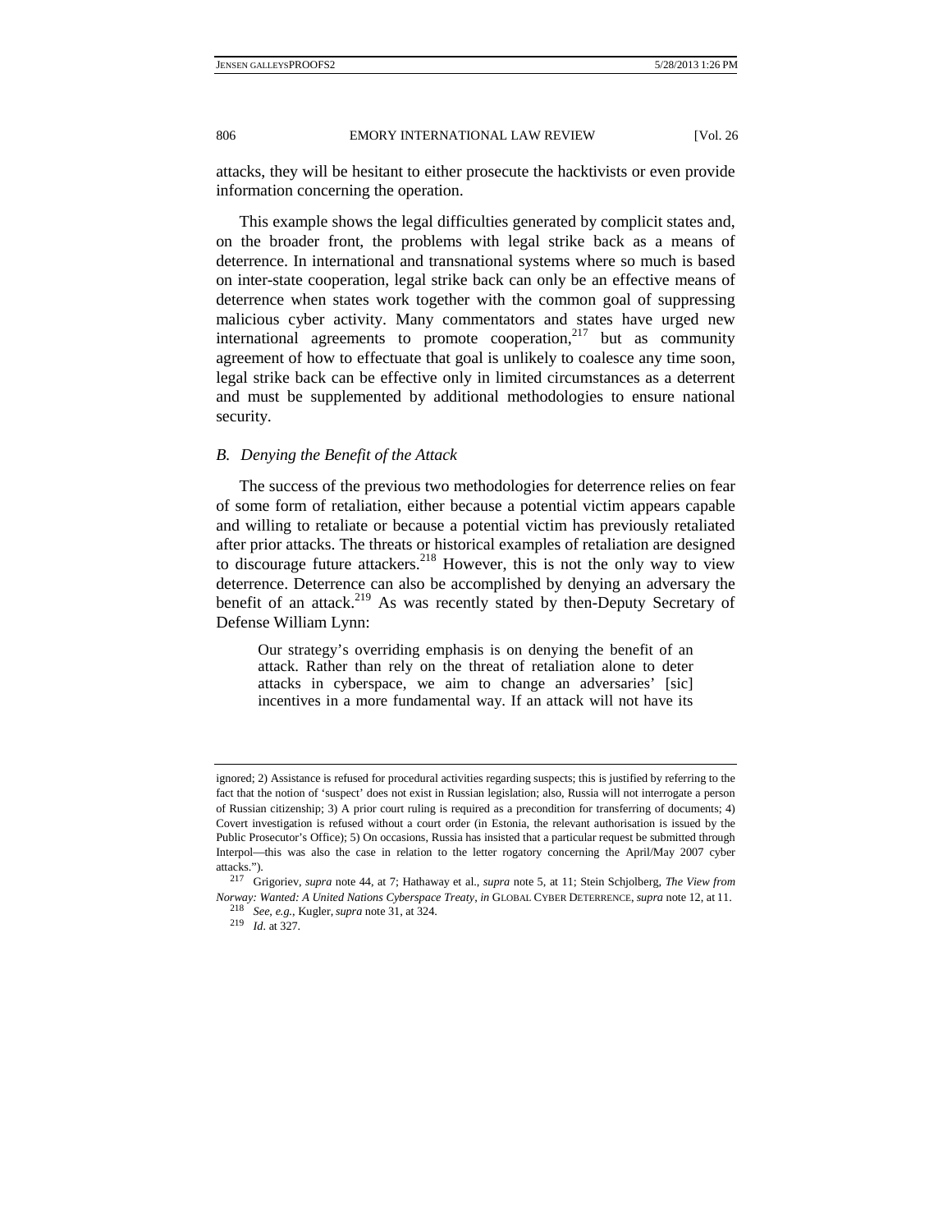attacks, they will be hesitant to either prosecute the hacktivists or even provide information concerning the operation.

This example shows the legal difficulties generated by complicit states and, on the broader front, the problems with legal strike back as a means of deterrence. In international and transnational systems where so much is based on inter-state cooperation, legal strike back can only be an effective means of deterrence when states work together with the common goal of suppressing malicious cyber activity. Many commentators and states have urged new international agreements to promote cooperation,[217] but as community agreement of how to effectuate that goal is unlikely to coalesce any time soon, legal strike back can be effective only in limited circumstances as a deterrent and must be supplemented by additional methodologies to ensure national security.

### *B. Denying the Benefit of the Attack*

The success of the previous two methodologies for deterrence relies on fear of some form of retaliation, either because a potential victim appears capable and willing to retaliate or because a potential victim has previously retaliated after prior attacks. The threats or historical examples of retaliation are designed to discourage future attackers.[218] However, this is not the only way to view deterrence. Deterrence can also be accomplished by denying an adversary the benefit of an attack.[219] As was recently stated by then-Deputy Secretary of Defense William Lynn:

> Our strategy's overriding emphasis is on denying the benefit of an attack. Rather than rely on the threat of retaliation alone to deter attacks in cyberspace, we aim to change an adversaries' [sic] incentives in a more fundamental way. If an attack will not have its

---

ignored; 2) Assistance is refused for procedural activities regarding suspects; this is justified by referring to the fact that the notion of 'suspect' does not exist in Russian legislation; also, Russia will not interrogate a person of Russian citizenship; 3) A prior court ruling is required as a precondition for transferring of documents; 4) Covert investigation is refused without a court order (in Estonia, the relevant authorisation is issued by the Public Prosecutor's Office); 5) On occasions, Russia has insisted that a particular request be submitted through Interpol—this was also the case in relation to the letter rogatory concerning the April/May 2007 cyber attacks.").

[217] Grigoriev, *supra* note 44, at 7; Hathaway et al., *supra* note 5, at 11; Stein Schjolberg, *The View from Norway: Wanted: A United Nations Cyberspace Treaty*, *in* GLOBAL CYBER DETERRENCE, *supra* note 12, at 11.

[218] *See, e.g.*, Kugler, *supra* note 31, at 324.

[219] *Id*. at 327.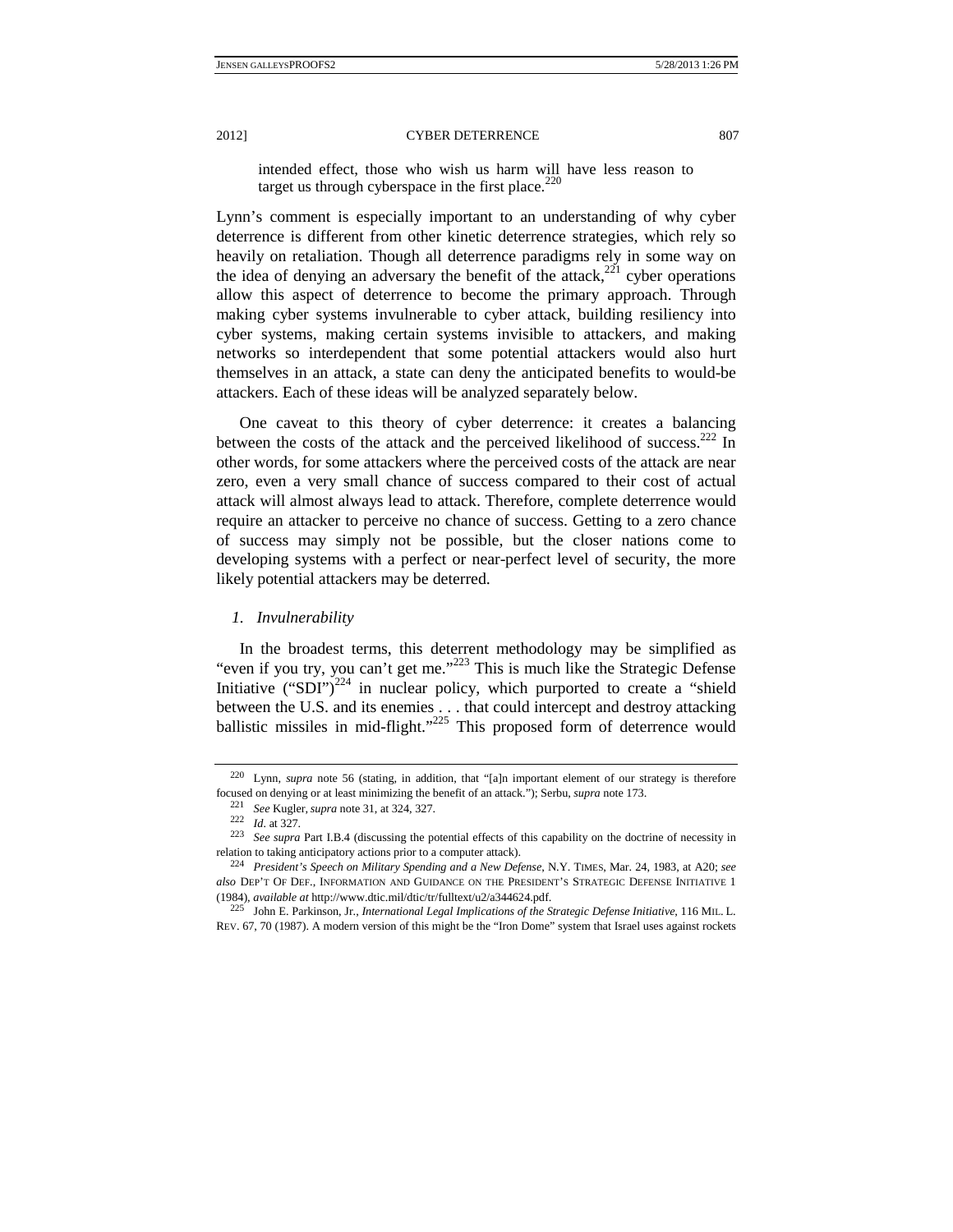intended effect, those who wish us harm will have less reason to target us through cyberspace in the first place.[220]

Lynn's comment is especially important to an understanding of why cyber deterrence is different from other kinetic deterrence strategies, which rely so heavily on retaliation. Though all deterrence paradigms rely in some way on the idea of denying an adversary the benefit of the attack,[221] cyber operations allow this aspect of deterrence to become the primary approach. Through making cyber systems invulnerable to cyber attack, building resiliency into cyber systems, making certain systems invisible to attackers, and making networks so interdependent that some potential attackers would also hurt themselves in an attack, a state can deny the anticipated benefits to would-be attackers. Each of these ideas will be analyzed separately below.

One caveat to this theory of cyber deterrence: it creates a balancing between the costs of the attack and the perceived likelihood of success.[222] In other words, for some attackers where the perceived costs of the attack are near zero, even a very small chance of success compared to their cost of actual attack will almost always lead to attack. Therefore, complete deterrence would require an attacker to perceive no chance of success. Getting to a zero chance of success may simply not be possible, but the closer nations come to developing systems with a perfect or near-perfect level of security, the more likely potential attackers may be deterred.

### *1. Invulnerability*

In the broadest terms, this deterrent methodology may be simplified as "even if you try, you can't get me."[223] This is much like the Strategic Defense Initiative ("SDI")[224] in nuclear policy, which purported to create a "shield between the U.S. and its enemies . . . that could intercept and destroy attacking ballistic missiles in mid-flight."[225] This proposed form of deterrence would

---

220 Lynn, *supra* note 56 (stating, in addition, that "[a]n important element of our strategy is therefore focused on denying or at least minimizing the benefit of an attack."); Serbu, *supra* note 173.

221 *See* Kugler, *supra* note 31, at 324, 327.

222 *Id*. at 327.

223 *See supra* Part I.B.4 (discussing the potential effects of this capability on the doctrine of necessity in relation to taking anticipatory actions prior to a computer attack).

224 *President's Speech on Military Spending and a New Defense*, N.Y. TIMES, Mar. 24, 1983, at A20; *see also* DEP'T OF DEF., INFORMATION AND GUIDANCE ON THE PRESIDENT'S STRATEGIC DEFENSE INITIATIVE 1 (1984), *available at* http://www.dtic.mil/dtic/tr/fulltext/u2/a344624.pdf.

225 John E. Parkinson, Jr., *International Legal Implications of the Strategic Defense Initiative*, 116 MIL. L. REV. 67, 70 (1987). A modern version of this might be the "Iron Dome" system that Israel uses against rockets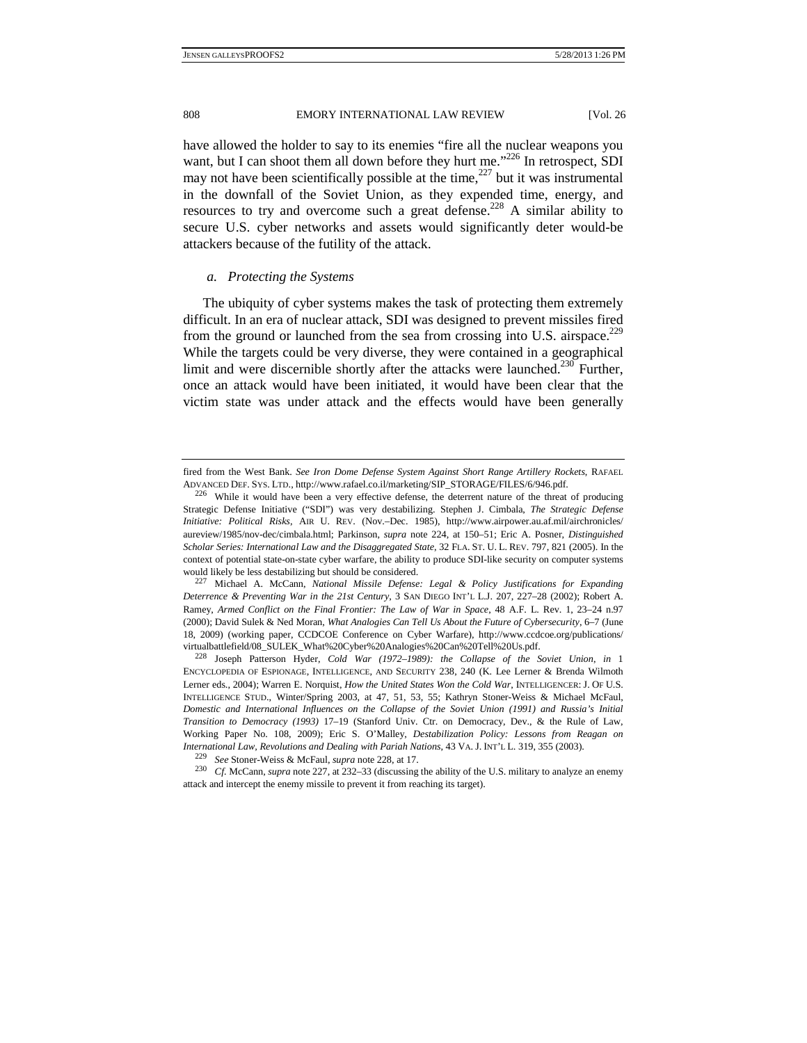have allowed the holder to say to its enemies "fire all the nuclear weapons you want, but I can shoot them all down before they hurt me."[226] In retrospect, SDI may not have been scientifically possible at the time,[227] but it was instrumental in the downfall of the Soviet Union, as they expended time, energy, and resources to try and overcome such a great defense.[228] A similar ability to secure U.S. cyber networks and assets would significantly deter would-be attackers because of the futility of the attack.

*a. Protecting the Systems*

The ubiquity of cyber systems makes the task of protecting them extremely difficult. In an era of nuclear attack, SDI was designed to prevent missiles fired from the ground or launched from the sea from crossing into U.S. airspace.[229] While the targets could be very diverse, they were contained in a geographical limit and were discernible shortly after the attacks were launched.[230] Further, once an attack would have been initiated, it would have been clear that the victim state was under attack and the effects would have been generally

---

fired from the West Bank. *See Iron Dome Defense System Against Short Range Artillery Rockets*, RAFAEL ADVANCED DEF. SYS. LTD., http://www.rafael.co.il/marketing/SIP_STORAGE/FILES/6/946.pdf.

[226] While it would have been a very effective defense, the deterrent nature of the threat of producing Strategic Defense Initiative ("SDI") was very destabilizing. Stephen J. Cimbala, *The Strategic Defense Initiative: Political Risks*, AIR U. REV. (Nov.–Dec. 1985), http://www.airpower.au.af.mil/airchronicles/aureview/1985/nov-dec/cimbala.html; Parkinson, *supra* note 224, at 150–51; Eric A. Posner, *Distinguished Scholar Series: International Law and the Disaggregated State*, 32 FLA. ST. U. L. REV. 797, 821 (2005). In the context of potential state-on-state cyber warfare, the ability to produce SDI-like security on computer systems would likely be less destabilizing but should be considered.

[227] Michael A. McCann, *National Missile Defense: Legal & Policy Justifications for Expanding Deterrence & Preventing War in the 21st Century*, 3 SAN DIEGO INT'L L.J. 207, 227–28 (2002); Robert A. Ramey, *Armed Conflict on the Final Frontier: The Law of War in Space*, 48 A.F. L. Rev. 1, 23–24 n.97 (2000); David Sulek & Ned Moran, *What Analogies Can Tell Us About the Future of Cybersecurity*, 6–7 (June 18, 2009) (working paper, CCDCOE Conference on Cyber Warfare), http://www.ccdcoe.org/publications/virtualbattlefield/08_SULEK_What%20Cyber%20Analogies%20Can%20Tell%20Us.pdf.

[228] Joseph Patterson Hyder, *Cold War (1972–1989): the Collapse of the Soviet Union*, *in* 1 ENCYCLOPEDIA OF ESPIONAGE, INTELLIGENCE, AND SECURITY 238, 240 (K. Lee Lerner & Brenda Wilmoth Lerner eds., 2004); Warren E. Norquist, *How the United States Won the Cold War*, INTELLIGENCER: J. OF U.S. INTELLIGENCE STUD., Winter/Spring 2003, at 47, 51, 53, 55; Kathryn Stoner-Weiss & Michael McFaul, *Domestic and International Influences on the Collapse of the Soviet Union (1991) and Russia's Initial Transition to Democracy (1993)* 17–19 (Stanford Univ. Ctr. on Democracy, Dev., & the Rule of Law, Working Paper No. 108, 2009); Eric S. O'Malley, *Destabilization Policy: Lessons from Reagan on International Law, Revolutions and Dealing with Pariah Nations*, 43 VA. J. INT'L L. 319, 355 (2003).

[229] *See* Stoner-Weiss & McFaul, *supra* note 228, at 17.

[230] *Cf.* McCann, *supra* note 227, at 232–33 (discussing the ability of the U.S. military to analyze an enemy attack and intercept the enemy missile to prevent it from reaching its target).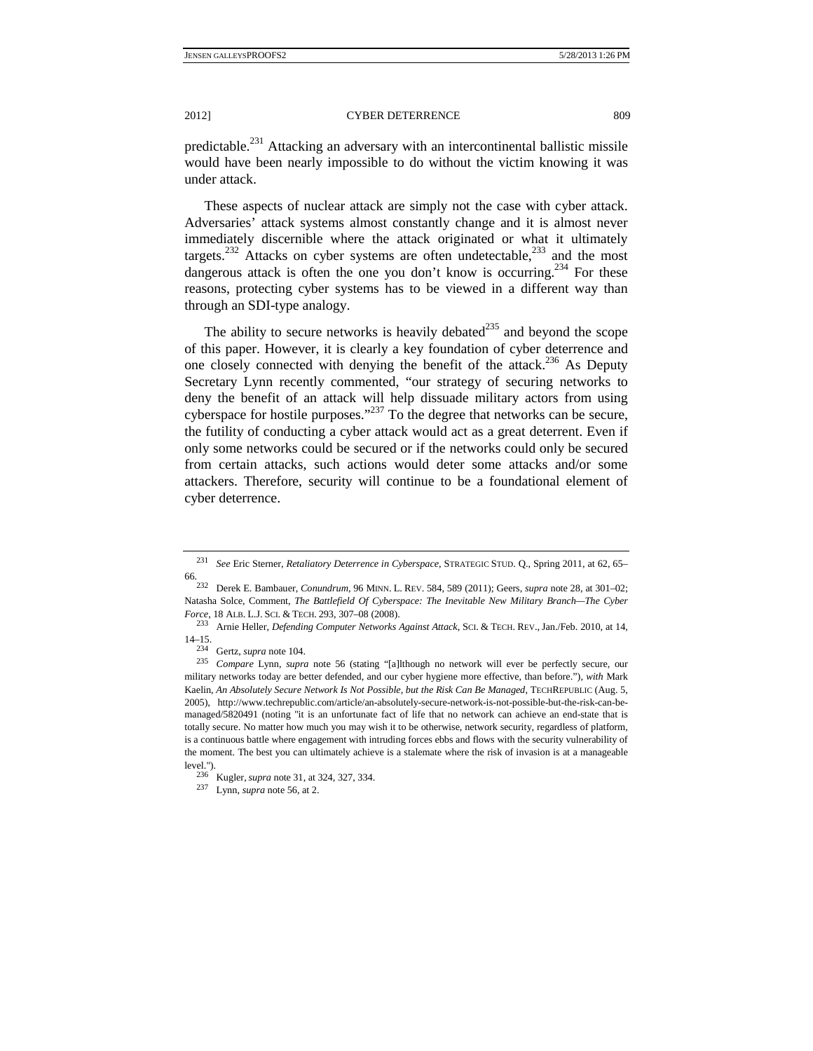predictable.[231] Attacking an adversary with an intercontinental ballistic missile would have been nearly impossible to do without the victim knowing it was under attack.

These aspects of nuclear attack are simply not the case with cyber attack. Adversaries' attack systems almost constantly change and it is almost never immediately discernible where the attack originated or what it ultimately targets.[232] Attacks on cyber systems are often undetectable,[233] and the most dangerous attack is often the one you don't know is occurring.[234] For these reasons, protecting cyber systems has to be viewed in a different way than through an SDI-type analogy.

The ability to secure networks is heavily debated[235] and beyond the scope of this paper. However, it is clearly a key foundation of cyber deterrence and one closely connected with denying the benefit of the attack.[236] As Deputy Secretary Lynn recently commented, "our strategy of securing networks to deny the benefit of an attack will help dissuade military actors from using cyberspace for hostile purposes."[237] To the degree that networks can be secure, the futility of conducting a cyber attack would act as a great deterrent. Even if only some networks could be secured or if the networks could only be secured from certain attacks, such actions would deter some attacks and/or some attackers. Therefore, security will continue to be a foundational element of cyber deterrence.

---

[231] *See* Eric Sterner, *Retaliatory Deterrence in Cyberspace*, STRATEGIC STUD. Q., Spring 2011, at 62, 65–66.

[232] Derek E. Bambauer, *Conundrum*, 96 MINN. L. REV. 584, 589 (2011); Geers, *supra* note 28, at 301–02; Natasha Solce, Comment, *The Battlefield Of Cyberspace: The Inevitable New Military Branch—The Cyber Force*, 18 ALB. L.J. SCI. & TECH. 293, 307–08 (2008).

[233] Arnie Heller, *Defending Computer Networks Against Attack*, SCI. & TECH. REV., Jan./Feb. 2010, at 14, 14–15.

[234] Gertz, *supra* note 104.

[235] *Compare* Lynn, *supra* note 56 (stating "[a]lthough no network will ever be perfectly secure, our military networks today are better defended, and our cyber hygiene more effective, than before."), *with* Mark Kaelin, *An Absolutely Secure Network Is Not Possible, but the Risk Can Be Managed*, TECHREPUBLIC (Aug. 5, 2005), http://www.techrepublic.com/article/an-absolutely-secure-network-is-not-possible-but-the-risk-can-be-managed/5820491 (noting "it is an unfortunate fact of life that no network can achieve an end-state that is totally secure. No matter how much you may wish it to be otherwise, network security, regardless of platform, is a continuous battle where engagement with intruding forces ebbs and flows with the security vulnerability of the moment. The best you can ultimately achieve is a stalemate where the risk of invasion is at a manageable level.").

[236] Kugler, *supra* note 31, at 324, 327, 334.

[237] Lynn, *supra* note 56, at 2.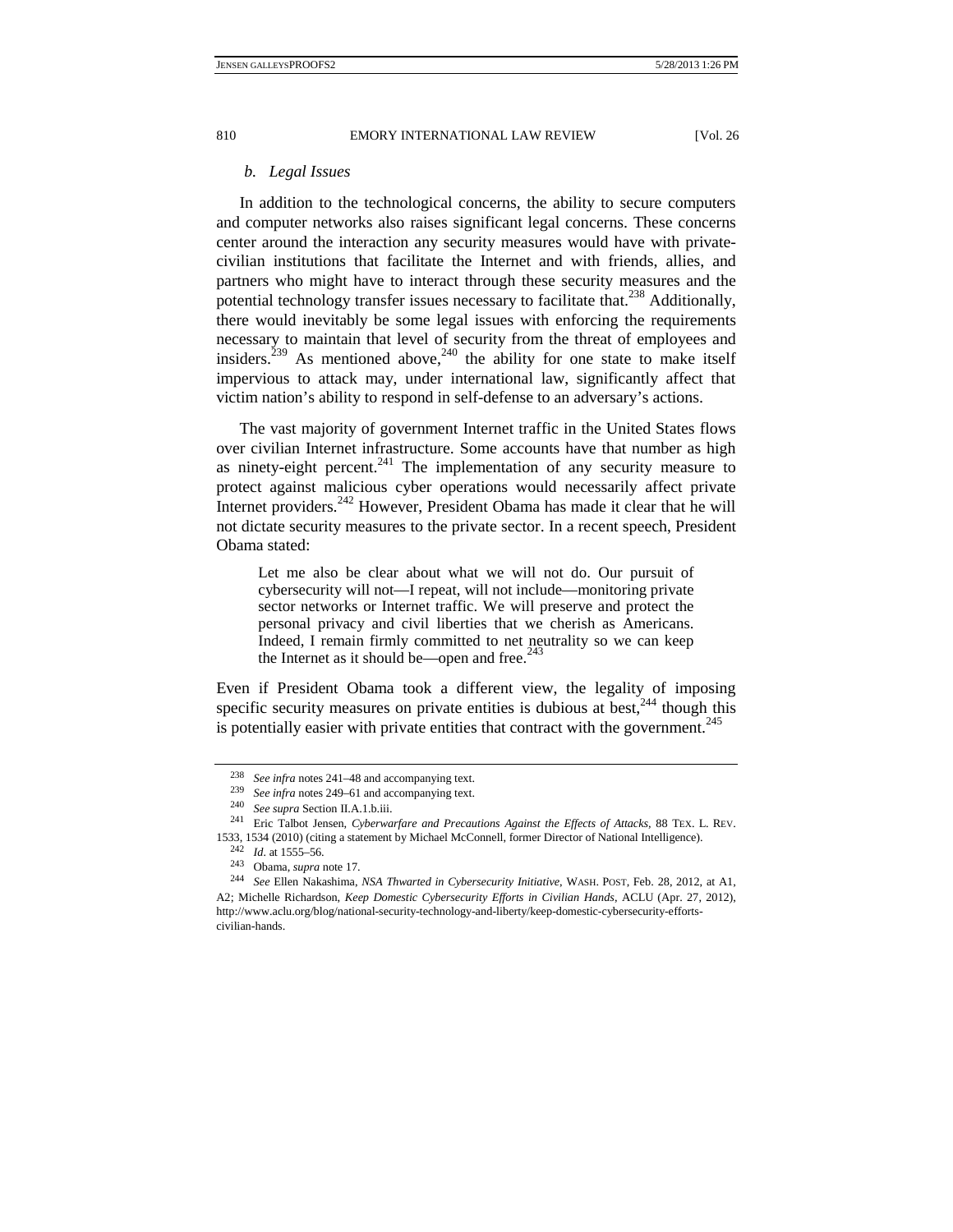### *b. Legal Issues*

In addition to the technological concerns, the ability to secure computers and computer networks also raises significant legal concerns. These concerns center around the interaction any security measures would have with private-civilian institutions that facilitate the Internet and with friends, allies, and partners who might have to interact through these security measures and the potential technology transfer issues necessary to facilitate that.[238] Additionally, there would inevitably be some legal issues with enforcing the requirements necessary to maintain that level of security from the threat of employees and insiders.[239] As mentioned above,[240] the ability for one state to make itself impervious to attack may, under international law, significantly affect that victim nation's ability to respond in self-defense to an adversary's actions.

The vast majority of government Internet traffic in the United States flows over civilian Internet infrastructure. Some accounts have that number as high as ninety-eight percent.[241] The implementation of any security measure to protect against malicious cyber operations would necessarily affect private Internet providers.[242] However, President Obama has made it clear that he will not dictate security measures to the private sector. In a recent speech, President Obama stated:

> Let me also be clear about what we will not do. Our pursuit of cybersecurity will not—I repeat, will not include—monitoring private sector networks or Internet traffic. We will preserve and protect the personal privacy and civil liberties that we cherish as Americans. Indeed, I remain firmly committed to net neutrality so we can keep the Internet as it should be—open and free.[243]

Even if President Obama took a different view, the legality of imposing specific security measures on private entities is dubious at best,[244] though this is potentially easier with private entities that contract with the government.[245]

---

[238] *See infra* notes 241–48 and accompanying text.

[239] *See infra* notes 249–61 and accompanying text.

[240] *See supra* Section II.A.1.b.iii.

[241] Eric Talbot Jensen, *Cyberwarfare and Precautions Against the Effects of Attacks*, 88 TEX. L. REV. 1533, 1534 (2010) (citing a statement by Michael McConnell, former Director of National Intelligence).

[242] *Id.* at 1555–56.

[243] Obama, *supra* note 17.

[244] *See* Ellen Nakashima, *NSA Thwarted in Cybersecurity Initiative*, WASH. POST, Feb. 28, 2012, at A1, A2; Michelle Richardson, *Keep Domestic Cybersecurity Efforts in Civilian Hands*, ACLU (Apr. 27, 2012), http://www.aclu.org/blog/national-security-technology-and-liberty/keep-domestic-cybersecurity-efforts-civilian-hands.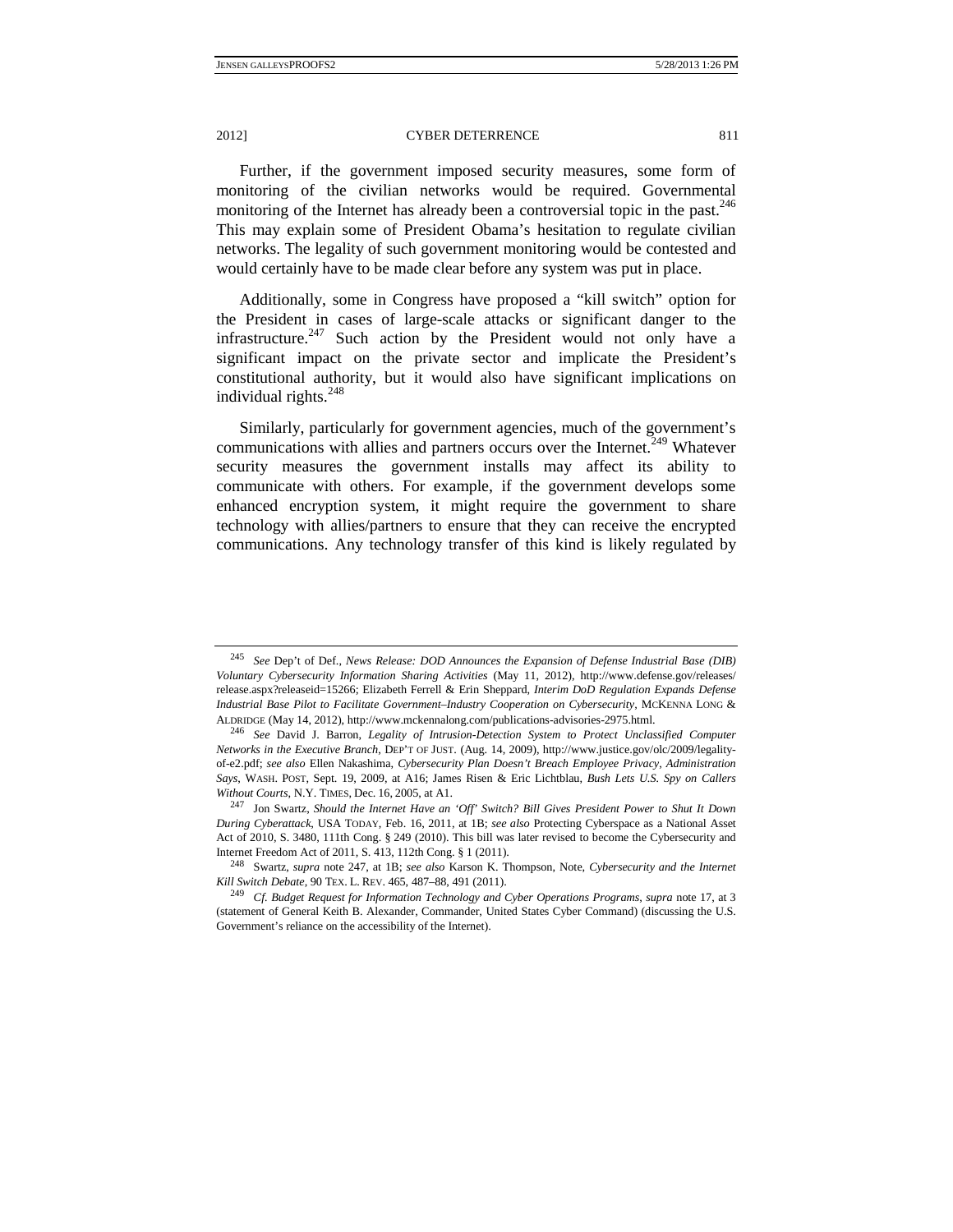Further, if the government imposed security measures, some form of monitoring of the civilian networks would be required. Governmental monitoring of the Internet has already been a controversial topic in the past.[246] This may explain some of President Obama's hesitation to regulate civilian networks. The legality of such government monitoring would be contested and would certainly have to be made clear before any system was put in place.

Additionally, some in Congress have proposed a "kill switch" option for the President in cases of large-scale attacks or significant danger to the infrastructure.[247] Such action by the President would not only have a significant impact on the private sector and implicate the President's constitutional authority, but it would also have significant implications on individual rights.[248]

Similarly, particularly for government agencies, much of the government's communications with allies and partners occurs over the Internet.[249] Whatever security measures the government installs may affect its ability to communicate with others. For example, if the government develops some enhanced encryption system, it might require the government to share technology with allies/partners to ensure that they can receive the encrypted communications. Any technology transfer of this kind is likely regulated by

---

[245] *See* Dep't of Def., *News Release: DOD Announces the Expansion of Defense Industrial Base (DIB) Voluntary Cybersecurity Information Sharing Activities* (May 11, 2012), http://www.defense.gov/releases/release.aspx?releaseid=15266; Elizabeth Ferrell & Erin Sheppard, *Interim DoD Regulation Expands Defense Industrial Base Pilot to Facilitate Government–Industry Cooperation on Cybersecurity*, MCKENNA LONG & ALDRIDGE (May 14, 2012), http://www.mckennalong.com/publications-advisories-2975.html.

[246] *See* David J. Barron, *Legality of Intrusion-Detection System to Protect Unclassified Computer Networks in the Executive Branch*, DEP'T OF JUST. (Aug. 14, 2009), http://www.justice.gov/olc/2009/legality-of-e2.pdf; *see also* Ellen Nakashima, *Cybersecurity Plan Doesn't Breach Employee Privacy, Administration Says*, WASH. POST, Sept. 19, 2009, at A16; James Risen & Eric Lichtblau, *Bush Lets U.S. Spy on Callers Without Courts*, N.Y. TIMES, Dec. 16, 2005, at A1.

[247] Jon Swartz, *Should the Internet Have an 'Off' Switch? Bill Gives President Power to Shut It Down During Cyberattack*, USA TODAY, Feb. 16, 2011, at 1B; *see also* Protecting Cyberspace as a National Asset Act of 2010, S. 3480, 111th Cong. § 249 (2010). This bill was later revised to become the Cybersecurity and Internet Freedom Act of 2011, S. 413, 112th Cong. § 1 (2011).

[248] Swartz, *supra* note 247, at 1B; *see also* Karson K. Thompson, Note, *Cybersecurity and the Internet Kill Switch Debate*, 90 TEX. L. REV. 465, 487–88, 491 (2011).

[249] *Cf. Budget Request for Information Technology and Cyber Operations Programs*, *supra* note 17, at 3 (statement of General Keith B. Alexander, Commander, United States Cyber Command) (discussing the U.S. Government's reliance on the accessibility of the Internet).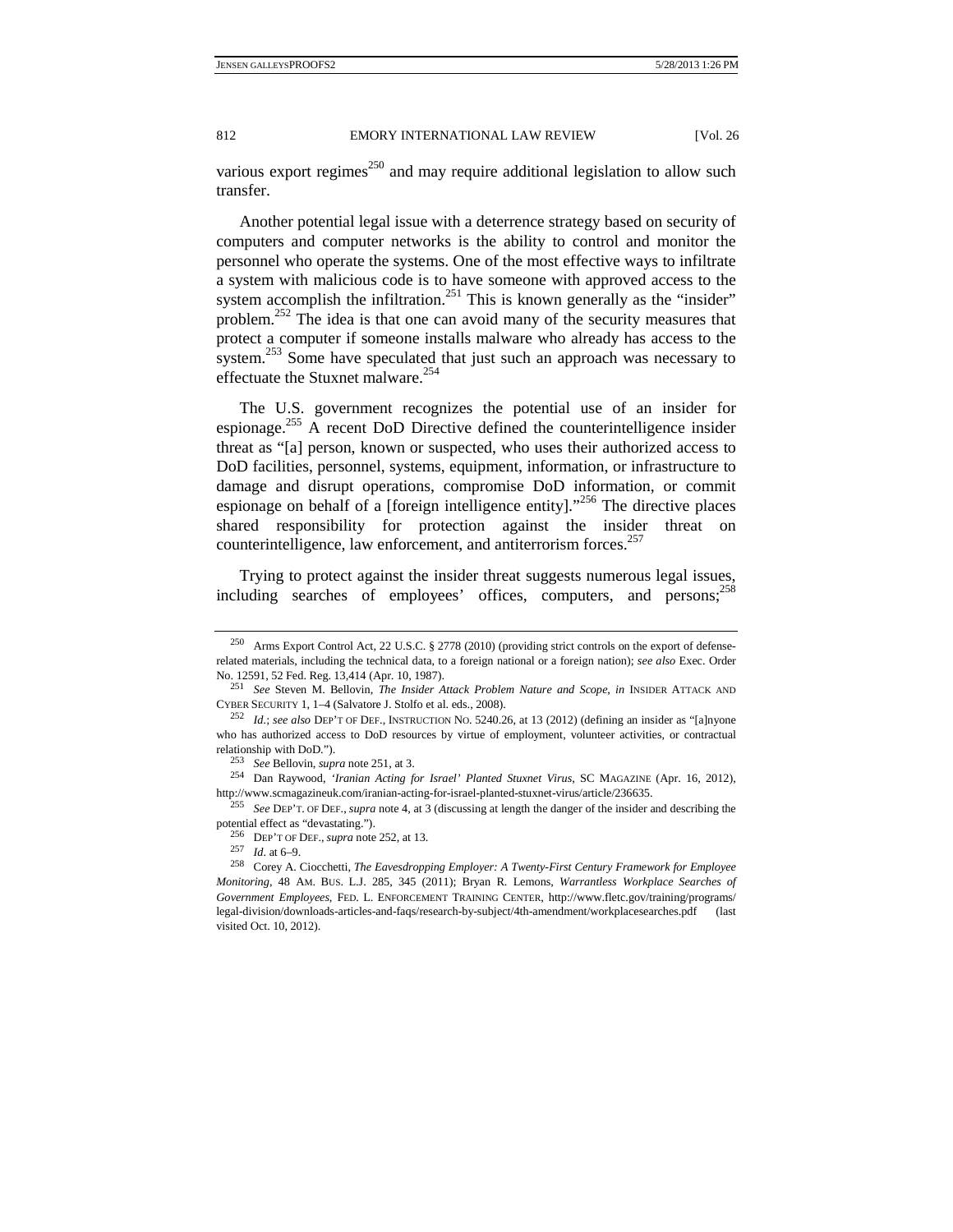various export regimes[250] and may require additional legislation to allow such transfer.

Another potential legal issue with a deterrence strategy based on security of computers and computer networks is the ability to control and monitor the personnel who operate the systems. One of the most effective ways to infiltrate a system with malicious code is to have someone with approved access to the system accomplish the infiltration.[251] This is known generally as the "insider" problem.[252] The idea is that one can avoid many of the security measures that protect a computer if someone installs malware who already has access to the system.[253] Some have speculated that just such an approach was necessary to effectuate the Stuxnet malware.[254]

The U.S. government recognizes the potential use of an insider for espionage.[255] A recent DoD Directive defined the counterintelligence insider threat as "[a] person, known or suspected, who uses their authorized access to DoD facilities, personnel, systems, equipment, information, or infrastructure to damage and disrupt operations, compromise DoD information, or commit espionage on behalf of a [foreign intelligence entity]."[256] The directive places shared responsibility for protection against the insider threat on counterintelligence, law enforcement, and antiterrorism forces.[257]

Trying to protect against the insider threat suggests numerous legal issues, including searches of employees' offices, computers, and persons;[258]

---

[250] Arms Export Control Act, 22 U.S.C. § 2778 (2010) (providing strict controls on the export of defense-related materials, including the technical data, to a foreign national or a foreign nation); *see also* Exec. Order No. 12591, 52 Fed. Reg. 13,414 (Apr. 10, 1987).

[251] *See* Steven M. Bellovin, *The Insider Attack Problem Nature and Scope*, *in* INSIDER ATTACK AND CYBER SECURITY 1, 1–4 (Salvatore J. Stolfo et al. eds., 2008).

[252] *Id.*; *see also* DEP'T OF DEF., INSTRUCTION NO. 5240.26, at 13 (2012) (defining an insider as "[a]nyone who has authorized access to DoD resources by virtue of employment, volunteer activities, or contractual relationship with DoD.").

[253] *See* Bellovin, *supra* note 251, at 3.

[254] Dan Raywood, *'Iranian Acting for Israel' Planted Stuxnet Virus*, SC MAGAZINE (Apr. 16, 2012), http://www.scmagazineuk.com/iranian-acting-for-israel-planted-stuxnet-virus/article/236635.

[255] *See* DEP'T. OF DEF., *supra* note 4, at 3 (discussing at length the danger of the insider and describing the potential effect as "devastating.").

[256] DEP'T OF DEF., *supra* note 252, at 13.

[257] *Id.* at 6–9.

[258] Corey A. Ciocchetti, *The Eavesdropping Employer: A Twenty-First Century Framework for Employee Monitoring*, 48 AM. BUS. L.J. 285, 345 (2011); Bryan R. Lemons, *Warrantless Workplace Searches of Government Employees*, FED. L. ENFORCEMENT TRAINING CENTER, http://www.fletc.gov/training/programs/legal-division/downloads-articles-and-faqs/research-by-subject/4th-amendment/workplacesearches.pdf (last visited Oct. 10, 2012).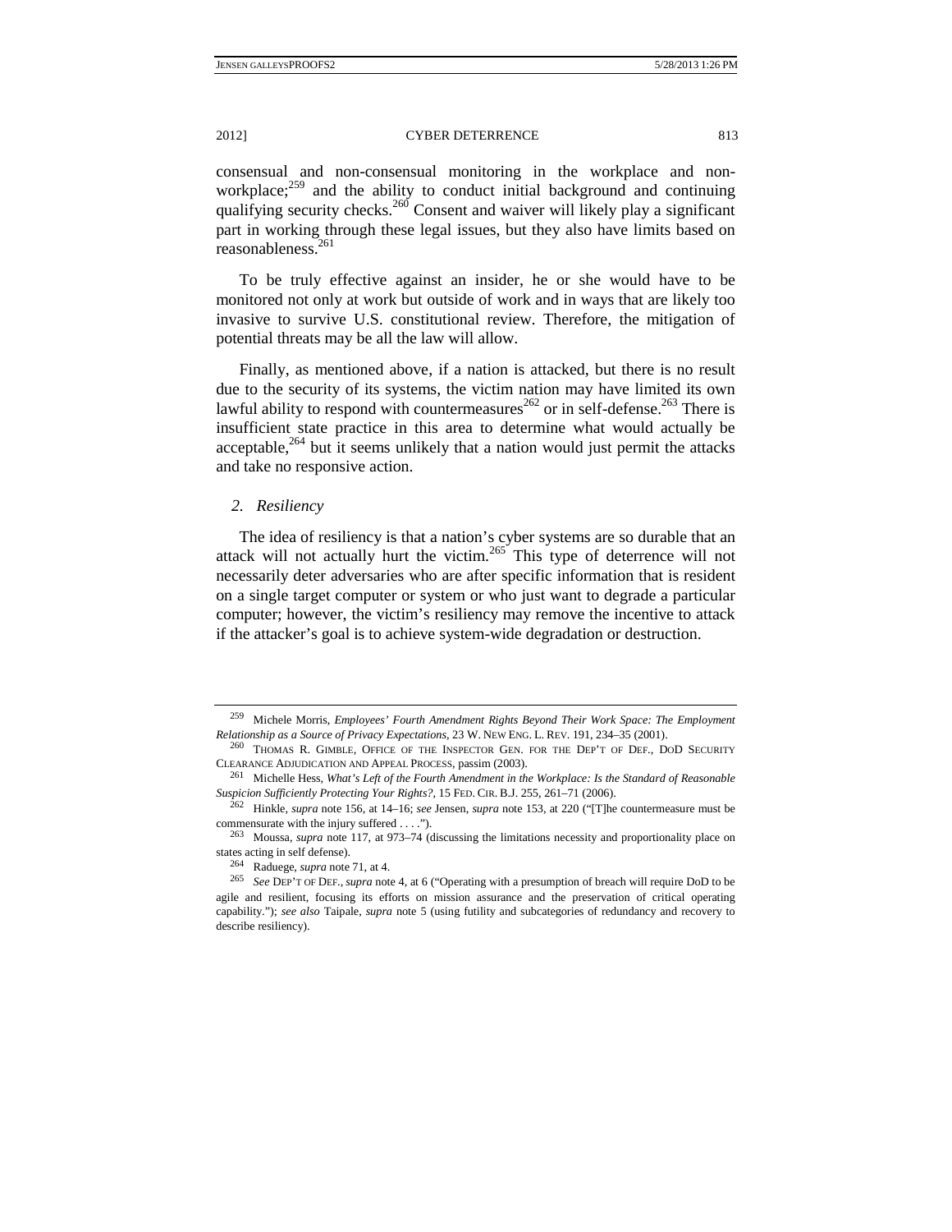consensual and non-consensual monitoring in the workplace and non-workplace;[259] and the ability to conduct initial background and continuing qualifying security checks.[260] Consent and waiver will likely play a significant part in working through these legal issues, but they also have limits based on reasonableness.[261]

To be truly effective against an insider, he or she would have to be monitored not only at work but outside of work and in ways that are likely too invasive to survive U.S. constitutional review. Therefore, the mitigation of potential threats may be all the law will allow.

Finally, as mentioned above, if a nation is attacked, but there is no result due to the security of its systems, the victim nation may have limited its own lawful ability to respond with countermeasures[262] or in self-defense.[263] There is insufficient state practice in this area to determine what would actually be acceptable,[264] but it seems unlikely that a nation would just permit the attacks and take no responsive action.

### *2. Resiliency*

The idea of resiliency is that a nation's cyber systems are so durable that an attack will not actually hurt the victim.[265] This type of deterrence will not necessarily deter adversaries who are after specific information that is resident on a single target computer or system or who just want to degrade a particular computer; however, the victim's resiliency may remove the incentive to attack if the attacker's goal is to achieve system-wide degradation or destruction.

---

[259] Michele Morris, *Employees' Fourth Amendment Rights Beyond Their Work Space: The Employment Relationship as a Source of Privacy Expectations*, 23 W. NEW ENG. L. REV. 191, 234–35 (2001).

[260] THOMAS R. GIMBLE, OFFICE OF THE INSPECTOR GEN. FOR THE DEP'T OF DEF., DOD SECURITY CLEARANCE ADJUDICATION AND APPEAL PROCESS, passim (2003).

[261] Michelle Hess, *What's Left of the Fourth Amendment in the Workplace: Is the Standard of Reasonable Suspicion Sufficiently Protecting Your Rights?*, 15 FED. CIR. B.J. 255, 261–71 (2006).

[262] Hinkle, *supra* note 156, at 14–16; *see* Jensen, *supra* note 153, at 220 ("[T]he countermeasure must be commensurate with the injury suffered . . . .").

[263] Moussa, *supra* note 117, at 973–74 (discussing the limitations necessity and proportionality place on states acting in self defense).

[264] Raduege, *supra* note 71, at 4.

[265] *See* DEP'T OF DEF., *supra* note 4, at 6 ("Operating with a presumption of breach will require DoD to be agile and resilient, focusing its efforts on mission assurance and the preservation of critical operating capability."); *see also* Taipale, *supra* note 5 (using futility and subcategories of redundancy and recovery to describe resiliency).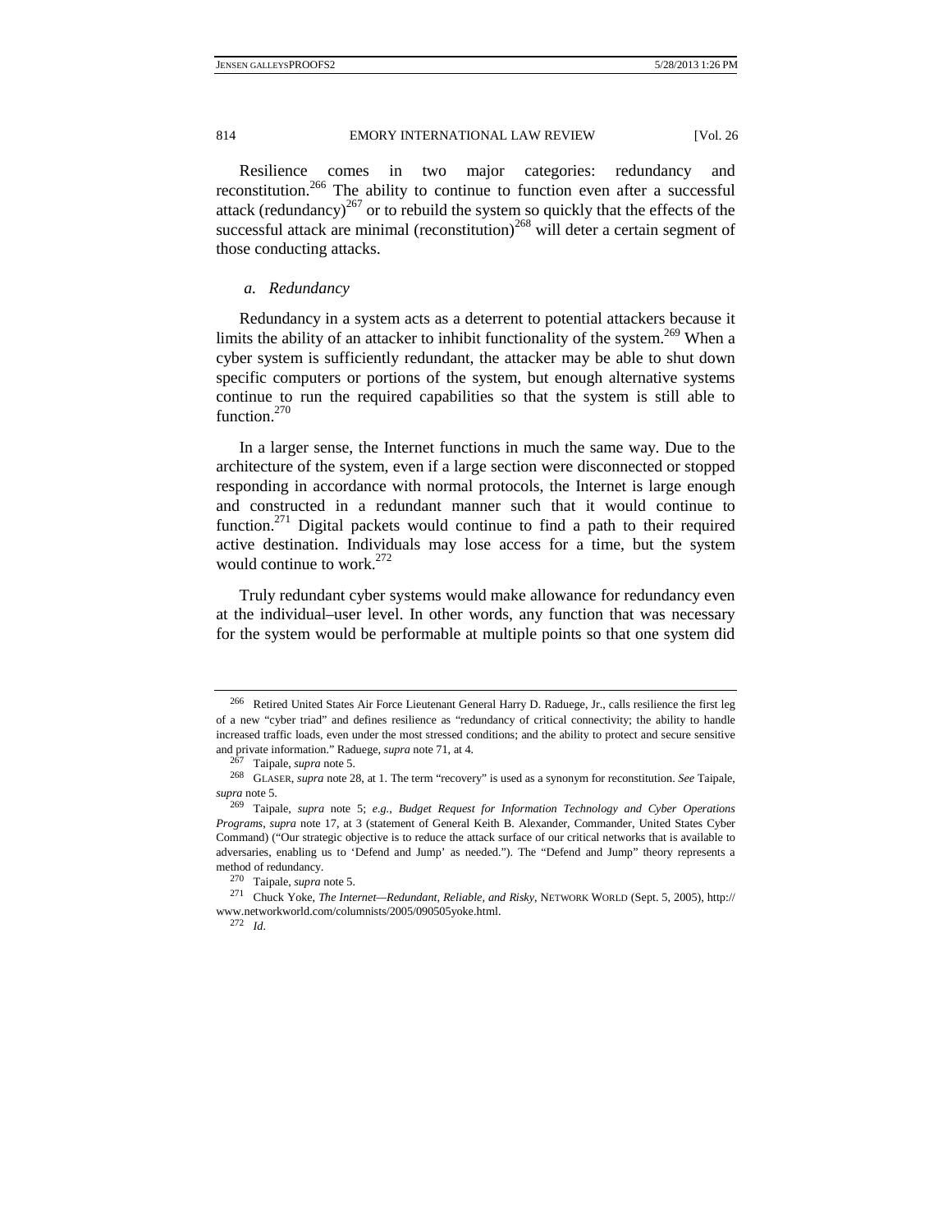Resilience comes in two major categories: redundancy and reconstitution.[266] The ability to continue to function even after a successful attack (redundancy)[267] or to rebuild the system so quickly that the effects of the successful attack are minimal (reconstitution)[268] will deter a certain segment of those conducting attacks.

### *a. Redundancy*

Redundancy in a system acts as a deterrent to potential attackers because it limits the ability of an attacker to inhibit functionality of the system.[269] When a cyber system is sufficiently redundant, the attacker may be able to shut down specific computers or portions of the system, but enough alternative systems continue to run the required capabilities so that the system is still able to function.[270]

In a larger sense, the Internet functions in much the same way. Due to the architecture of the system, even if a large section were disconnected or stopped responding in accordance with normal protocols, the Internet is large enough and constructed in a redundant manner such that it would continue to function.[271] Digital packets would continue to find a path to their required active destination. Individuals may lose access for a time, but the system would continue to work.[272]

Truly redundant cyber systems would make allowance for redundancy even at the individual–user level. In other words, any function that was necessary for the system would be performable at multiple points so that one system did

---

[266] Retired United States Air Force Lieutenant General Harry D. Raduege, Jr., calls resilience the first leg of a new "cyber triad" and defines resilience as "redundancy of critical connectivity; the ability to handle increased traffic loads, even under the most stressed conditions; and the ability to protect and secure sensitive and private information." Raduege, *supra* note 71, at 4.

[267] Taipale, *supra* note 5.

[268] GLASER, *supra* note 28, at 1. The term "recovery" is used as a synonym for reconstitution. *See* Taipale, *supra* note 5.

[269] Taipale, *supra* note 5; *e.g.*, *Budget Request for Information Technology and Cyber Operations Programs*, *supra* note 17, at 3 (statement of General Keith B. Alexander, Commander, United States Cyber Command) ("Our strategic objective is to reduce the attack surface of our critical networks that is available to adversaries, enabling us to 'Defend and Jump' as needed."). The "Defend and Jump" theory represents a method of redundancy.

[270] Taipale, *supra* note 5.

[271] Chuck Yoke, *The Internet—Redundant, Reliable, and Risky*, NETWORK WORLD (Sept. 5, 2005), http://www.networkworld.com/columnists/2005/090505yoke.html.

[272] *Id.*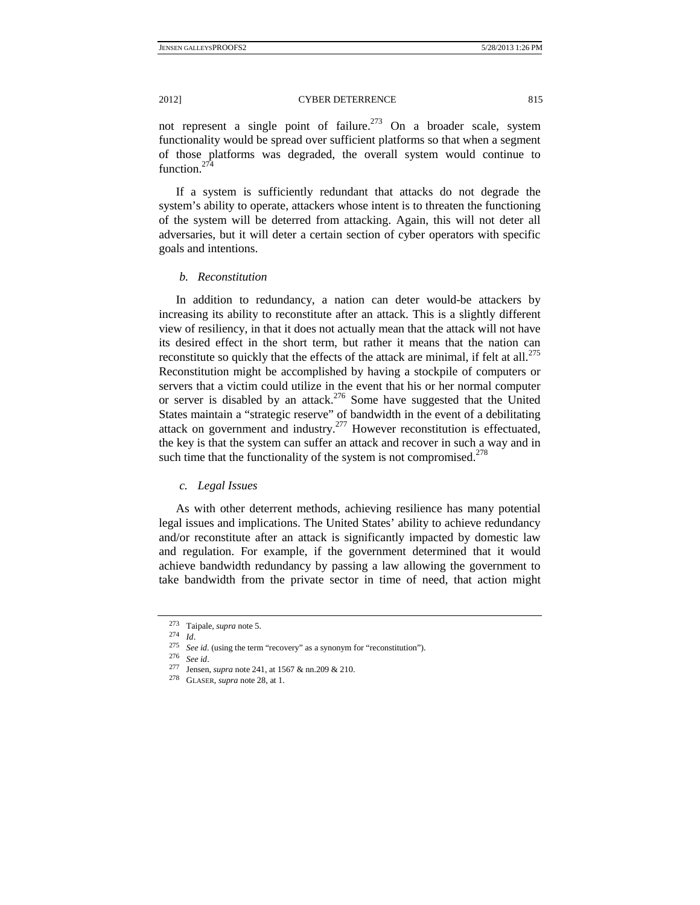not represent a single point of failure.[273] On a broader scale, system functionality would be spread over sufficient platforms so that when a segment of those platforms was degraded, the overall system would continue to function.[274]

If a system is sufficiently redundant that attacks do not degrade the system's ability to operate, attackers whose intent is to threaten the functioning of the system will be deterred from attacking. Again, this will not deter all adversaries, but it will deter a certain section of cyber operators with specific goals and intentions.

#### *b. Reconstitution*

In addition to redundancy, a nation can deter would-be attackers by increasing its ability to reconstitute after an attack. This is a slightly different view of resiliency, in that it does not actually mean that the attack will not have its desired effect in the short term, but rather it means that the nation can reconstitute so quickly that the effects of the attack are minimal, if felt at all.[275] Reconstitution might be accomplished by having a stockpile of computers or servers that a victim could utilize in the event that his or her normal computer or server is disabled by an attack.[276] Some have suggested that the United States maintain a "strategic reserve" of bandwidth in the event of a debilitating attack on government and industry.[277] However reconstitution is effectuated, the key is that the system can suffer an attack and recover in such a way and in such time that the functionality of the system is not compromised.[278]

#### *c. Legal Issues*

As with other deterrent methods, achieving resilience has many potential legal issues and implications. The United States' ability to achieve redundancy and/or reconstitute after an attack is significantly impacted by domestic law and regulation. For example, if the government determined that it would achieve bandwidth redundancy by passing a law allowing the government to take bandwidth from the private sector in time of need, that action might

---

[273] Taipale, *supra* note 5.

[274] *Id*.

[275] *See id*. (using the term "recovery" as a synonym for "reconstitution").

[276] *See id*.

[277] Jensen, *supra* note 241, at 1567 & nn.209 & 210.

[278] GLASER, *supra* note 28, at 1.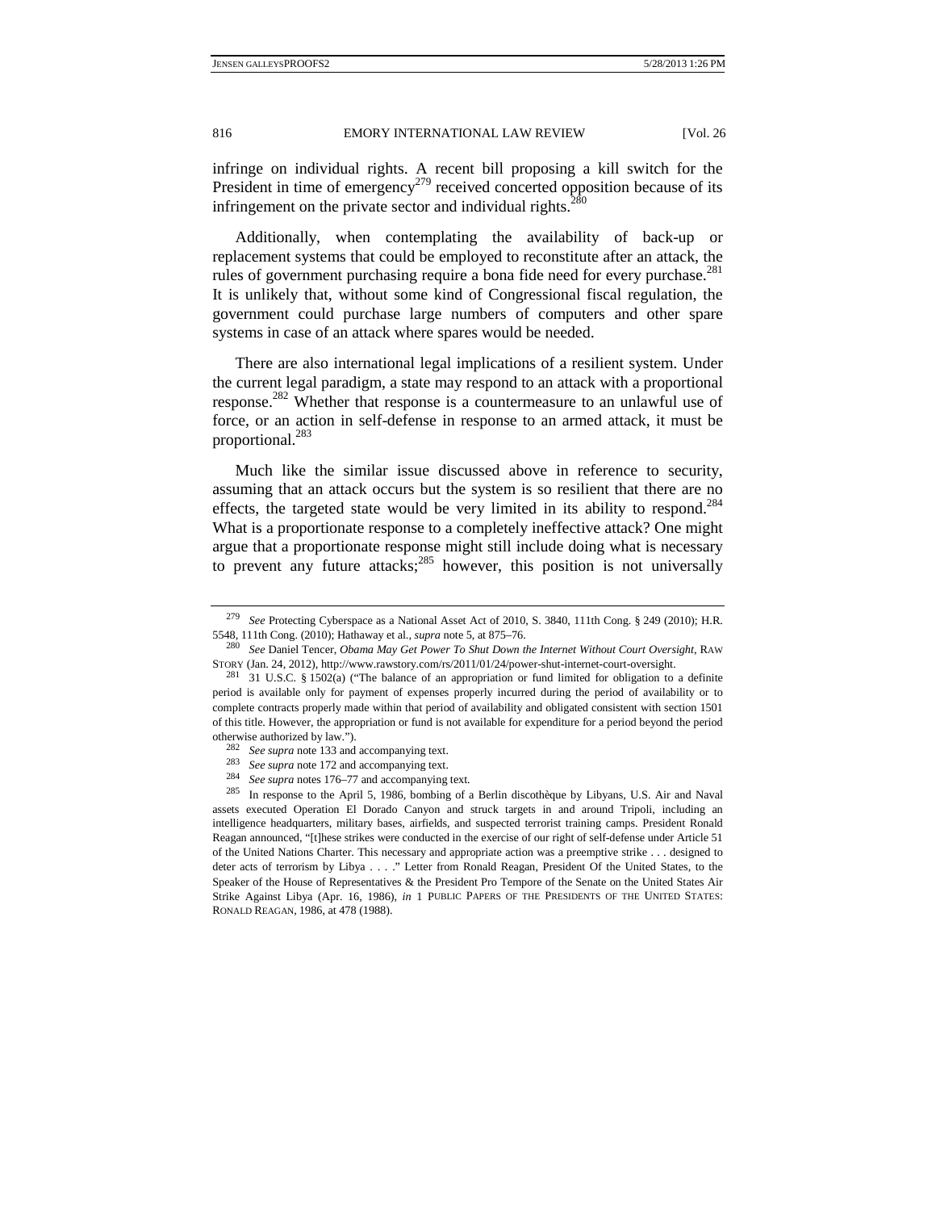infringe on individual rights. A recent bill proposing a kill switch for the President in time of emergency[279] received concerted opposition because of its infringement on the private sector and individual rights.[280]

Additionally, when contemplating the availability of back-up or replacement systems that could be employed to reconstitute after an attack, the rules of government purchasing require a bona fide need for every purchase.[281] It is unlikely that, without some kind of Congressional fiscal regulation, the government could purchase large numbers of computers and other spare systems in case of an attack where spares would be needed.

There are also international legal implications of a resilient system. Under the current legal paradigm, a state may respond to an attack with a proportional response.[282] Whether that response is a countermeasure to an unlawful use of force, or an action in self-defense in response to an armed attack, it must be proportional.[283]

Much like the similar issue discussed above in reference to security, assuming that an attack occurs but the system is so resilient that there are no effects, the targeted state would be very limited in its ability to respond.[284] What is a proportionate response to a completely ineffective attack? One might argue that a proportionate response might still include doing what is necessary to prevent any future attacks;[285] however, this position is not universally

---

[279] *See* Protecting Cyberspace as a National Asset Act of 2010, S. 3840, 111th Cong. § 249 (2010); H.R. 5548, 111th Cong. (2010); Hathaway et al., *supra* note 5, at 875–76.

[280] *See* Daniel Tencer, *Obama May Get Power To Shut Down the Internet Without Court Oversight*, RAW STORY (Jan. 24, 2012), http://www.rawstory.com/rs/2011/01/24/power-shut-internet-court-oversight.

[281] 31 U.S.C. § 1502(a) ("The balance of an appropriation or fund limited for obligation to a definite period is available only for payment of expenses properly incurred during the period of availability or to complete contracts properly made within that period of availability and obligated consistent with section 1501 of this title. However, the appropriation or fund is not available for expenditure for a period beyond the period otherwise authorized by law.").

[282] *See supra* note 133 and accompanying text.

[283] *See supra* note 172 and accompanying text.

[284] *See supra* notes 176–77 and accompanying text.

[285] In response to the April 5, 1986, bombing of a Berlin discothèque by Libyans, U.S. Air and Naval assets executed Operation El Dorado Canyon and struck targets in and around Tripoli, including an intelligence headquarters, military bases, airfields, and suspected terrorist training camps. President Ronald Reagan announced, "[t]hese strikes were conducted in the exercise of our right of self-defense under Article 51 of the United Nations Charter. This necessary and appropriate action was a preemptive strike . . . designed to deter acts of terrorism by Libya . . . ." Letter from Ronald Reagan, President Of the United States, to the Speaker of the House of Representatives & the President Pro Tempore of the Senate on the United States Air Strike Against Libya (Apr. 16, 1986), *in* 1 PUBLIC PAPERS OF THE PRESIDENTS OF THE UNITED STATES: RONALD REAGAN, 1986, at 478 (1988).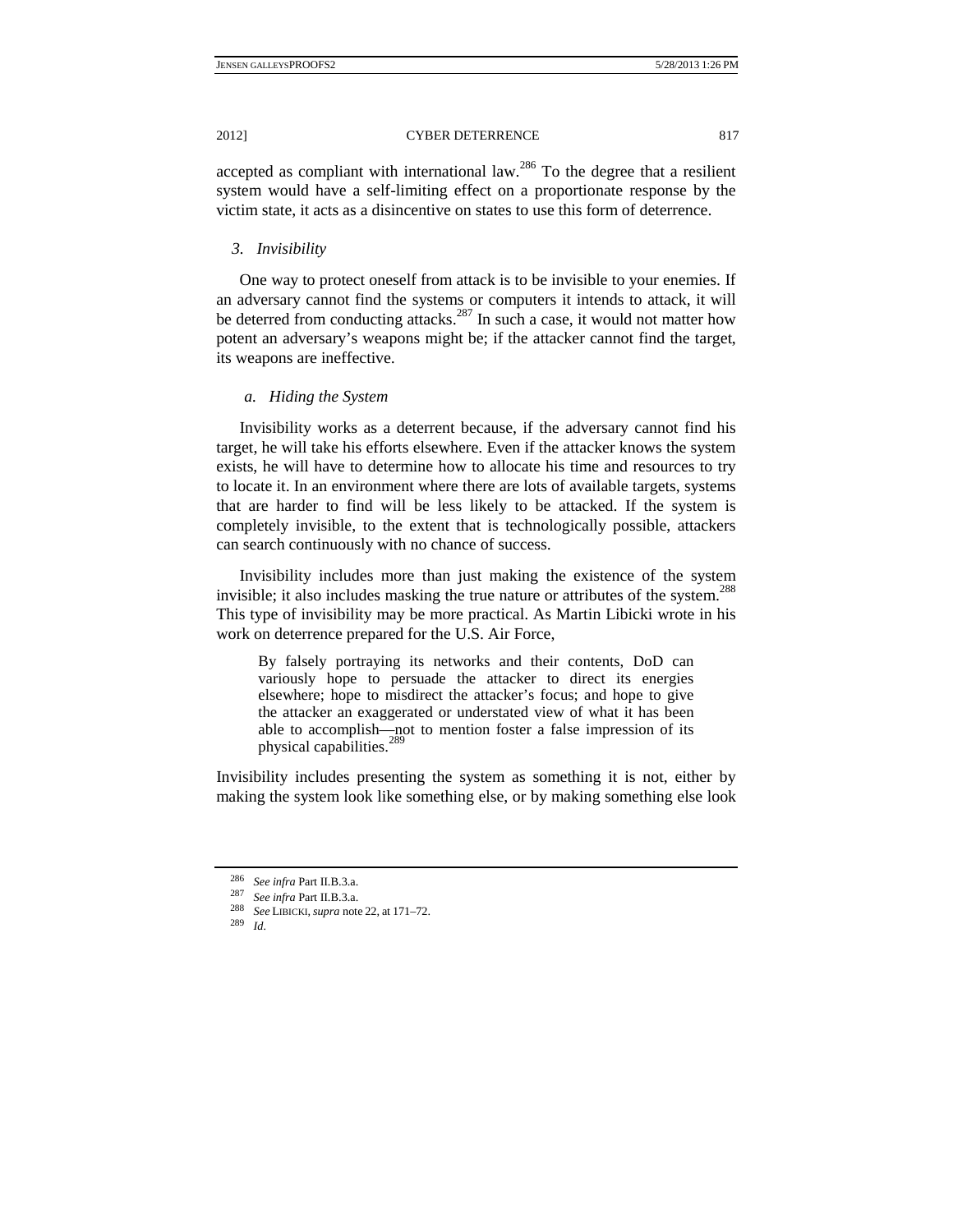accepted as compliant with international law.[286] To the degree that a resilient system would have a self-limiting effect on a proportionate response by the victim state, it acts as a disincentive on states to use this form of deterrence.

### *3. Invisibility*

One way to protect oneself from attack is to be invisible to your enemies. If an adversary cannot find the systems or computers it intends to attack, it will be deterred from conducting attacks.[287] In such a case, it would not matter how potent an adversary's weapons might be; if the attacker cannot find the target, its weapons are ineffective.

#### *a. Hiding the System*

Invisibility works as a deterrent because, if the adversary cannot find his target, he will take his efforts elsewhere. Even if the attacker knows the system exists, he will have to determine how to allocate his time and resources to try to locate it. In an environment where there are lots of available targets, systems that are harder to find will be less likely to be attacked. If the system is completely invisible, to the extent that is technologically possible, attackers can search continuously with no chance of success.

Invisibility includes more than just making the existence of the system invisible; it also includes masking the true nature or attributes of the system.[288] This type of invisibility may be more practical. As Martin Libicki wrote in his work on deterrence prepared for the U.S. Air Force,

> By falsely portraying its networks and their contents, DoD can variously hope to persuade the attacker to direct its energies elsewhere; hope to misdirect the attacker's focus; and hope to give the attacker an exaggerated or understated view of what it has been able to accomplish—not to mention foster a false impression of its physical capabilities.[289]

Invisibility includes presenting the system as something it is not, either by making the system look like something else, or by making something else look

---

[286] *See infra* Part II.B.3.a.

[287] *See infra* Part II.B.3.a.

[288] *See* LIBICKI, *supra* note 22, at 171–72.

[289] *Id*.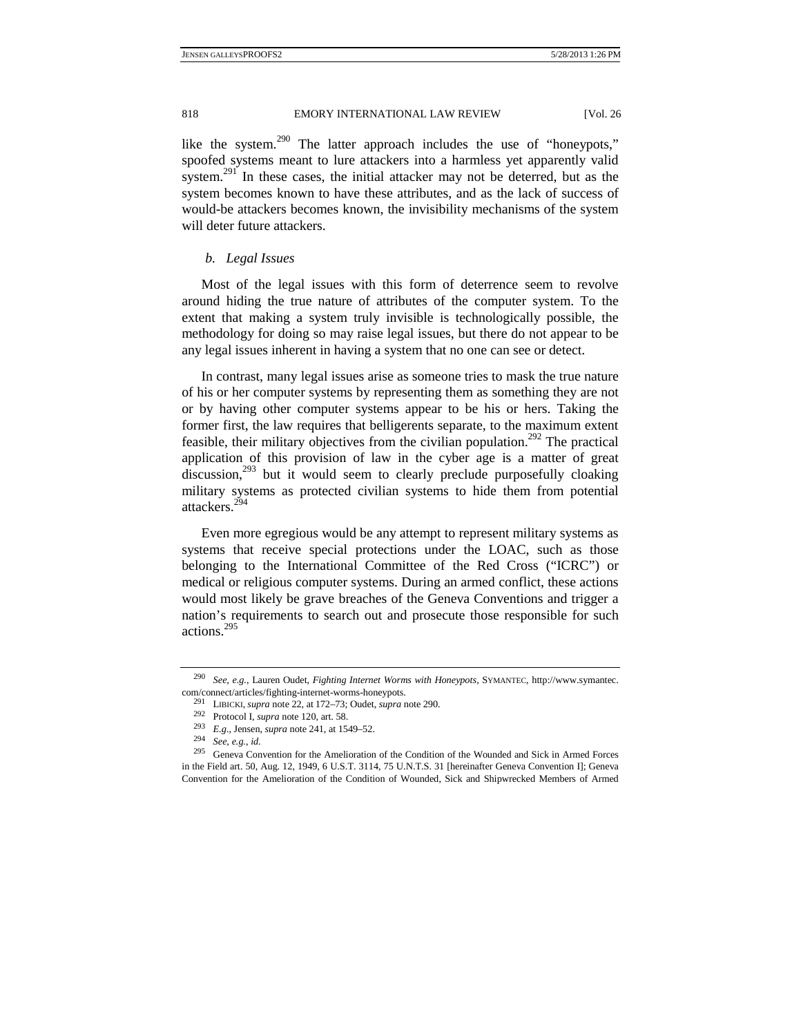like the system.[290] The latter approach includes the use of "honeypots," spoofed systems meant to lure attackers into a harmless yet apparently valid system.[291] In these cases, the initial attacker may not be deterred, but as the system becomes known to have these attributes, and as the lack of success of would-be attackers becomes known, the invisibility mechanisms of the system will deter future attackers.

#### *b. Legal Issues*

Most of the legal issues with this form of deterrence seem to revolve around hiding the true nature of attributes of the computer system. To the extent that making a system truly invisible is technologically possible, the methodology for doing so may raise legal issues, but there do not appear to be any legal issues inherent in having a system that no one can see or detect.

In contrast, many legal issues arise as someone tries to mask the true nature of his or her computer systems by representing them as something they are not or by having other computer systems appear to be his or hers. Taking the former first, the law requires that belligerents separate, to the maximum extent feasible, their military objectives from the civilian population.[292] The practical application of this provision of law in the cyber age is a matter of great discussion,[293] but it would seem to clearly preclude purposefully cloaking military systems as protected civilian systems to hide them from potential attackers.[294]

Even more egregious would be any attempt to represent military systems as systems that receive special protections under the LOAC, such as those belonging to the International Committee of the Red Cross ("ICRC") or medical or religious computer systems. During an armed conflict, these actions would most likely be grave breaches of the Geneva Conventions and trigger a nation's requirements to search out and prosecute those responsible for such actions.[295]

---

[290] *See, e.g.*, Lauren Oudet, *Fighting Internet Worms with Honeypots*, SYMANTEC, http://www.symantec.com/connect/articles/fighting-internet-worms-honeypots.

[291] LIBICKI, *supra* note 22, at 172–73; Oudet, *supra* note 290.

[292] Protocol I, *supra* note 120, art. 58.

[293] *E.g.*, Jensen, *supra* note 241, at 1549–52.

[294] *See, e.g.*, *id.*

[295] Geneva Convention for the Amelioration of the Condition of the Wounded and Sick in Armed Forces in the Field art. 50, Aug. 12, 1949, 6 U.S.T. 3114, 75 U.N.T.S. 31 [hereinafter Geneva Convention I]; Geneva Convention for the Amelioration of the Condition of Wounded, Sick and Shipwrecked Members of Armed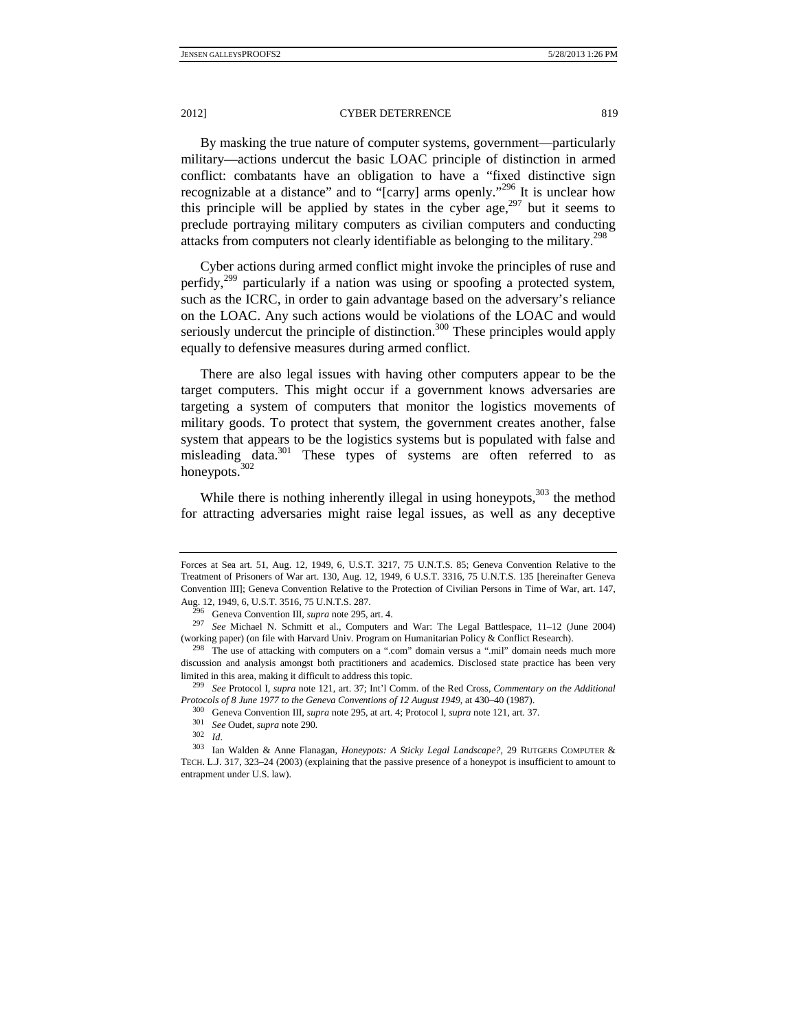By masking the true nature of computer systems, government—particularly military—actions undercut the basic LOAC principle of distinction in armed conflict: combatants have an obligation to have a "fixed distinctive sign recognizable at a distance" and to "[carry] arms openly."[296] It is unclear how this principle will be applied by states in the cyber age,[297] but it seems to preclude portraying military computers as civilian computers and conducting attacks from computers not clearly identifiable as belonging to the military.[298]

Cyber actions during armed conflict might invoke the principles of ruse and perfidy,[299] particularly if a nation was using or spoofing a protected system, such as the ICRC, in order to gain advantage based on the adversary's reliance on the LOAC. Any such actions would be violations of the LOAC and would seriously undercut the principle of distinction.[300] These principles would apply equally to defensive measures during armed conflict.

There are also legal issues with having other computers appear to be the target computers. This might occur if a government knows adversaries are targeting a system of computers that monitor the logistics movements of military goods. To protect that system, the government creates another, false system that appears to be the logistics systems but is populated with false and misleading data.[301] These types of systems are often referred to as honeypots.[302]

While there is nothing inherently illegal in using honeypots,[303] the method for attracting adversaries might raise legal issues, as well as any deceptive

---

Forces at Sea art. 51, Aug. 12, 1949, 6, U.S.T. 3217, 75 U.N.T.S. 85; Geneva Convention Relative to the Treatment of Prisoners of War art. 130, Aug. 12, 1949, 6 U.S.T. 3316, 75 U.N.T.S. 135 [hereinafter Geneva Convention III]; Geneva Convention Relative to the Protection of Civilian Persons in Time of War, art. 147, Aug. 12, 1949, 6, U.S.T. 3516, 75 U.N.T.S. 287.

[296] Geneva Convention III, *supra* note 295, art. 4.

[297] *See* Michael N. Schmitt et al., Computers and War: The Legal Battlespace, 11–12 (June 2004) (working paper) (on file with Harvard Univ. Program on Humanitarian Policy & Conflict Research).

[298] The use of attacking with computers on a ".com" domain versus a ".mil" domain needs much more discussion and analysis amongst both practitioners and academics. Disclosed state practice has been very limited in this area, making it difficult to address this topic.

[299] *See* Protocol I, *supra* note 121, art. 37; Int'l Comm. of the Red Cross, *Commentary on the Additional Protocols of 8 June 1977 to the Geneva Conventions of 12 August 1949*, at 430–40 (1987).

[300] Geneva Convention III, *supra* note 295, at art. 4; Protocol I, *supra* note 121, art. 37.

[301] *See* Oudet, *supra* note 290.

[302] *Id*.

[303] Ian Walden & Anne Flanagan, *Honeypots: A Sticky Legal Landscape?*, 29 RUTGERS COMPUTER & TECH. L.J. 317, 323–24 (2003) (explaining that the passive presence of a honeypot is insufficient to amount to entrapment under U.S. law).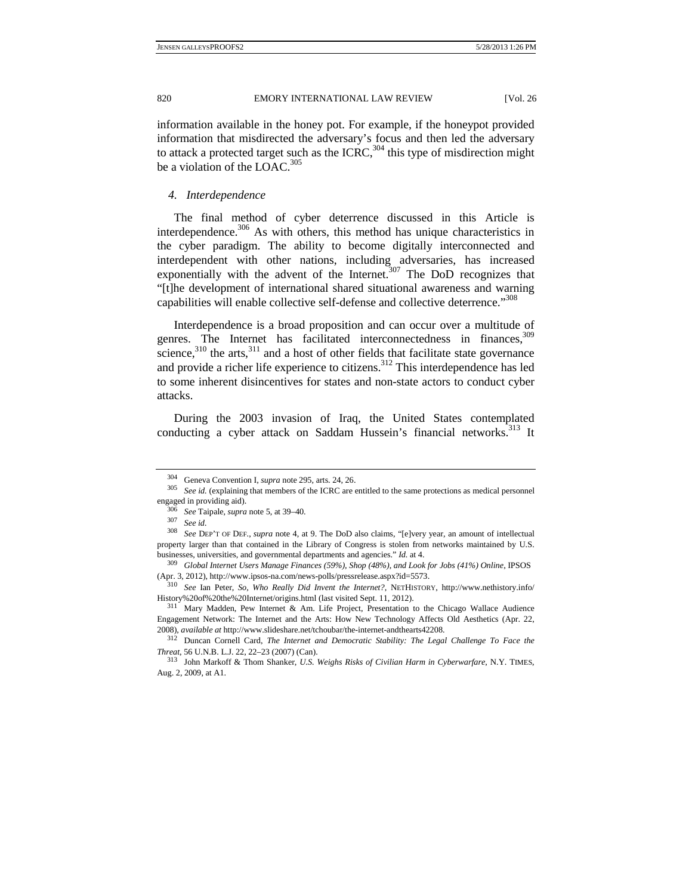information available in the honey pot. For example, if the honeypot provided information that misdirected the adversary's focus and then led the adversary to attack a protected target such as the ICRC,[304] this type of misdirection might be a violation of the LOAC.[305]

### *4. Interdependence*

The final method of cyber deterrence discussed in this Article is interdependence.[306] As with others, this method has unique characteristics in the cyber paradigm. The ability to become digitally interconnected and interdependent with other nations, including adversaries, has increased exponentially with the advent of the Internet.[307] The DoD recognizes that "[t]he development of international shared situational awareness and warning capabilities will enable collective self-defense and collective deterrence."[308]

Interdependence is a broad proposition and can occur over a multitude of genres. The Internet has facilitated interconnectedness in finances,[309] science,[310] the arts,[311] and a host of other fields that facilitate state governance and provide a richer life experience to citizens.[312] This interdependence has led to some inherent disincentives for states and non-state actors to conduct cyber attacks.

During the 2003 invasion of Iraq, the United States contemplated conducting a cyber attack on Saddam Hussein's financial networks.[313] It

---

[304] Geneva Convention I, *supra* note 295, arts. 24, 26.

[305] *See id.* (explaining that members of the ICRC are entitled to the same protections as medical personnel engaged in providing aid).

[306] *See* Taipale, *supra* note 5, at 39–40.

[307] *See id.*

[308] *See* DEP'T OF DEF., *supra* note 4, at 9. The DoD also claims, "[e]very year, an amount of intellectual property larger than that contained in the Library of Congress is stolen from networks maintained by U.S. businesses, universities, and governmental departments and agencies." *Id.* at 4.

[309] *Global Internet Users Manage Finances (59%), Shop (48%), and Look for Jobs (41%) Online*, IPSOS (Apr. 3, 2012), http://www.ipsos-na.com/news-polls/pressrelease.aspx?id=5573.

[310] *See* Ian Peter, *So, Who Really Did Invent the Internet?*, NETHISTORY, http://www.nethistory.info/History%20of%20the%20Internet/origins.html (last visited Sept. 11, 2012).

[311] Mary Madden, Pew Internet & Am. Life Project, Presentation to the Chicago Wallace Audience Engagement Network: The Internet and the Arts: How New Technology Affects Old Aesthetics (Apr. 22, 2008), *available at* http://www.slideshare.net/tchoubar/the-internet-andthearts42208.

[312] Duncan Cornell Card, *The Internet and Democratic Stability: The Legal Challenge To Face the Threat*, 56 U.N.B. L.J. 22, 22–23 (2007) (Can).

[313] John Markoff & Thom Shanker, *U.S. Weighs Risks of Civilian Harm in Cyberwarfare*, N.Y. TIMES, Aug. 2, 2009, at A1.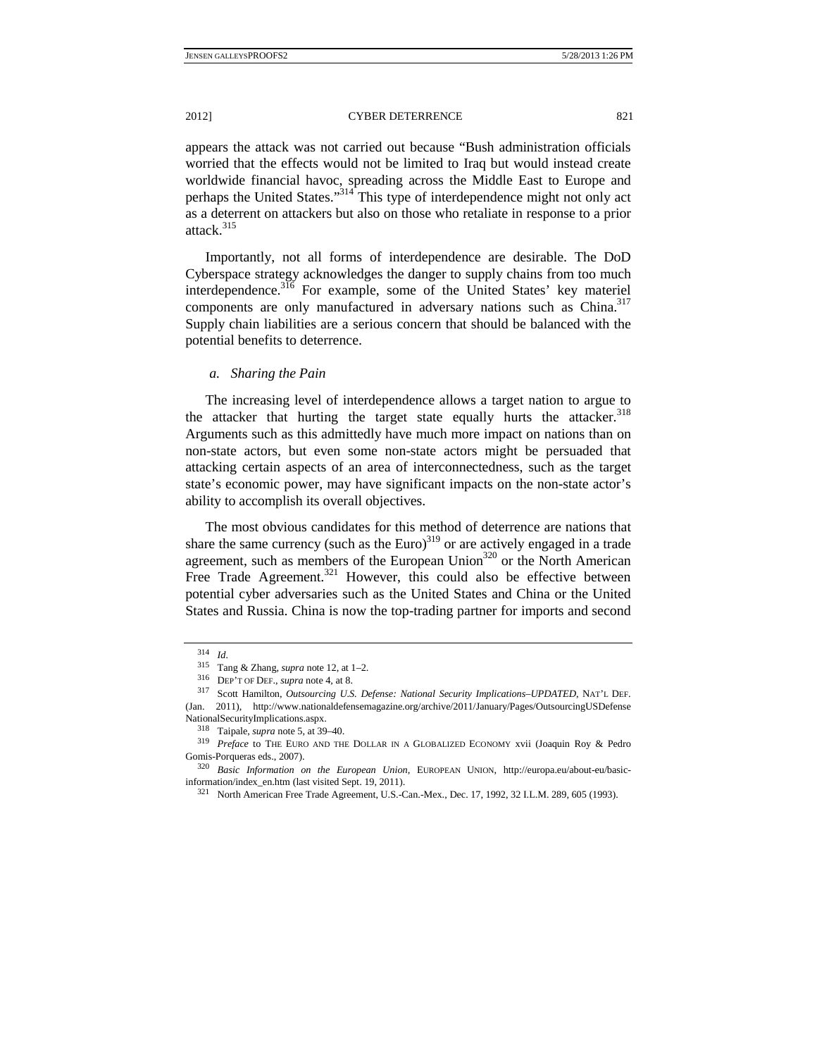appears the attack was not carried out because "Bush administration officials worried that the effects would not be limited to Iraq but would instead create worldwide financial havoc, spreading across the Middle East to Europe and perhaps the United States."[314] This type of interdependence might not only act as a deterrent on attackers but also on those who retaliate in response to a prior attack.[315]

Importantly, not all forms of interdependence are desirable. The DoD Cyberspace strategy acknowledges the danger to supply chains from too much interdependence.[316] For example, some of the United States' key materiel components are only manufactured in adversary nations such as China.[317] Supply chain liabilities are a serious concern that should be balanced with the potential benefits to deterrence.

*a. Sharing the Pain*

The increasing level of interdependence allows a target nation to argue to the attacker that hurting the target state equally hurts the attacker.[318] Arguments such as this admittedly have much more impact on nations than on non-state actors, but even some non-state actors might be persuaded that attacking certain aspects of an area of interconnectedness, such as the target state's economic power, may have significant impacts on the non-state actor's ability to accomplish its overall objectives.

The most obvious candidates for this method of deterrence are nations that share the same currency (such as the Euro)[319] or are actively engaged in a trade agreement, such as members of the European Union[320] or the North American Free Trade Agreement.[321] However, this could also be effective between potential cyber adversaries such as the United States and China or the United States and Russia. China is now the top-trading partner for imports and second

---

[314] *Id.*

[315] Tang & Zhang, *supra* note 12, at 1–2.

[316] DEP'T OF DEF., *supra* note 4, at 8.

[317] Scott Hamilton, *Outsourcing U.S. Defense: National Security Implications–UPDATED*, NAT'L DEF. (Jan. 2011), http://www.nationaldefensemagazine.org/archive/2011/January/Pages/OutsourcingUSDefenseNationalSecurityImplications.aspx.

[318] Taipale, *supra* note 5, at 39–40.

[319] *Preface* to THE EURO AND THE DOLLAR IN A GLOBALIZED ECONOMY xvii (Joaquin Roy & Pedro Gomis-Porqueras eds., 2007).

[320] *Basic Information on the European Union*, EUROPEAN UNION, http://europa.eu/about-eu/basic-information/index_en.htm (last visited Sept. 19, 2011).

[321] North American Free Trade Agreement, U.S.-Can.-Mex., Dec. 17, 1992, 32 I.L.M. 289, 605 (1993).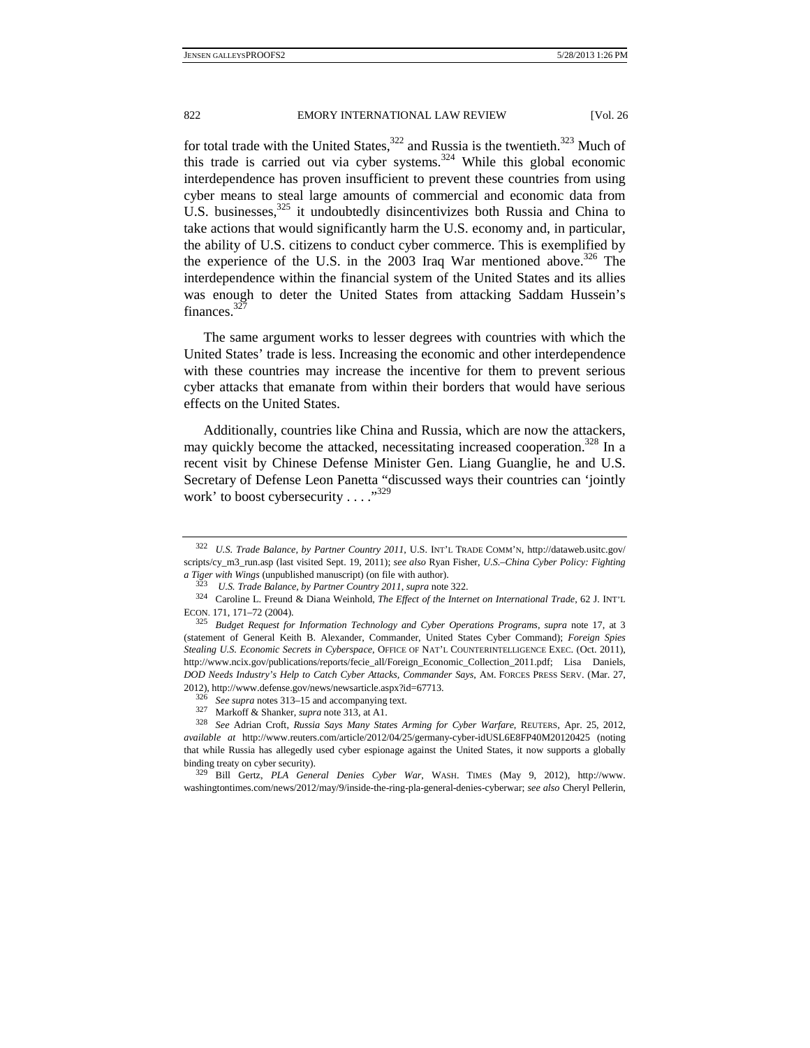for total trade with the United States,[322] and Russia is the twentieth.[323] Much of this trade is carried out via cyber systems.[324] While this global economic interdependence has proven insufficient to prevent these countries from using cyber means to steal large amounts of commercial and economic data from U.S. businesses,[325] it undoubtedly disincentivizes both Russia and China to take actions that would significantly harm the U.S. economy and, in particular, the ability of U.S. citizens to conduct cyber commerce. This is exemplified by the experience of the U.S. in the 2003 Iraq War mentioned above.[326] The interdependence within the financial system of the United States and its allies was enough to deter the United States from attacking Saddam Hussein's finances.[327]

The same argument works to lesser degrees with countries with which the United States' trade is less. Increasing the economic and other interdependence with these countries may increase the incentive for them to prevent serious cyber attacks that emanate from within their borders that would have serious effects on the United States.

Additionally, countries like China and Russia, which are now the attackers, may quickly become the attacked, necessitating increased cooperation.[328] In a recent visit by Chinese Defense Minister Gen. Liang Guanglie, he and U.S. Secretary of Defense Leon Panetta "discussed ways their countries can 'jointly work' to boost cybersecurity . . . ."[329]

---

[322] *U.S. Trade Balance, by Partner Country 2011*, U.S. INT'L TRADE COMM'N, http://dataweb.usitc.gov/scripts/cy_m3_run.asp (last visited Sept. 19, 2011); *see also* Ryan Fisher, *U.S.–China Cyber Policy: Fighting a Tiger with Wings* (unpublished manuscript) (on file with author).

[323] *U.S. Trade Balance, by Partner Country 2011*, *supra* note 322.

[324] Caroline L. Freund & Diana Weinhold, *The Effect of the Internet on International Trade*, 62 J. INT'L ECON. 171, 171–72 (2004).

[325] *Budget Request for Information Technology and Cyber Operations Programs*, *supra* note 17, at 3 (statement of General Keith B. Alexander, Commander, United States Cyber Command); *Foreign Spies Stealing U.S. Economic Secrets in Cyberspace*, OFFICE OF NAT'L COUNTERINTELLIGENCE EXEC. (Oct. 2011), http://www.ncix.gov/publications/reports/fecie_all/Foreign_Economic_Collection_2011.pdf; Lisa Daniels, *DOD Needs Industry's Help to Catch Cyber Attacks, Commander Says*, AM. FORCES PRESS SERV. (Mar. 27, 2012), http://www.defense.gov/news/newsarticle.aspx?id=67713.

[326] *See supra* notes 313–15 and accompanying text.

[327] Markoff & Shanker, *supra* note 313, at A1.

[328] *See* Adrian Croft, *Russia Says Many States Arming for Cyber Warfare*, REUTERS, Apr. 25, 2012, *available at* http://www.reuters.com/article/2012/04/25/germany-cyber-idUSL6E8FP40M20120425 (noting that while Russia has allegedly used cyber espionage against the United States, it now supports a globally binding treaty on cyber security).

[329] Bill Gertz, *PLA General Denies Cyber War*, WASH. TIMES (May 9, 2012), http://www.washingtontimes.com/news/2012/may/9/inside-the-ring-pla-general-denies-cyberwar; *see also* Cheryl Pellerin,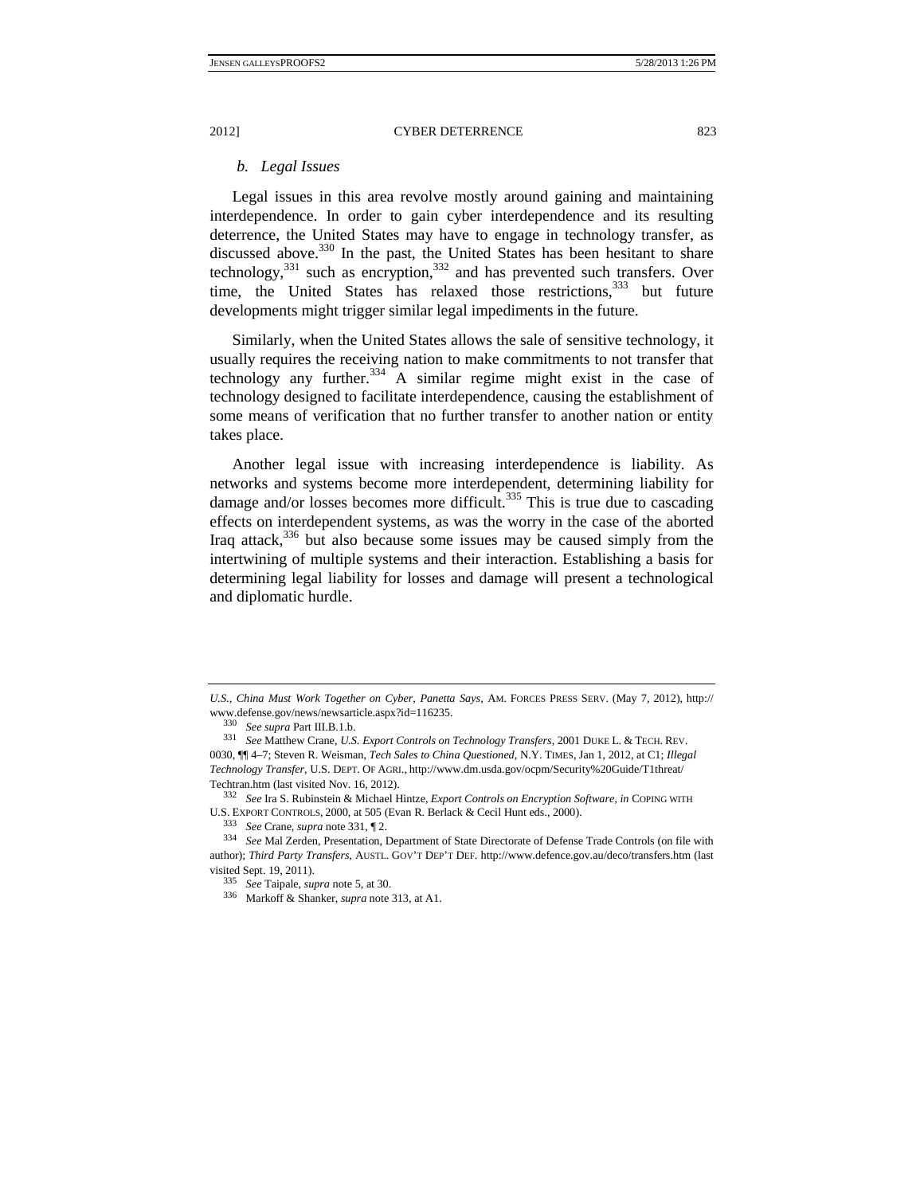### *b. Legal Issues*

Legal issues in this area revolve mostly around gaining and maintaining interdependence. In order to gain cyber interdependence and its resulting deterrence, the United States may have to engage in technology transfer, as discussed above.[330] In the past, the United States has been hesitant to share technology,[331] such as encryption,[332] and has prevented such transfers. Over time, the United States has relaxed those restrictions,[333] but future developments might trigger similar legal impediments in the future.

Similarly, when the United States allows the sale of sensitive technology, it usually requires the receiving nation to make commitments to not transfer that technology any further.[334] A similar regime might exist in the case of technology designed to facilitate interdependence, causing the establishment of some means of verification that no further transfer to another nation or entity takes place.

Another legal issue with increasing interdependence is liability. As networks and systems become more interdependent, determining liability for damage and/or losses becomes more difficult.[335] This is true due to cascading effects on interdependent systems, as was the worry in the case of the aborted Iraq attack,[336] but also because some issues may be caused simply from the intertwining of multiple systems and their interaction. Establishing a basis for determining legal liability for losses and damage will present a technological and diplomatic hurdle.

---

*U.S., China Must Work Together on Cyber, Panetta Says*, AM. FORCES PRESS SERV. (May 7, 2012), http://www.defense.gov/news/newsarticle.aspx?id=116235.

[330] *See supra* Part III.B.1.b.

[331] *See* Matthew Crane, *U.S. Export Controls on Technology Transfers*, 2001 DUKE L. & TECH. REV. 0030, ¶¶ 4–7; Steven R. Weisman, *Tech Sales to China Questioned*, N.Y. TIMES, Jan 1, 2012, at C1; *Illegal Technology Transfer*, U.S. DEPT. OF AGRI., http://www.dm.usda.gov/ocpm/Security%20Guide/T1threat/Techtran.htm (last visited Nov. 16, 2012).

[332] *See* Ira S. Rubinstein & Michael Hintze, *Export Controls on Encryption Software*, *in* COPING WITH U.S. EXPORT CONTROLS, 2000, at 505 (Evan R. Berlack & Cecil Hunt eds., 2000).

[333] *See* Crane, *supra* note 331, ¶ 2.

[334] *See* Mal Zerden, Presentation, Department of State Directorate of Defense Trade Controls (on file with author); *Third Party Transfers*, AUSTL. GOV'T DEP'T DEF. http://www.defence.gov.au/deco/transfers.htm (last visited Sept. 19, 2011).

[335] *See* Taipale, *supra* note 5, at 30.

[336] Markoff & Shanker, *supra* note 313, at A1.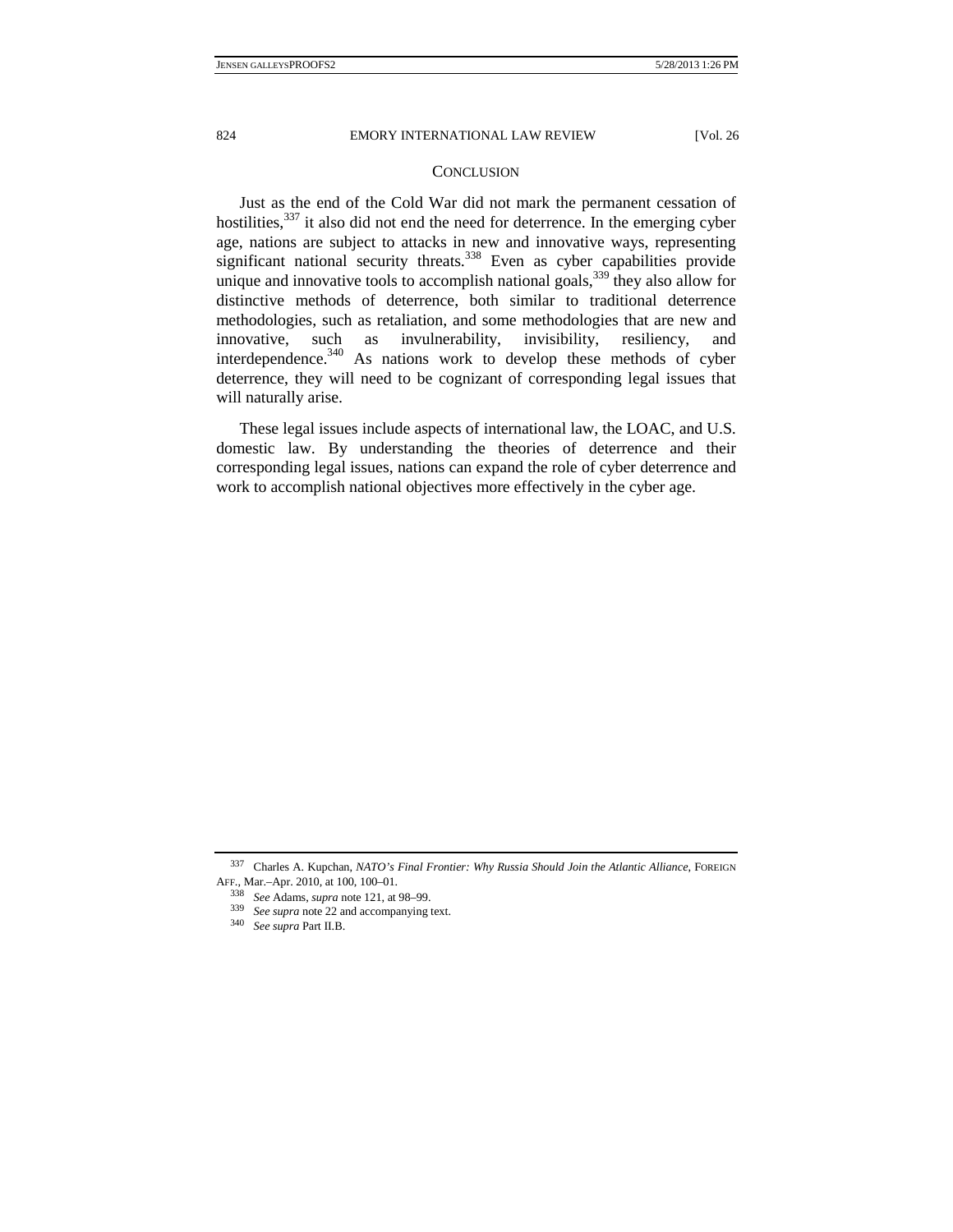## CONCLUSION

Just as the end of the Cold War did not mark the permanent cessation of hostilities,[337] it also did not end the need for deterrence. In the emerging cyber age, nations are subject to attacks in new and innovative ways, representing significant national security threats.[338] Even as cyber capabilities provide unique and innovative tools to accomplish national goals,[339] they also allow for distinctive methods of deterrence, both similar to traditional deterrence methodologies, such as retaliation, and some methodologies that are new and innovative, such as invulnerability, invisibility, resiliency, and interdependence.[340] As nations work to develop these methods of cyber deterrence, they will need to be cognizant of corresponding legal issues that will naturally arise.

These legal issues include aspects of international law, the LOAC, and U.S. domestic law. By understanding the theories of deterrence and their corresponding legal issues, nations can expand the role of cyber deterrence and work to accomplish national objectives more effectively in the cyber age.

---

[337] Charles A. Kupchan, *NATO's Final Frontier: Why Russia Should Join the Atlantic Alliance*, FOREIGN AFF., Mar.–Apr. 2010, at 100, 100–01.

[338] *See* Adams, *supra* note 121, at 98–99.

[339] *See supra* note 22 and accompanying text.

[340] *See supra* Part II.B.